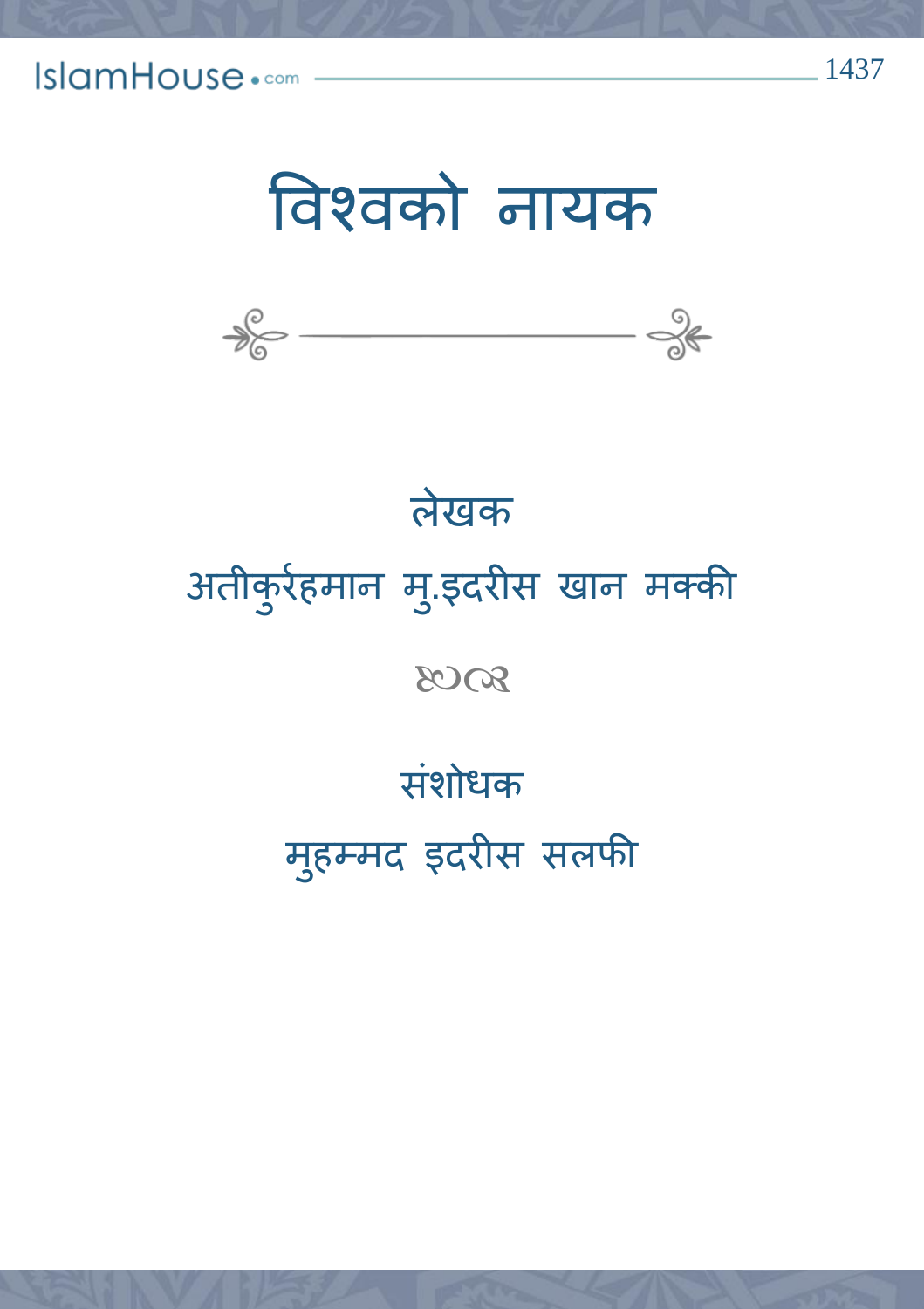# विश्वको नायक

लेखक

अतीकुर्रहमान मु.इदरीस खान मक्की

संशोधक

मुहम्मद इदरीस सलफी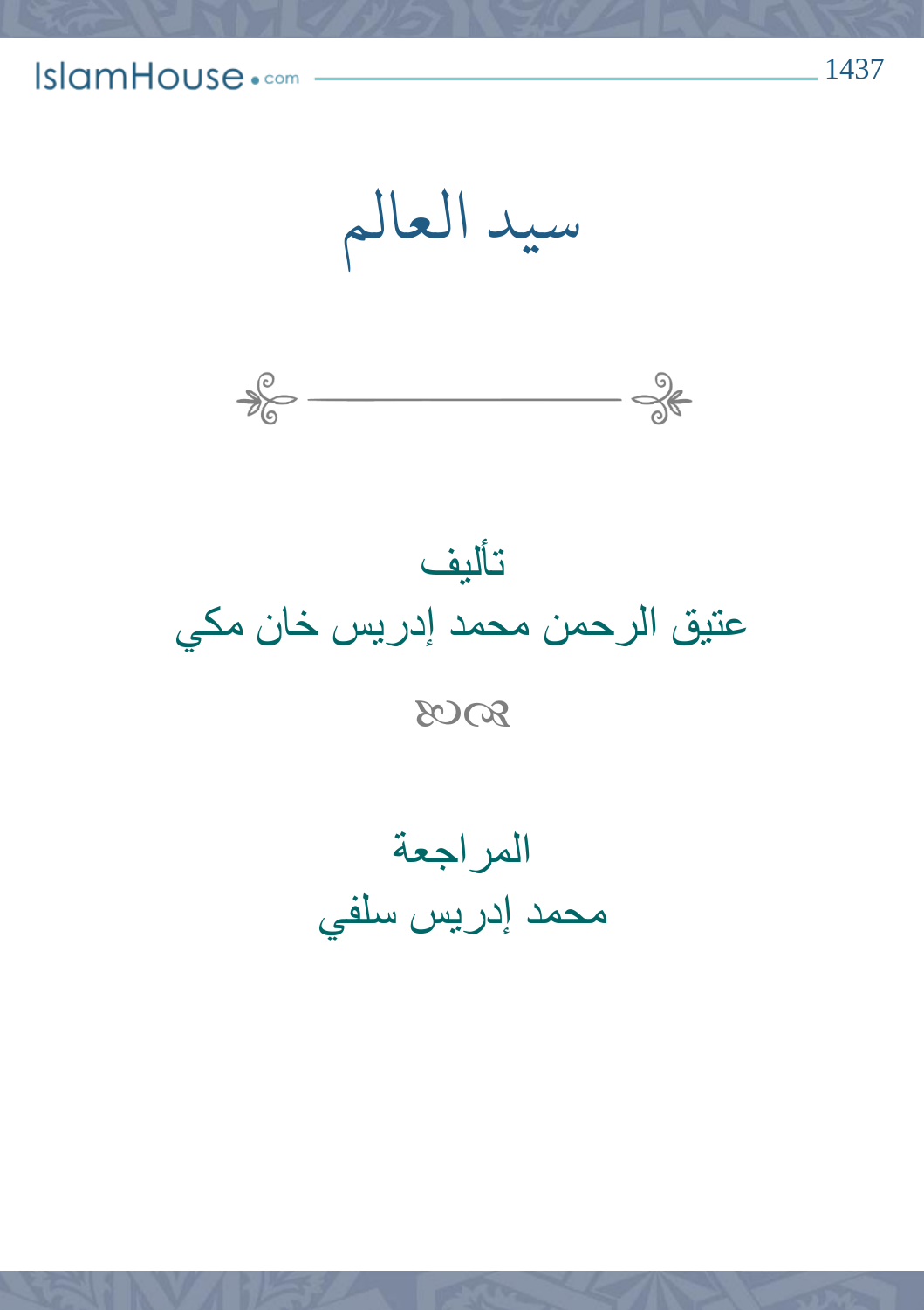# سيد العالم

تأليف

عتيق الرحمن محمد إدريس خان مكي

المراجعة

محمد إدريس سلفي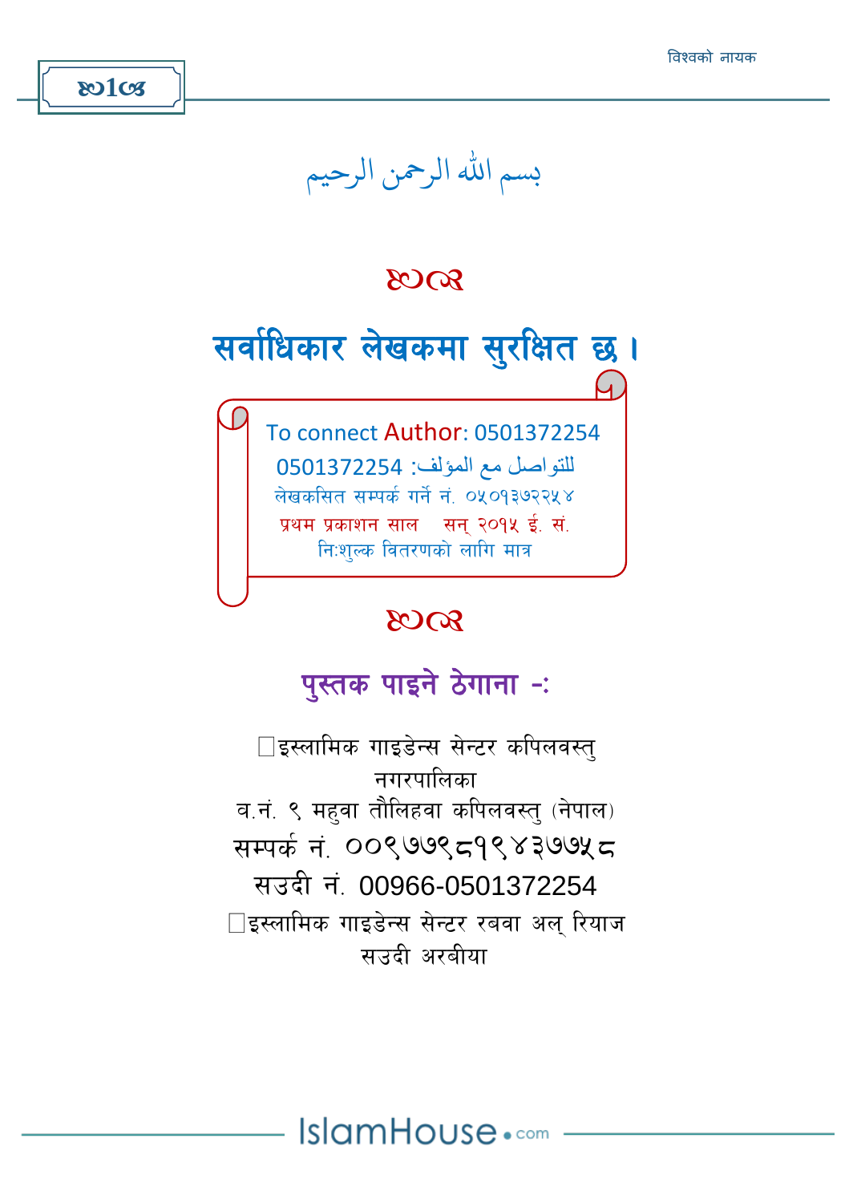بسم الله الرحمن الرحيم

## सर्वाधिकार लेखकमा सुरक्षित छ ।

To connect Author: 0501372254

للتواصل مع المؤلف: 0501372254

लेखकसित सम्पर्क गर्ने नं. ०५०१३७२२५४

प्रथम प्रकाशन साल   सन् २०१५ ई. सं.

नि:शुल्क वितरणको लागि मात्र

### पुस्तक पाइने ठेगाना -:

इस्लामिक गाइडेन्स सेन्टर कपिलवस्तु नगरपालिका

व.नं. ९ महुवा तौलिहवा कपिलवस्तु (नेपाल)

सम्पर्क नं. ००९७७९८१९४३७७५८

सउदी नं. 00966-0501372254

इस्लामिक गाइडेन्स सेन्टर रबवा अल् रियाज सउदी अरबीया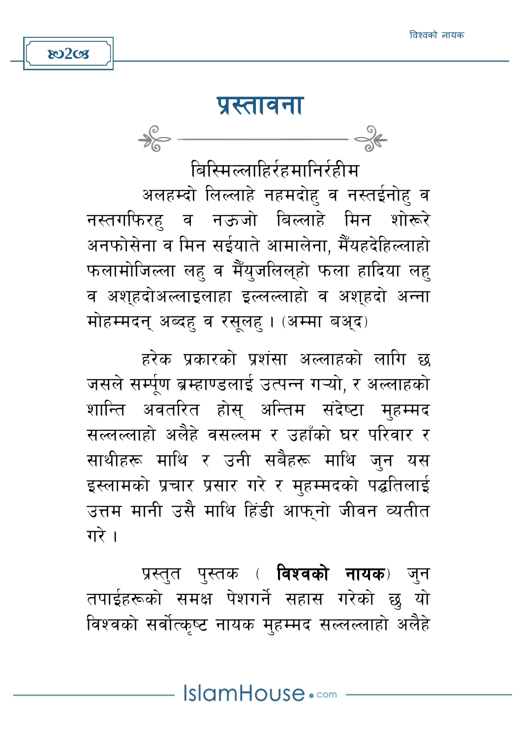# प्रस्तावना

बिस्मिल्लाहिर्रहमानिर्रहीम

अलहम्दो लिल्लाहे नहमदोहु व नस्तईनोहु व नस्तगफिरहु व नऊजो बिल्लाहे मिन शोरूरे अनफोसेना व मिन सईयाते आमालेना, मैंयहदेहिल्लाहो फलामोजिल्ला लहु व मैंयुजलिल्हो फला हादिया लहु व अश्हदोअल्लाइलाहा इल्लल्लाहो व अश्हदो अन्ना मोहम्मदन् अब्दहु व रसूलहु । (अम्मा बअ्द)

हरेक प्रकारको प्रशंसा अल्लाहको लागि छ जसले सर्म्पूण ब्रम्हाण्डलाई उत्पन्न गऱ्यो, र अल्लाहको शान्ति अवतरित होस् अन्तिम संदेष्टा मुहम्मद सल्लल्लाहो अलैहे वसल्लम र उहाँको घर परिवार र साथीहरू माथि र उनी सबैहरू माथि जुन यस इस्लामको प्रचार प्रसार गरे र मुहम्मदको पद्धतिलाई उत्तम मानी उसै माथि हिंडी आफ्नो जीवन व्यतीत गरे ।

प्रस्तुत पुस्तक ( **विश्वको नायक**) जुन तपाईहरूको समक्ष पेशगर्ने सहास गरेको छु यो विश्वको सर्वोत्कृष्ट नायक मुहम्मद सल्लल्लाहो अलैहे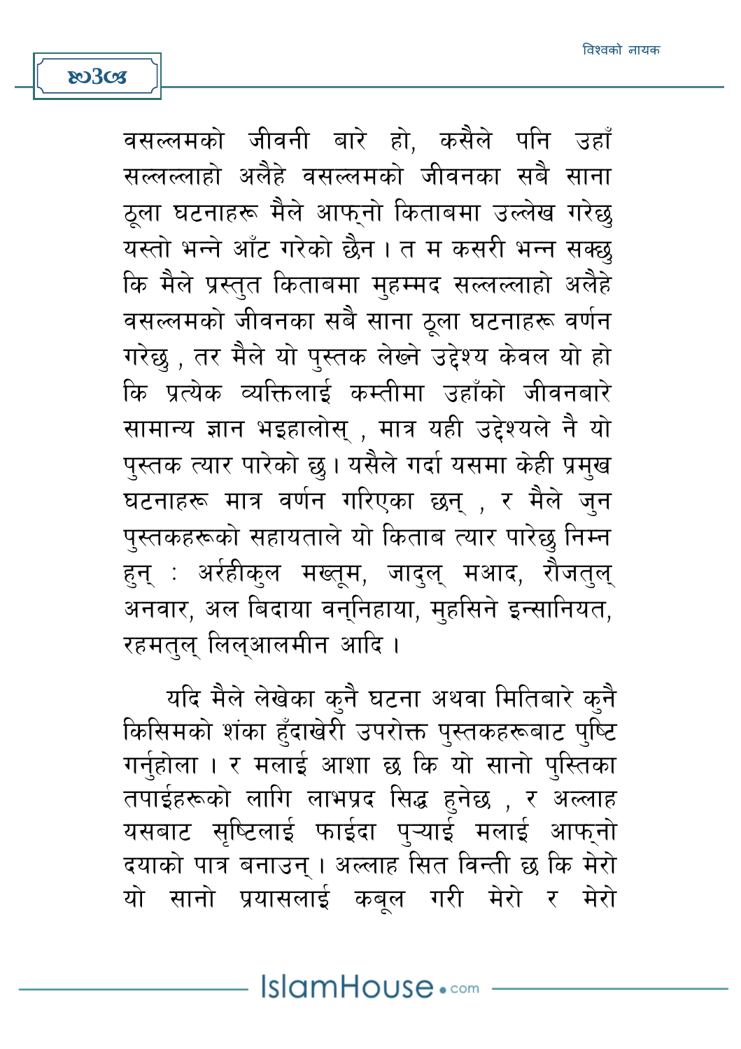वसल्लमको जीवनी बारे हो, कसैले पनि उहाँ सल्लल्लाहो अलैहे वसल्लमको जीवनका सबै साना ठूला घटनाहरू मैले आफ्नो किताबमा उल्लेख गरेछु यस्तो भन्ने आँट गरेको छैन । त म कसरी भन्न सक्छु कि मैले प्रस्तुत किताबमा मुहम्मद सल्लल्लाहो अलैहे वसल्लमको जीवनका सबै साना ठूला घटनाहरू वर्णन गरेछु , तर मैले यो पुस्तक लेख्ने उद्देश्य केवल यो हो कि प्रत्येक व्यक्तिलाई कम्तीमा उहाँको जीवनबारे सामान्य ज्ञान भइहालोस् , मात्र यही उद्देश्यले नै यो पुस्तक त्यार पारेको छु । यसैले गर्दा यसमा केही प्रमुख घटनाहरू मात्र वर्णन गरिएका छन् , र मैले जुन पुस्तकहरूको सहायताले यो किताब त्यार पारेछु निम्न हुन् : अर्रहीकुल मख्तूम, जादुल् मआद, रौजतुल् अनवार, अल बिदाया वन्निहाया, मुहसिने इन्सानियत, रहमतुल् लिल्आलमीन आदि ।

यदि मैले लेखेका कुनै घटना अथवा मितिबारे कुनै किसिमको शंका हुँदाखेरी उपरोक्त पुस्तकहरूबाट पुष्टि गर्नुहोला । र मलाई आशा छ कि यो सानो पुस्तिका तपाईहरूको लागि लाभप्रद सिद्ध हुनेछ , र अल्लाह यसबाट सृष्टिलाई फाईदा पुऱ्याई मलाई आफ्नो दयाको पात्र बनाउन् । अल्लाह सित विन्ती छ कि मेरो यो सानो प्रयासलाई कबूल गरी मेरो र मेरो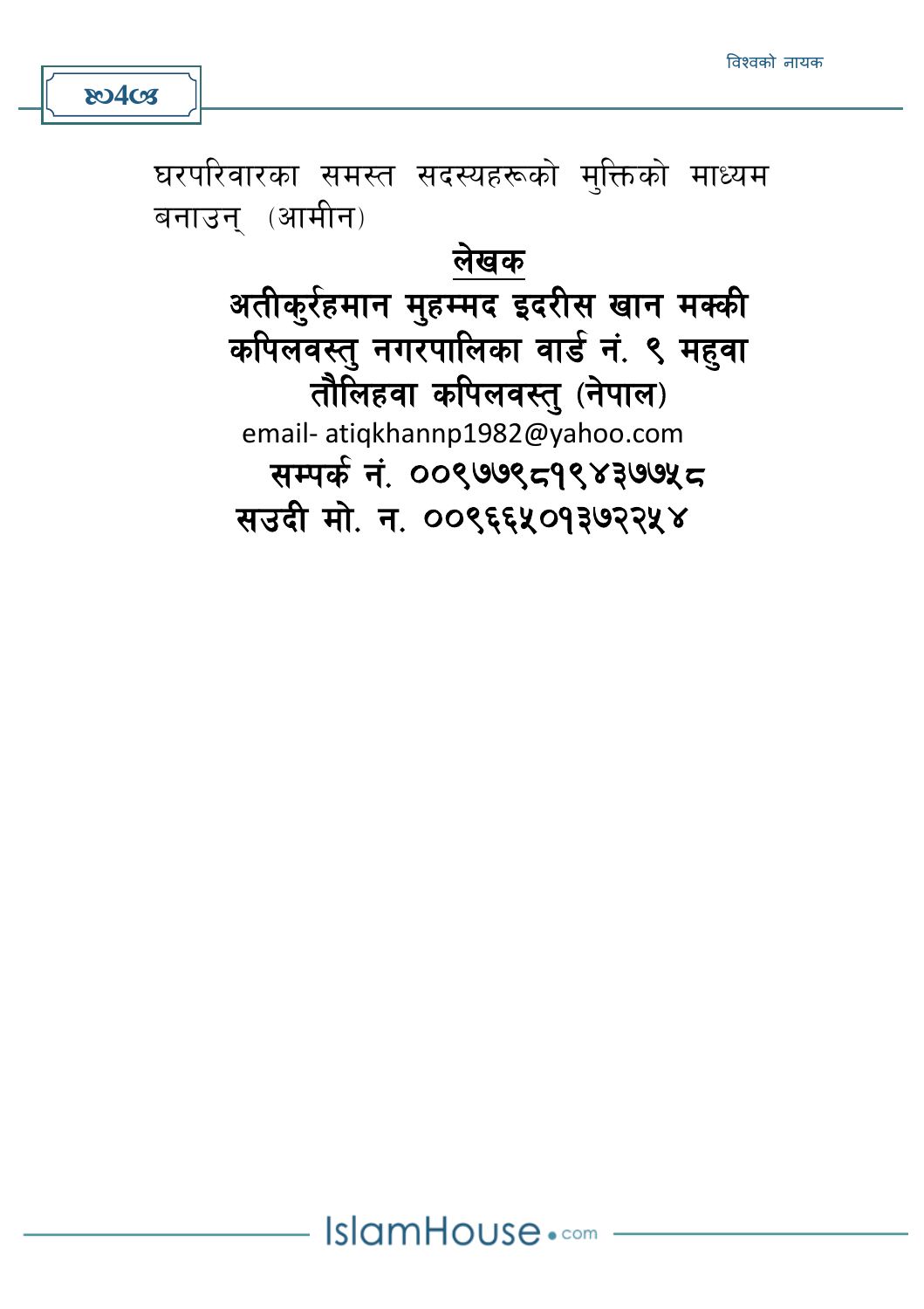घरपरिवारका समस्त सदस्यहरूको मुक्तिको माध्यम बनाउन् (आमीन)

**लेखक**

**अतीकुर्रहमान मुहम्मद इदरीस खान मक्की**
**कपिलवस्तु नगरपालिका वार्ड नं. ९ महुवा**
**तौलिहवा कपिलवस्तु (नेपाल)**

email- atiqkhannp1982@yahoo.com

**सम्पर्क नं. ००९७७९८१९४३७७५८**

**सउदी मो. न. ००९६६५०१३७२२५४**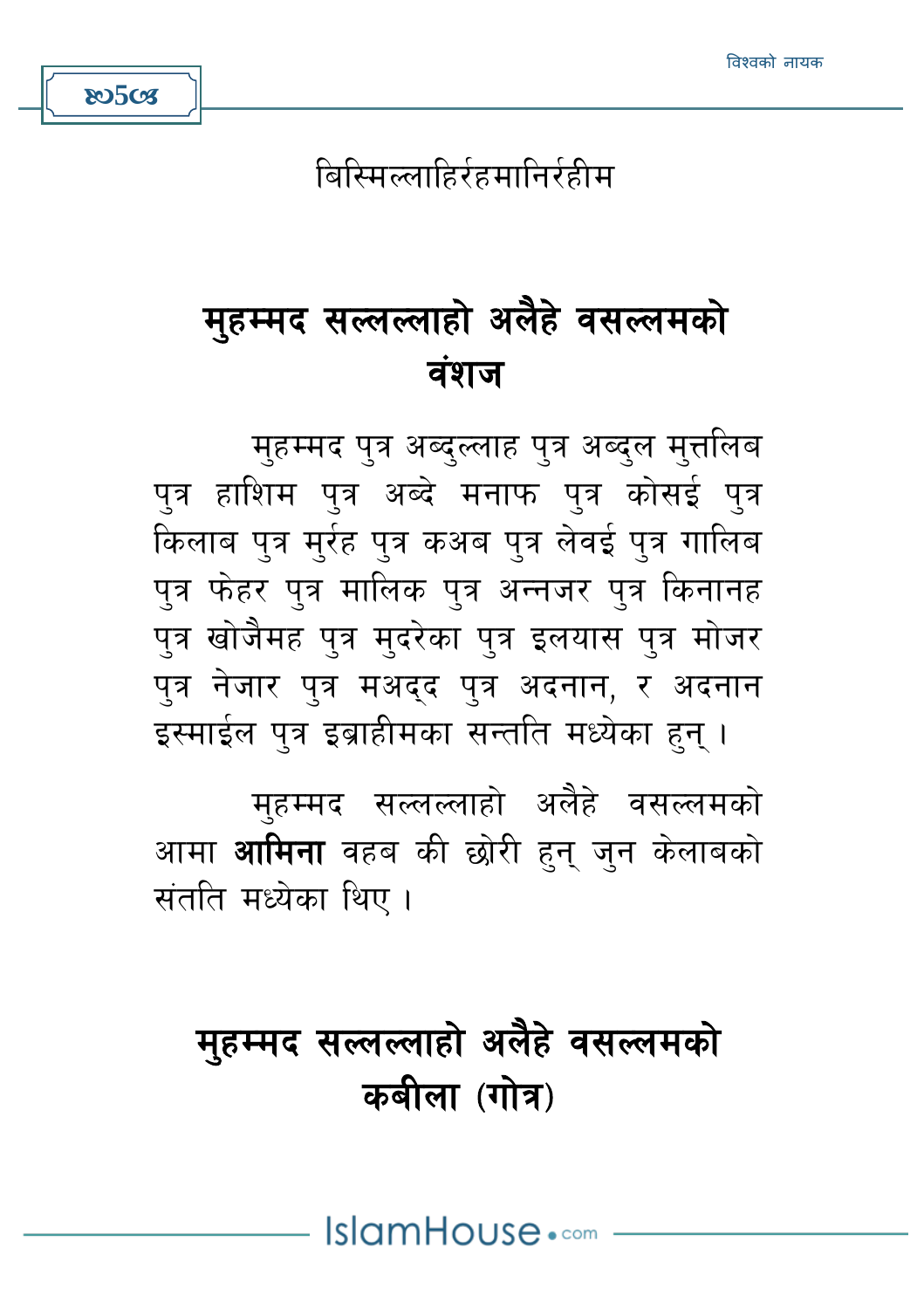बिस्मिल्लाहिर्रहमानिर्रहीम

## मुहम्मद सल्लल्लाहो अलैहे वसल्लमको वंशज

मुहम्मद पुत्र अब्दुल्लाह पुत्र अब्दुल मुत्तलिब पुत्र हाशिम पुत्र अब्दे मनाफ पुत्र कोसई पुत्र किलाब पुत्र मुर्रह पुत्र कअब पुत्र लेवई पुत्र गालिब पुत्र फेहर पुत्र मालिक पुत्र अन्नजर पुत्र किनानह पुत्र खोजैमह पुत्र मुदरेका पुत्र इलयास पुत्र मोजर पुत्र नेजार पुत्र मअद्द पुत्र अदनान, र अदनान इस्माईल पुत्र इब्राहीमका सन्तति मध्येका हुन् ।

मुहम्मद सल्लल्लाहो अलैहे वसल्लमको आमा **आमिना** वहब की छोरी हुन् जुन केलाबको संतति मध्येका थिए ।

## मुहम्मद सल्लल्लाहो अलैहे वसल्लमको कबीला (गोत्र)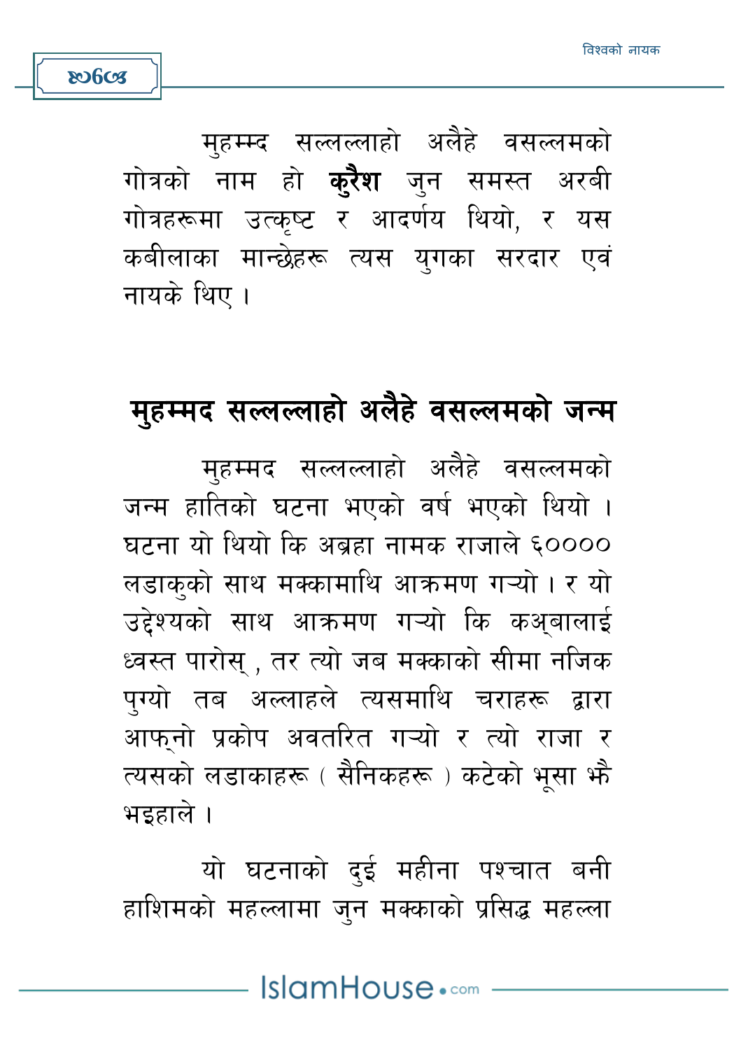मुहम्मद सल्लल्लाहो अलैहे वसल्लमको गोत्रको नाम हो **कुरैश** जुन समस्त अरबी गोत्रहरूमा उत्कृष्ट र आदर्णय थियो, र यस कबीलाका मान्छेहरू त्यस युगका सरदार एवं नायके थिए ।

## मुहम्मद सल्लल्लाहो अलैहे वसल्लमको जन्म

मुहम्मद सल्लल्लाहो अलैहे वसल्लमको जन्म हातिको घटना भएको वर्ष भएको थियो । घटना यो थियो कि अब्रहा नामक राजाले ६०००० लडाकुको साथ मक्कामाथि आक्रमण गऱ्यो । र यो उद्देश्यको साथ आक्रमण गऱ्यो कि कअ्बालाई ध्वस्त पारोस् , तर त्यो जब मक्काको सीमा नजिक पुग्यो तब अल्लाहले त्यसमाथि चराहरू द्वारा आफ्नो प्रकोप अवतरित गऱ्यो र त्यो राजा र त्यसको लडाकाहरू ( सैनिकहरू ) कटेको भूसा झैं भइहाले ।

यो घटनाको दुई महीना पश्चात बनी हाशिमको महल्लामा जुन मक्काको प्रसिद्ध महल्ला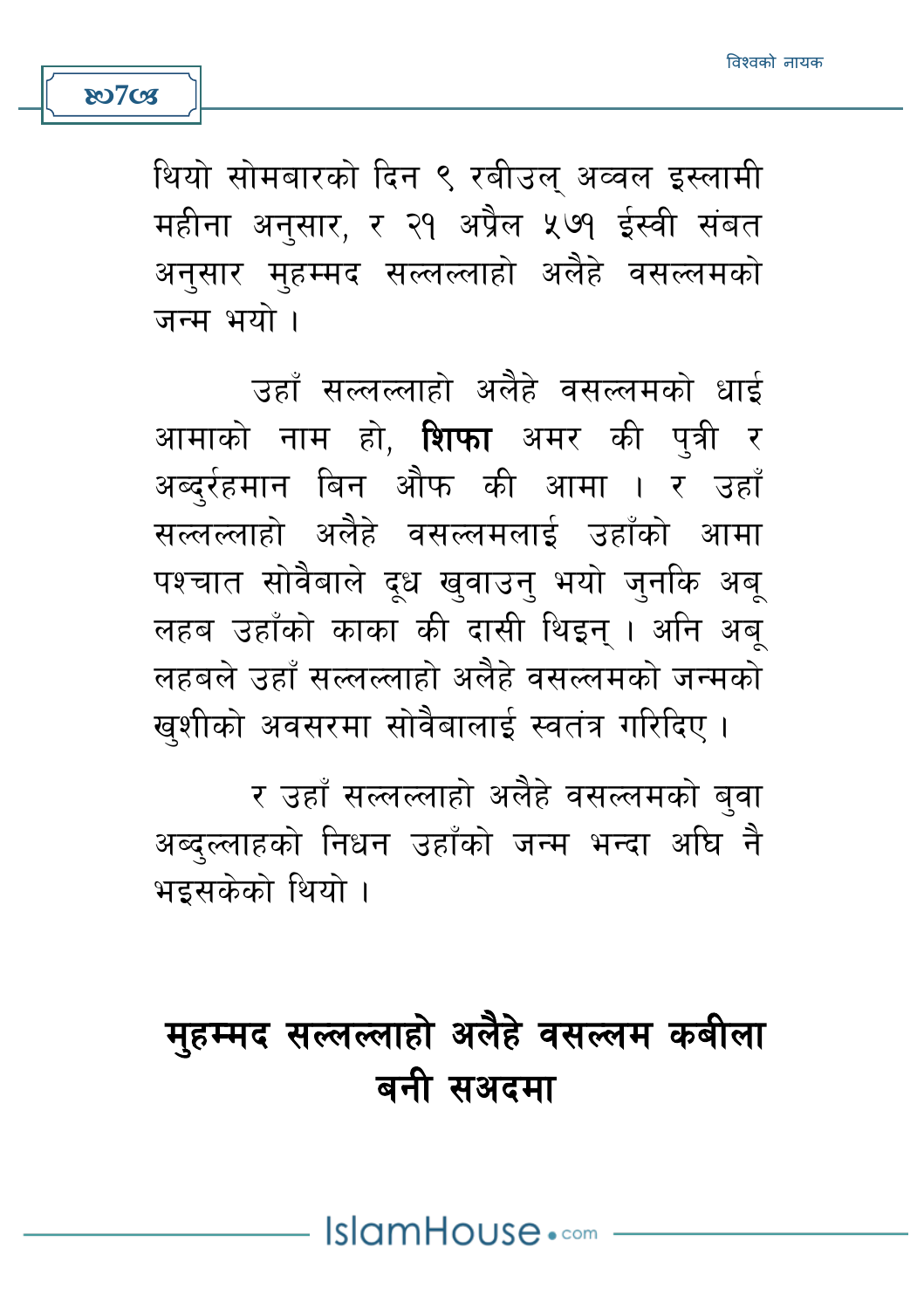थियो सोमबारको दिन ९ रबीउल् अव्वल इस्लामी महीना अनुसार, र २१ अप्रैल ५७१ ईस्वी संबत अनुसार मुहम्मद सल्लल्लाहो अलैहे वसल्लमको जन्म भयो ।

उहाँ सल्लल्लाहो अलैहे वसल्लमको धाई आमाको नाम हो, **शिफा** अमर की पुत्री र अब्दुर्रहमान बिन औफ की आमा । र उहाँ सल्लल्लाहो अलैहे वसल्लमलाई उहाँको आमा पश्चात सोवैबाले दूध खुवाउनु भयो जुनकि अबू लहब उहाँको काका की दासी थिइन् । अनि अबू लहबले उहाँ सल्लल्लाहो अलैहे वसल्लमको जन्मको खुशीको अवसरमा सोवैबालाई स्वतंत्र गरिदिए ।

र उहाँ सल्लल्लाहो अलैहे वसल्लमको बुवा अब्दुल्लाहको निधन उहाँको जन्म भन्दा अघि नै भइसकेको थियो ।

## मुहम्मद सल्लल्लाहो अलैहे वसल्लम कबीला बनी सअदमा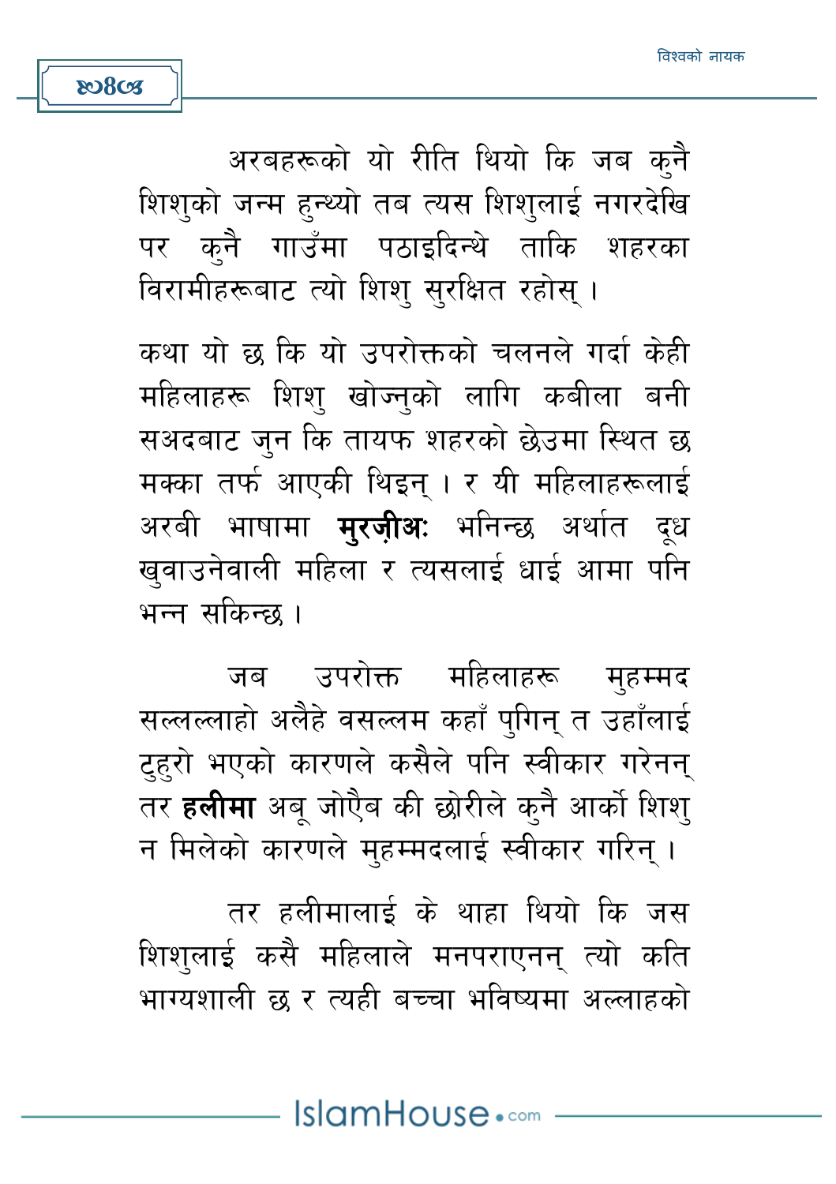अरबहरूको यो रीति थियो कि जब कुनै शिशुको जन्म हुन्थ्यो तब त्यस शिशुलाई नगरदेखि पर कुनै गाउँमा पठाइदिन्थे ताकि शहरका विरामीहरूबाट त्यो शिशु सुरक्षित रहोस् ।

कथा यो छ कि यो उपरोक्तको चलनले गर्दा केही महिलाहरू शिशु खोज्नुको लागि कबीला बनी सअदबाट जुन कि तायफ शहरको छेउमा स्थित छ मक्का तर्फ आएकी थिइन् । र यी महिलाहरूलाई अरबी भाषामा **मुरज़ीअः** भनिन्छ अर्थात दूध खुवाउनेवाली महिला र त्यसलाई धाई आमा पनि भन्न सकिन्छ ।

जब उपरोक्त महिलाहरू मुहम्मद सल्लल्लाहो अलैहे वसल्लम कहाँ पुगिन् त उहाँलाई टुहुरो भएको कारणले कसैले पनि स्वीकार गरेनन् तर **हलीमा** अबू जोऐब की छोरीले कुनै आर्को शिशु न मिलेको कारणले मुहम्मदलाई स्वीकार गरिन् ।

तर हलीमालाई के थाहा थियो कि जस शिशुलाई कसै महिलाले मनपराएनन् त्यो कति भाग्यशाली छ र त्यही बच्चा भविष्यमा अल्लाहको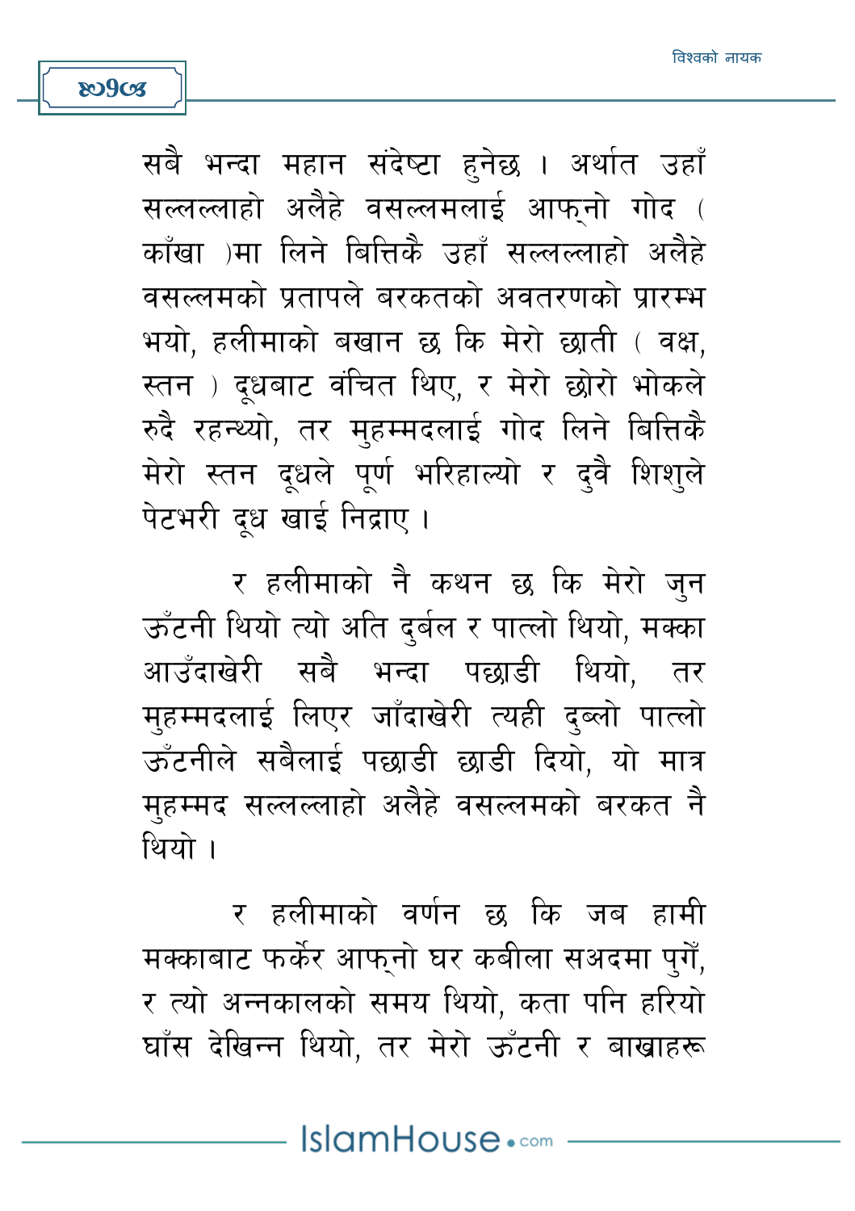सबै भन्दा महान संदेष्टा हुनेछ । अर्थात उहाँ सल्लल्लाहो अलैहे वसल्लमलाई आफ्नो गोद ( काँखा )मा लिने बित्तिकै उहाँ सल्लल्लाहो अलैहे वसल्लमको प्रतापले बरकतको अवतरणको प्रारम्भ भयो, हलीमाको बखान छ कि मेरो छाती ( वक्ष, स्तन ) दूधबाट वंचित थिए, र मेरो छोरो भोकले रुदै रहन्थ्यो, तर मुहम्मदलाई गोद लिने बित्तिकै मेरो स्तन दूधले पूर्ण भरिहाल्यो र दुवै शिशुले पेटभरी दूध खाई निद्राए ।

र हलीमाको नै कथन छ कि मेरो जुन ऊँटनी थियो त्यो अति दुर्बल र पात्लो थियो, मक्का आउँदाखेरी सबै भन्दा पछाडी थियो, तर मुहम्मदलाई लिएर जाँदाखेरी त्यही दुब्लो पात्लो ऊँटनीले सबैलाई पछाडी छाडी दियो, यो मात्र मुहम्मद सल्लल्लाहो अलैहे वसल्लमको बरकत नै थियो ।

र हलीमाको वर्णन छ कि जब हामी मक्काबाट फर्केर आफ्नो घर कबीला सअदमा पुगें, र त्यो अन्नकालको समय थियो, कता पनि हरियो घाँस देखिन्न थियो, तर मेरो ऊँटनी र बाखाहरू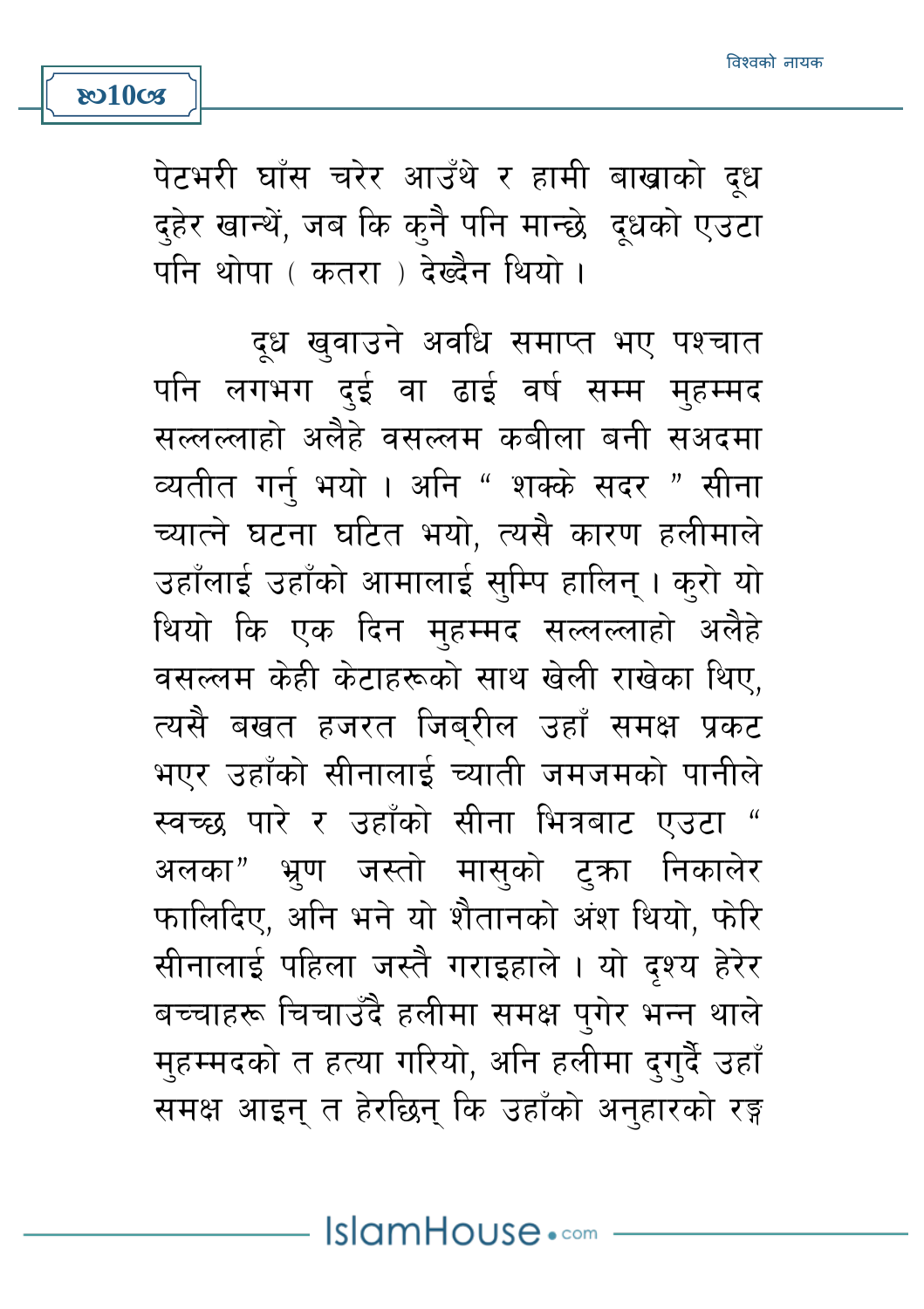पेटभरी घाँस चरेर आउँथे र हामी बाखाको दूध दुहेर खान्थें, जब कि कुनै पनि मान्छे दूधको एउटा पनि थोपा ( कतरा ) देख्दैन थियो ।

दूध खुवाउने अवधि समाप्त भए पश्चात पनि लगभग दुई वा ढाई वर्ष सम्म मुहम्मद सल्लल्लाहो अलैहे वसल्लम कबीला बनी सअदमा व्यतीत गर्नु भयो । अनि " शक्के सदर " सीना च्यात्ने घटना घटित भयो, त्यसै कारण हलीमाले उहाँलाई उहाँको आमालाई सुम्पि हालिन् । कुरो यो थियो कि एक दिन मुहम्मद सल्लल्लाहो अलैहे वसल्लम केही केटाहरूको साथ खेली राखेका थिए, त्यसै बखत हजरत जिब्रील उहाँ समक्ष प्रकट भएर उहाँको सीनालाई च्याती जमजमको पानीले स्वच्छ पारे र उहाँको सीना भित्रबाट एउटा " अलका" भ्रुण जस्तो मासुको टुक्रा निकालेर फालिदिए, अनि भने यो शैतानको अंश थियो, फेरि सीनालाई पहिला जस्तै गराइहाले । यो दृश्य हेरेर बच्चाहरू चिचाउँदै हलीमा समक्ष पुगेर भन्न थाले मुहम्मदको त हत्या गरियो, अनि हलीमा दगुर्दै उहाँ समक्ष आइन् त हेरछिन् कि उहाँको अनुहारको रङ्ग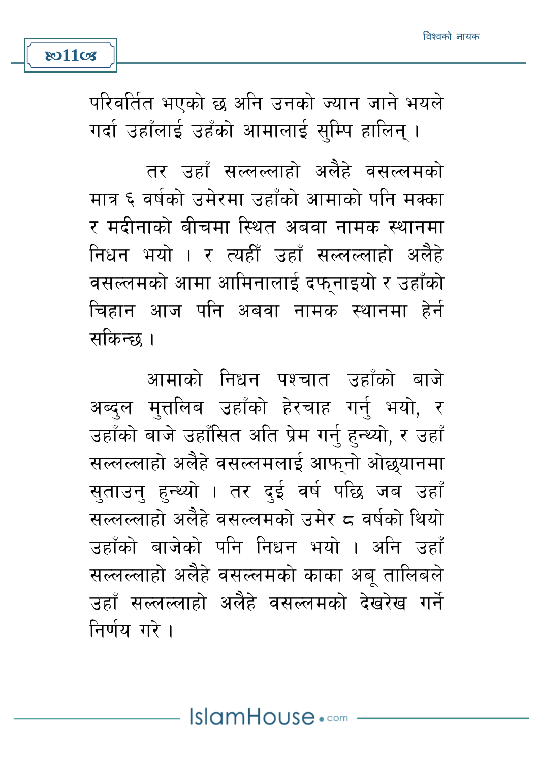परिवर्तित भएको छ अनि उनको ज्यान जाने भयले गर्दा उहाँलाई उहँको आमालाई सुम्पि हालिन् ।

तर उहाँ सल्लल्लाहो अलैहे वसल्लमको मात्र ६ वर्षको उमेरमा उहाँको आमाको पनि मक्का र मदीनाको बीचमा स्थित अबवा नामक स्थानमा निधन भयो । र त्यहीँ उहाँ सल्लल्लाहो अलैहे वसल्लमको आमा आमिनालाई दफ्नाइयो र उहाँको चिहान आज पनि अबवा नामक स्थानमा हेर्न सकिन्छ ।

आमाको निधन पश्चात उहाँको बाजे अब्दुल मुत्तलिब उहाँको हेरचाह गर्नु भयो, र उहाँको बाजे उहाँसित अति प्रेम गर्नु हुन्थ्यो, र उहाँ सल्लल्लाहो अलैहे वसल्लमलाई आफ्नो ओछ्यानमा सुताउनु हुन्थ्यो । तर दुई वर्ष पछि जब उहाँ सल्लल्लाहो अलैहे वसल्लमको उमेर ८ वर्षको थियो उहाँको बाजेको पनि निधन भयो । अनि उहाँ सल्लल्लाहो अलैहे वसल्लमको काका अबू तालिबले उहाँ सल्लल्लाहो अलैहे वसल्लमको देखरेख गर्ने निर्णय गरे ।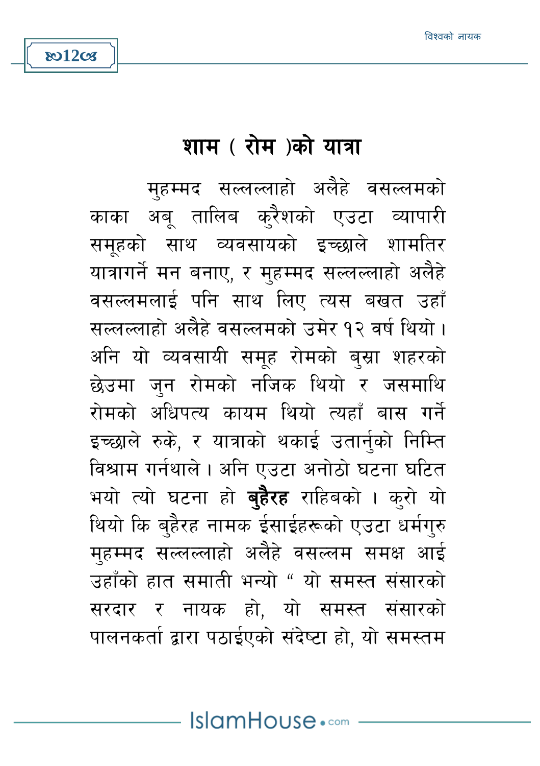## शाम ( रोम )को यात्रा

मुहम्मद सल्लल्लाहो अलैहे वसल्लमको काका अबू तालिब कुरैशको एउटा व्यापारी समूहको साथ व्यवसायको इच्छाले शामतिर यात्रागर्ने मन बनाए, र मुहम्मद सल्लल्लाहो अलैहे वसल्लमलाई पनि साथ लिए त्यस बखत उहाँ सल्लल्लाहो अलैहे वसल्लमको उमेर १२ वर्ष थियो । अनि यो व्यवसायी समूह रोमको बुस्रा शहरको छेउमा जुन रोमको नजिक थियो र जसमाथि रोमको अधिपत्य कायम थियो त्यहाँ बास गर्ने इच्छाले रुके, र यात्राको थकाई उतार्नुको निम्ति विश्राम गर्नथाले । अनि एउटा अनोठो घटना घटित भयो त्यो घटना हो **बुहैरह** राहिबको । कुरो यो थियो कि बुहैरह नामक ईसाईहरूको एउटा धर्मगुरु मुहम्मद सल्लल्लाहो अलैहे वसल्लम समक्ष आई उहाँको हात समाती भन्यो " यो समस्त संसारको सरदार र नायक हो, यो समस्त संसारको पालनकर्ता द्वारा पठाईएको संदेष्टा हो, यो समस्तम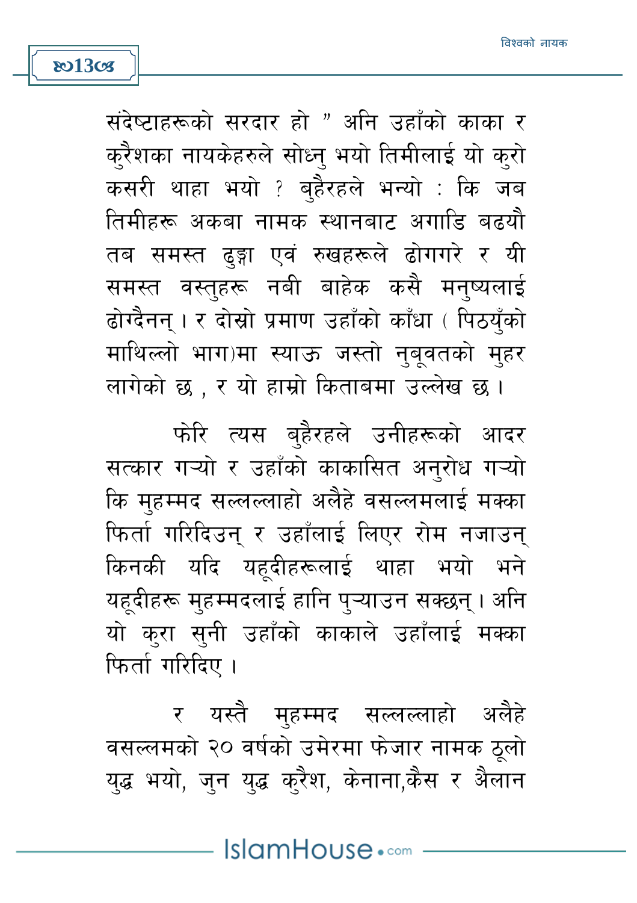संदेष्टाहरूको सरदार हो " अनि उहाँको काका र कुरैशका नायकेहरुले सोध्नु भयो तिमीलाई यो कुरो कसरी थाहा भयो ? बुहैरहले भन्यो : कि जब तिमीहरू अकबा नामक स्थानबाट अगाडि बढयौ तब समस्त ढुङ्गा एवं रुखहरूले ढोगगरे र यी समस्त वस्तुहरू नबी बाहेक कसै मनुष्यलाई ढोग्दैनन् । र दोस्रो प्रमाण उहाँको काँधा ( पिठयुँको माथिल्लो भाग)मा स्याऊ जस्तो नुबूवतको मुहर लागेको छ , र यो हाम्रो किताबमा उल्लेख छ ।

फेरि त्यस बुहैरहले उनीहरूको आदर सत्कार गऱ्यो र उहाँको काकासित अनुरोध गऱ्यो कि मुहम्मद सल्लल्लाहो अलैहे वसल्लमलाई मक्का फिर्ता गरिदिउन् र उहाँलाई लिएर रोम नजाउन् किनकी यदि यहूदीहरूलाई थाहा भयो भने यहूदीहरू मुहम्मदलाई हानि पुऱ्याउन सक्छन् । अनि यो कुरा सुनी उहाँको काकाले उहाँलाई मक्का फिर्ता गरिदिए ।

र यस्तै मुहम्मद सल्लल्लाहो अलैहे वसल्लमको २० वर्षको उमेरमा फेजार नामक ठूलो युद्ध भयो, जुन युद्ध कुरैश, केनाना,कैस र अैलान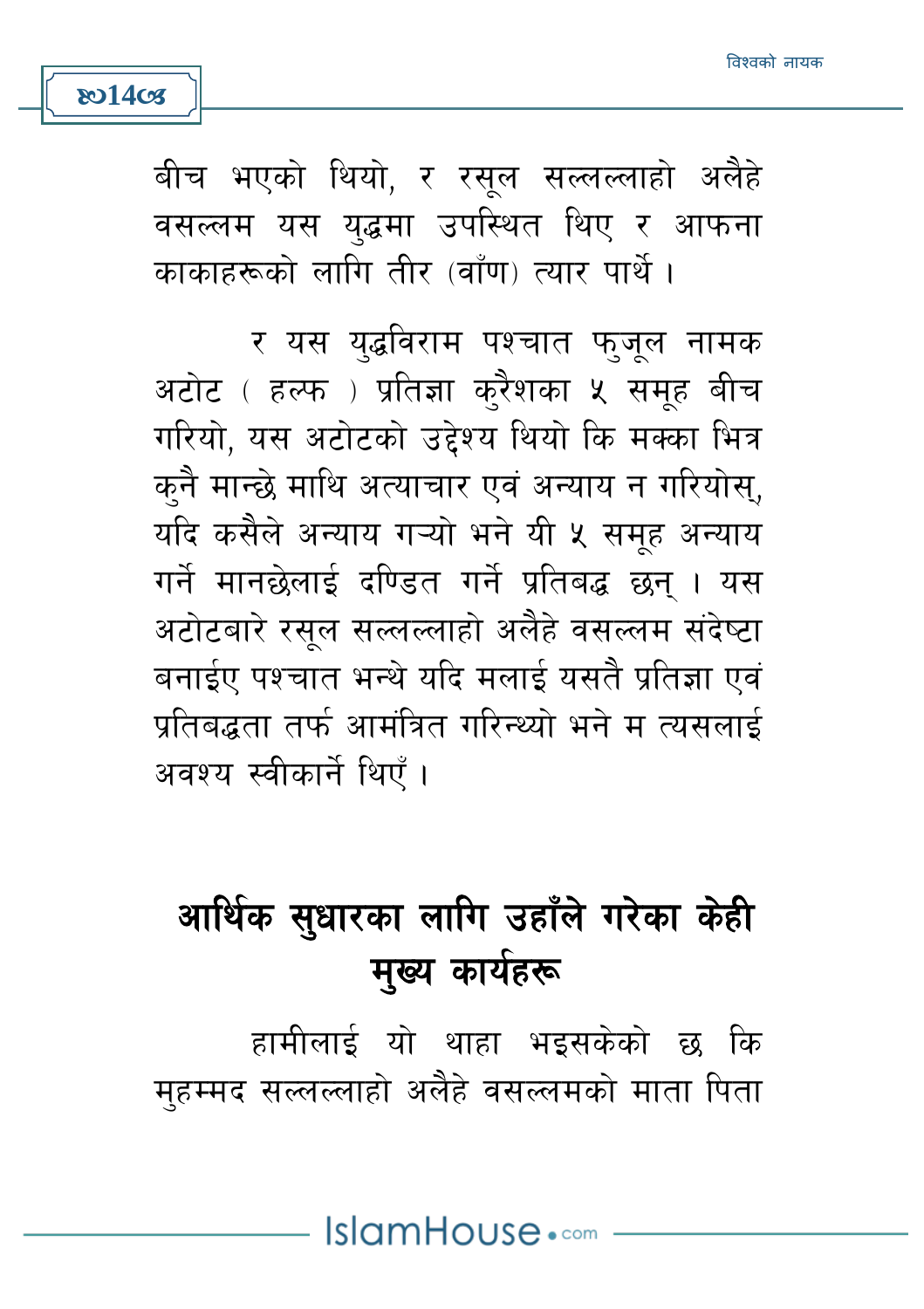बीच भएको थियो, र रसूल सल्लल्लाहो अलैहे वसल्लम यस युद्धमा उपस्थित थिए र आफना काकाहरूको लागि तीर (वाँण) त्यार पार्थे ।

र यस युद्धविराम पश्चात फुजूल नामक अटोट ( हल्फ ) प्रतिज्ञा कुरैशका ५ समूह बीच गरियो, यस अटोटको उद्देश्य थियो कि मक्का भित्र कुनै मान्छे माथि अत्याचार एवं अन्याय न गरियोस्, यदि कसैले अन्याय गऱ्यो भने यी ५ समूह अन्याय गर्ने मानछेलाई दण्डित गर्ने प्रतिबद्ध छन् । यस अटोटबारे रसूल सल्लल्लाहो अलैहे वसल्लम संदेष्टा बनाईए पश्चात भन्थे यदि मलाई यसतै प्रतिज्ञा एवं प्रतिबद्धता तर्फ आमंत्रित गरिन्थ्यो भने म त्यसलाई अवश्य स्वीकार्ने थिएँ ।

## आर्थिक सुधारका लागि उहाँले गरेका केही मुख्य कार्यहरू

हामीलाई यो थाहा भइसकेको छ कि मुहम्मद सल्लल्लाहो अलैहे वसल्लमको माता पिता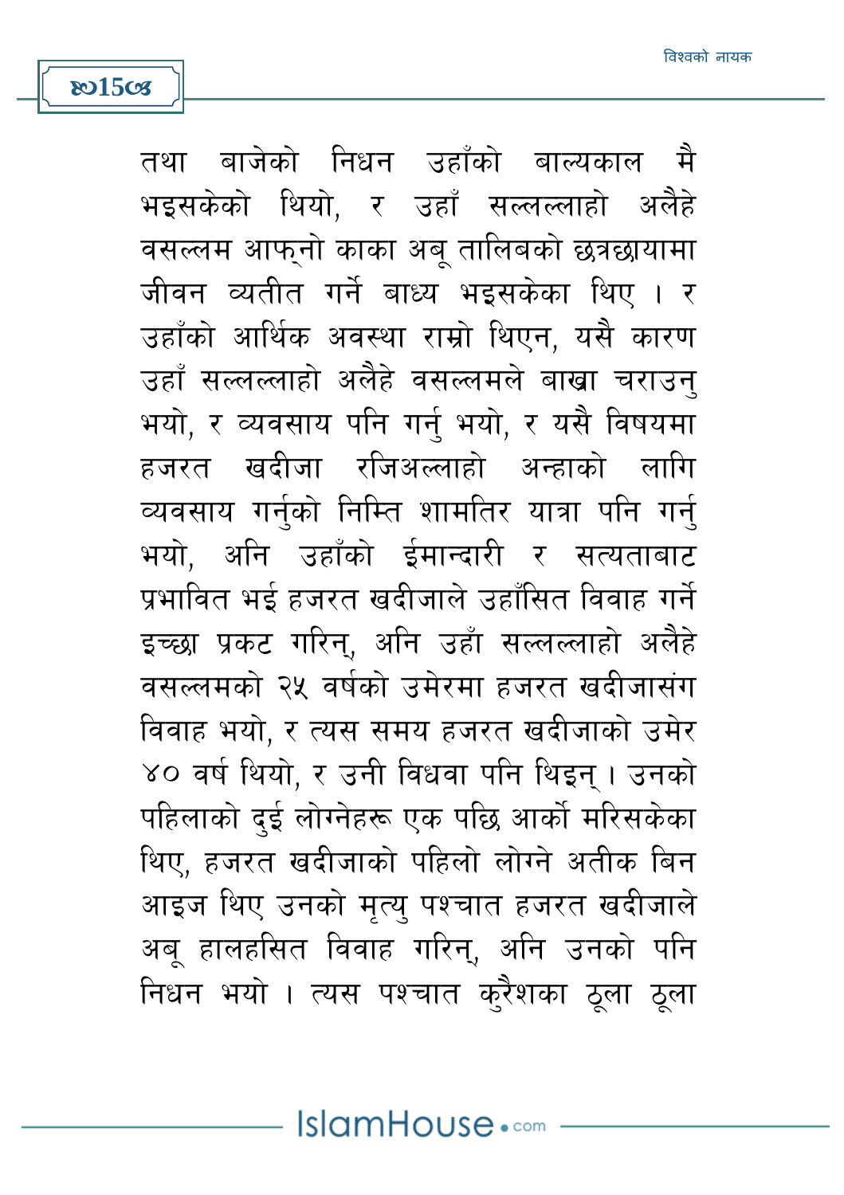तथा बाजेको निधन उहाँको बाल्यकाल मै भइसकेको थियो, र उहाँ सल्लल्लाहो अलैहे वसल्लम आफ्नो काका अबू तालिबको छत्रछायामा जीवन व्यतीत गर्ने बाध्य भइसकेका थिए । र उहाँको आर्थिक अवस्था राम्रो थिएन, यसै कारण उहाँ सल्लल्लाहो अलैहे वसल्लमले बाख्रा चराउनु भयो, र व्यवसाय पनि गर्नु भयो, र यसै विषयमा हजरत खदीजा रजिअल्लाहो अन्हाको लागि व्यवसाय गर्नुको निम्ति शामतिर यात्रा पनि गर्नु भयो, अनि उहाँको ईमान्दारी र सत्यताबाट प्रभावित भई हजरत खदीजाले उहाँसित विवाह गर्ने इच्छा प्रकट गरिन्, अनि उहाँ सल्लल्लाहो अलैहे वसल्लमको २५ वर्षको उमेरमा हजरत खदीजासंग विवाह भयो, र त्यस समय हजरत खदीजाको उमेर ४० वर्ष थियो, र उनी विधवा पनि थिइन् । उनको पहिलाको दुई लोग्नेहरू एक पछि आर्को मरिसकेका थिए, हजरत खदीजाको पहिलो लोग्ने अतीक बिन आइज थिए उनको मृत्यु पश्चात हजरत खदीजाले अबू हालहसित विवाह गरिन्, अनि उनको पनि निधन भयो । त्यस पश्चात कुरैशका ठूला ठूला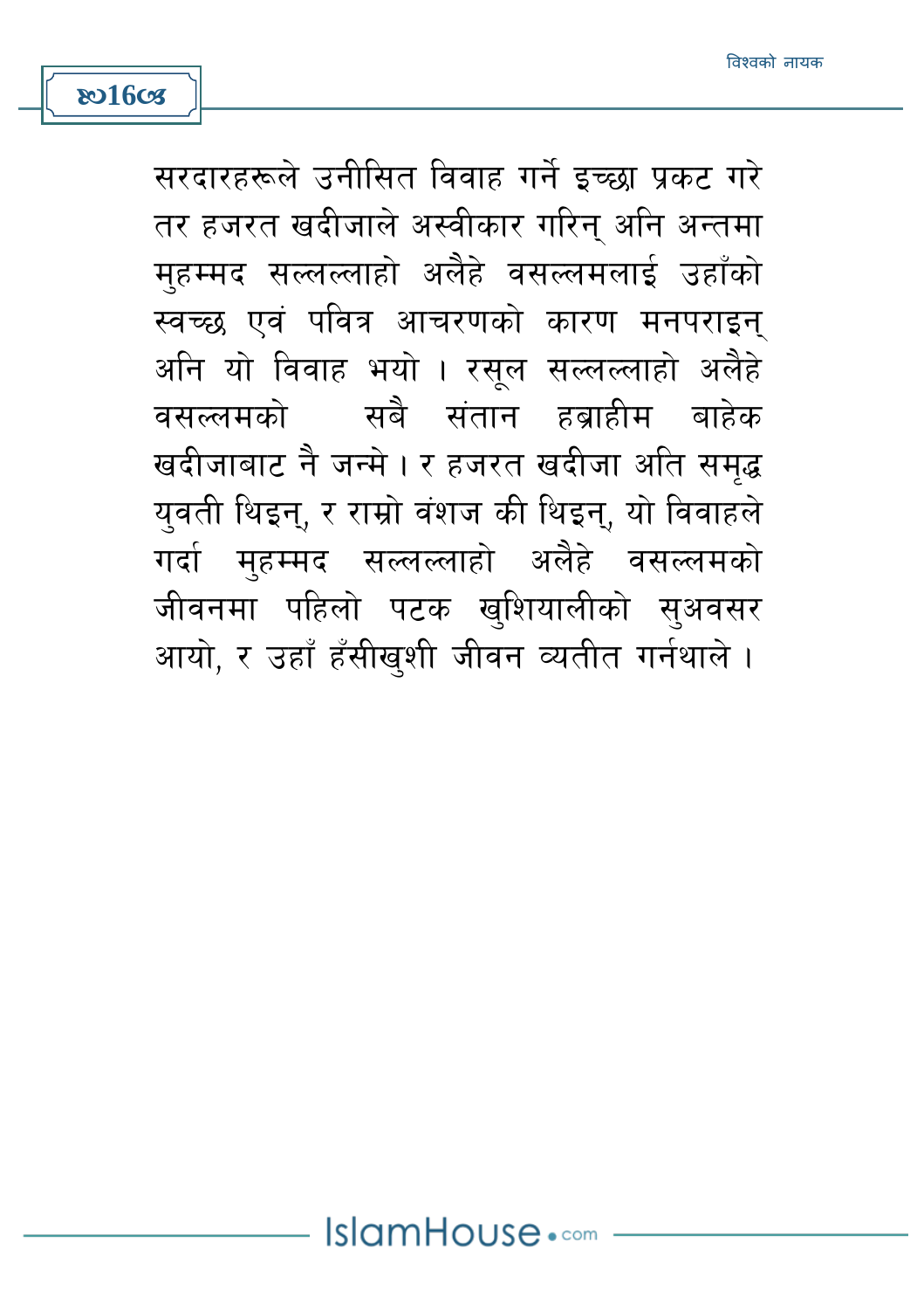सरदारहरूले उनीसित विवाह गर्ने इच्छा प्रकट गरे तर हजरत खदीजाले अस्वीकार गरिन् अनि अन्तमा मुहम्मद सल्लल्लाहो अलैहे वसल्लमलाई उहाँको स्वच्छ एवं पवित्र आचरणको कारण मनपराइन् अनि यो विवाह भयो । रसूल सल्लल्लाहो अलैहे वसल्लमको सबै संतान हब्राहीम बाहेक खदीजाबाट नै जन्मे । र हजरत खदीजा अति समृद्ध युवती थिइन्, र राम्रो वंशज की थिइन्, यो विवाहले गर्दा मुहम्मद सल्लल्लाहो अलैहे वसल्लमको जीवनमा पहिलो पटक खुशियालीको सुअवसर आयो, र उहाँ हँसीखुशी जीवन व्यतीत गर्नथाले ।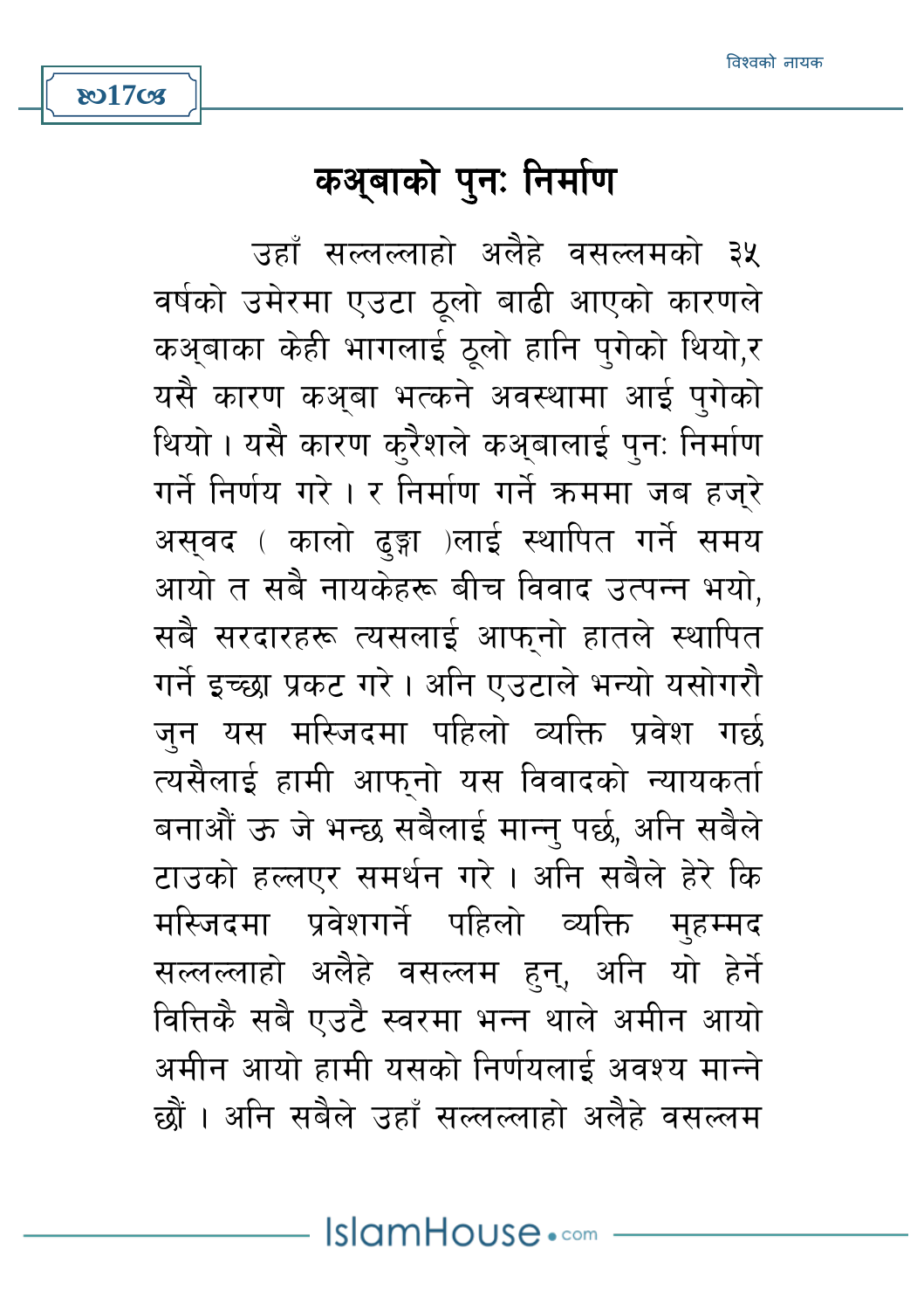## कअ्बाको पुनः निर्माण

उहाँ सल्लल्लाहो अलैहे वसल्लमको ३५ वर्षको उमेरमा एउटा ठूलो बाढी आएको कारणले कअ्बाका केही भागलाई ठूलो हानि पुगेको थियो,र यसै कारण कअ्बा भत्कने अवस्थामा आई पुगेको थियो । यसै कारण कुरैशले कअ्बालाई पुनः निर्माण गर्ने निर्णय गरे । र निर्माण गर्ने क्रममा जब हज्रे अस्वद ( कालो ढुङ्गा )लाई स्थापित गर्ने समय आयो त सबै नायकेहरू बीच विवाद उत्पन्न भयो, सबै सरदारहरू त्यसलाई आफ्नो हातले स्थापित गर्ने इच्छा प्रकट गरे । अनि एउटाले भन्यो यसोगरौ जुन यस मस्जिदमा पहिलो व्यक्ति प्रवेश गर्छ त्यसैलाई हामी आफ्नो यस विवादको न्यायकर्ता बनाऔं ऊ जे भन्छ सबैलाई मान्नु पर्छ, अनि सबैले टाउको हल्लएर समर्थन गरे । अनि सबैले हेरे कि मस्जिदमा प्रवेशगर्ने पहिलो व्यक्ति मुहम्मद सल्लल्लाहो अलैहे वसल्लम हुन्, अनि यो हेर्ने वित्तिकै सबै एउटै स्वरमा भन्न थाले अमीन आयो अमीन आयो हामी यसको निर्णयलाई अवश्य मान्ने छौं । अनि सबैले उहाँ सल्लल्लाहो अलैहे वसल्लम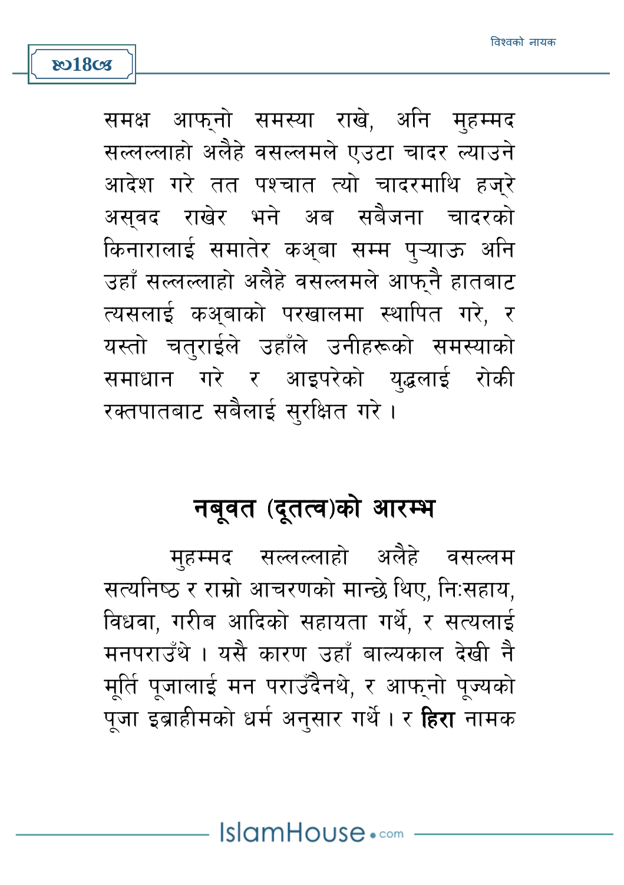समक्ष आफ्नो समस्या राखे, अनि मुहम्मद सल्लल्लाहो अलैहे वसल्लमले एउटा चादर ल्याउने आदेश गरे तत पश्चात त्यो चादरमाथि हज्रे अस्वद राखेर भने अब सबैजना चादरको किनारालाई समातेर कअ्बा सम्म पुऱ्याऊ अनि उहाँ सल्लल्लाहो अलैहे वसल्लमले आफ्नै हातबाट त्यसलाई कअ्बाको परखालमा स्थापित गरे, र यस्तो चतुराईले उहाँले उनीहरूको समस्याको समाधान गरे र आइपरेको युद्धलाई रोकी रक्तपातबाट सबैलाई सुरक्षित गरे ।

## नबूवत (दूतत्व)को आरम्भ

मुहम्मद सल्लल्लाहो अलैहे वसल्लम सत्यनिष्ठ र राम्रो आचरणको मान्छे थिए, नि:सहाय, विधवा, गरीब आदिको सहायता गर्थे, र सत्यलाई मनपराउँथे । यसै कारण उहाँ बाल्यकाल देखी नै मूर्ति पूजालाई मन पराउँदैनथे, र आफ्नो पूज्यको पूजा इब्राहीमको धर्म अनुसार गर्थे । र **हिरा** नामक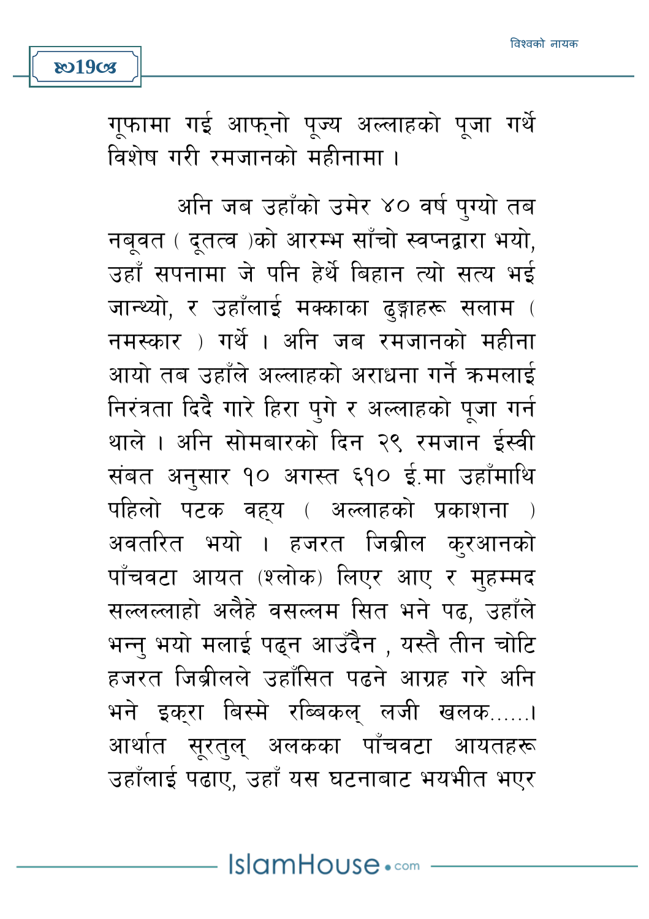गूफामा गई आफ्नो पूज्य अल्लाहको पूजा गर्थे विशेष गरी रमजानको महीनामा ।

अनि जब उहाँको उमेर ४० वर्ष पुग्यो तब नबूवत ( दूतत्व )को आरम्भ साँचो स्वप्नद्वारा भयो, उहाँ सपनामा जे पनि हेर्थे बिहान त्यो सत्य भई जान्थ्यो, र उहाँलाई मक्काका ढुङ्गाहरू सलाम ( नमस्कार ) गर्थे । अनि जब रमजानको महीना आयो तब उहाँले अल्लाहको अराधना गर्ने क्रमलाई निरंत्रता दिदै गारे हिरा पुगे र अल्लाहको पूजा गर्न थाले । अनि सोमबारको दिन २९ रमजान ईस्वी संबत अनुसार १० अगस्त ६१० ई.मा उहाँमाथि पहिलो पटक वह्य ( अल्लाहको प्रकाशना ) अवतरित भयो । हजरत जिब्रील कुरआनको पाँचवटा आयत (श्लोक) लिएर आए र मुहम्मद सल्लल्लाहो अलैहे वसल्लम सित भने पढ, उहाँले भन्नु भयो मलाई पढ्न आउँदैन , यस्तै तीन चोटि हजरत जिब्रीलले उहाँसित पढने आग्रह गरे अनि भने इक्रा बिस्मे रब्बिकल् लजी खलक......। आर्थात सूरतुल् अलकका पाँचवटा आयतहरू उहाँलाई पढाए, उहाँ यस घटनाबाट भयभीत भएर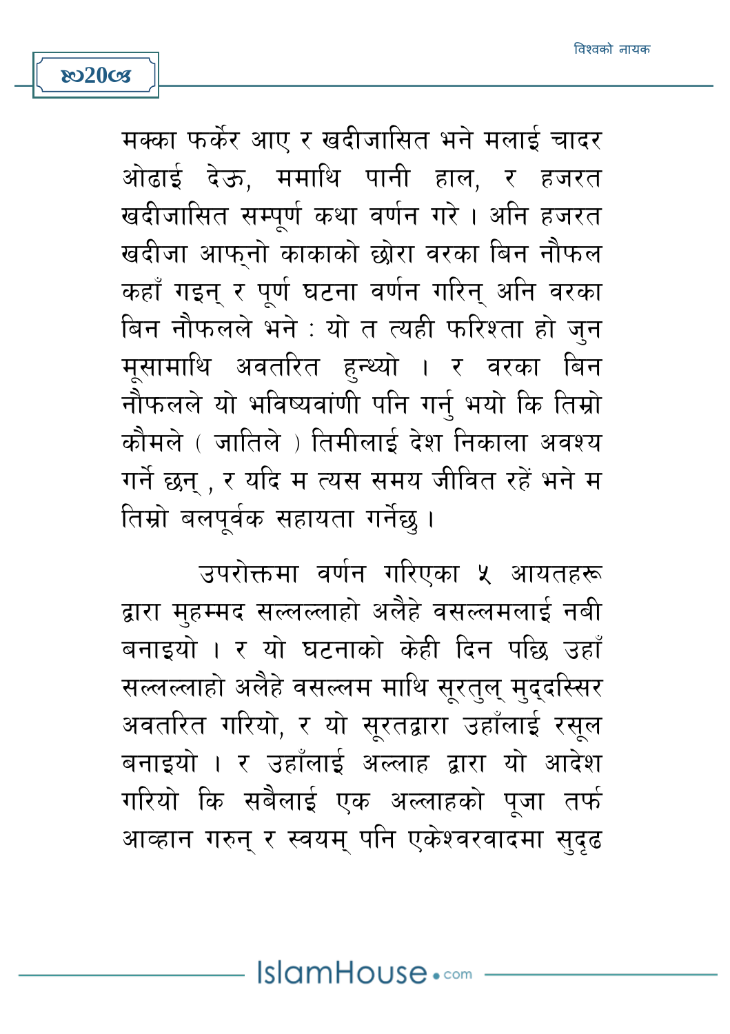मक्का फर्केर आए र खदीजासित भने मलाई चादर ओढाई देऊ, ममाथि पानी हाल, र हजरत खदीजासित सम्पूर्ण कथा वर्णन गरे । अनि हजरत खदीजा आफ्नो काकाको छोरा वरका बिन नौफल कहाँ गइन् र पूर्ण घटना वर्णन गरिन् अनि वरका बिन नौफलले भने : यो त त्यही फरिश्ता हो जुन मूसामाथि अवतरित हुन्थ्यो । र वरका बिन नौफलले यो भविष्यवांणी पनि गर्नु भयो कि तिम्रो कौमले ( जातिले ) तिमीलाई देश निकाला अवश्य गर्ने छन् , र यदि म त्यस समय जीवित रहें भने म तिम्रो बलपूर्वक सहायता गर्नेछु ।

उपरोक्तमा वर्णन गरिएका ५ आयतहरू द्वारा मुहम्मद सल्लल्लाहो अलैहे वसल्लमलाई नबी बनाइयो । र यो घटनाको केही दिन पछि उहाँ सल्लल्लाहो अलैहे वसल्लम माथि सूरतुल् मुद्दस्सिर अवतरित गरियो, र यो सूरतद्वारा उहाँलाई रसूल बनाइयो । र उहाँलाई अल्लाह द्वारा यो आदेश गरियो कि सबैलाई एक अल्लाहको पूजा तर्फ आव्हान गरुन् र स्वयम् पनि एकेश्वरवादमा सुदृढ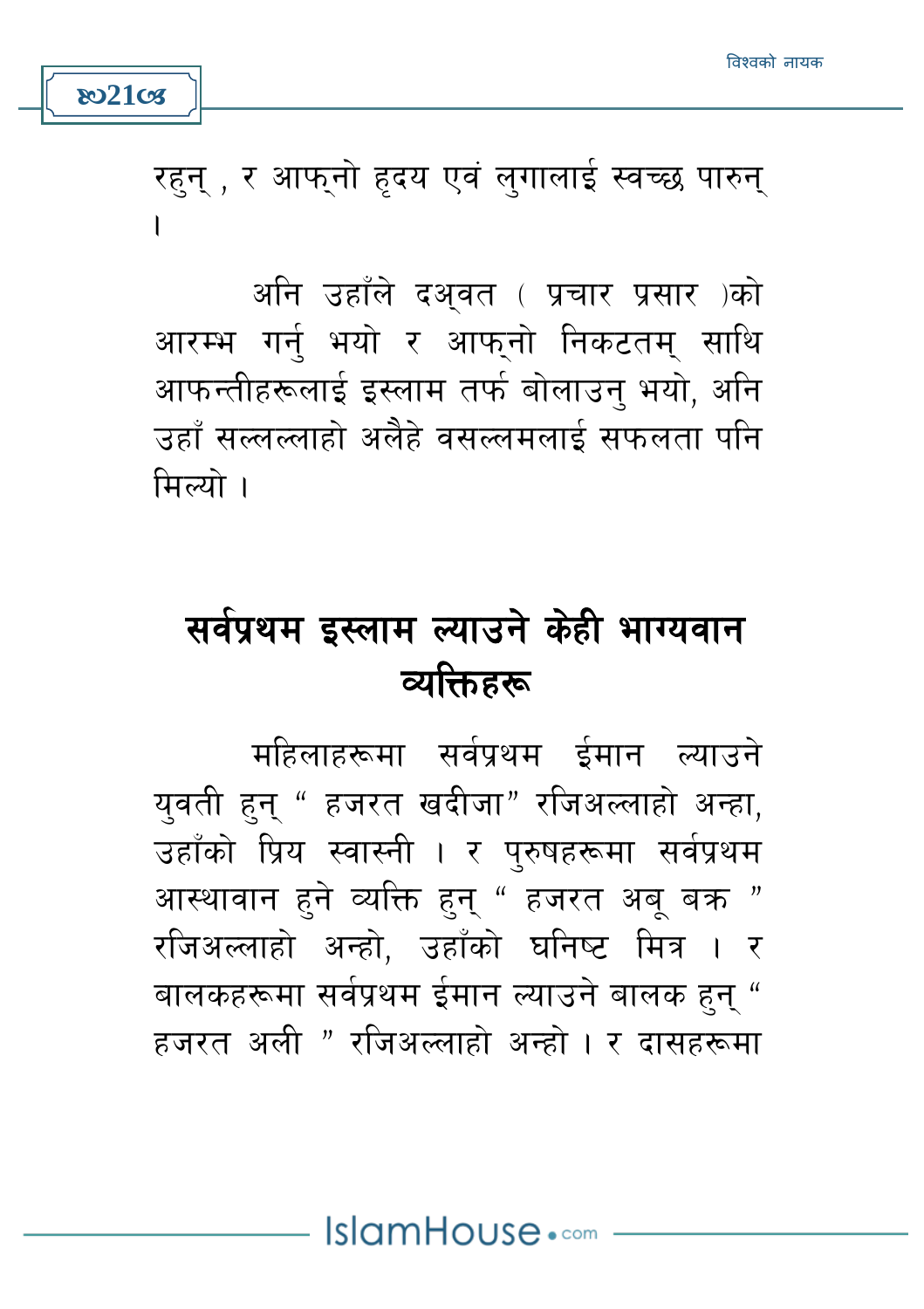रहुन् , र आफ्नो हृदय एवं लुगालाई स्वच्छ पारुन् ।

अनि उहाँले दअ्वत ( प्रचार प्रसार )को आरम्भ गर्नु भयो र आफ्नो निकटतम् साथि आफन्तीहरूलाई इस्लाम तर्फ बोलाउनु भयो, अनि उहाँ सल्लल्लाहो अलैहे वसल्लमलाई सफलता पनि मिल्यो ।

## सर्वप्रथम इस्लाम ल्याउने केही भाग्यवान व्यक्तिहरू

महिलाहरूमा सर्वप्रथम ईमान ल्याउने युवती हुन् " हजरत खदीजा" रजिअल्लाहो अन्हा, उहाँको प्रिय स्वास्नी । र पुरुषहरूमा सर्वप्रथम आस्थावान हुने व्यक्ति हुन् " हजरत अबू बक्र " रजिअल्लाहो अन्हो, उहाँको घनिष्ट मित्र । र बालकहरूमा सर्वप्रथम ईमान ल्याउने बालक हुन् " हजरत अली " रजिअल्लाहो अन्हो । र दासहरूमा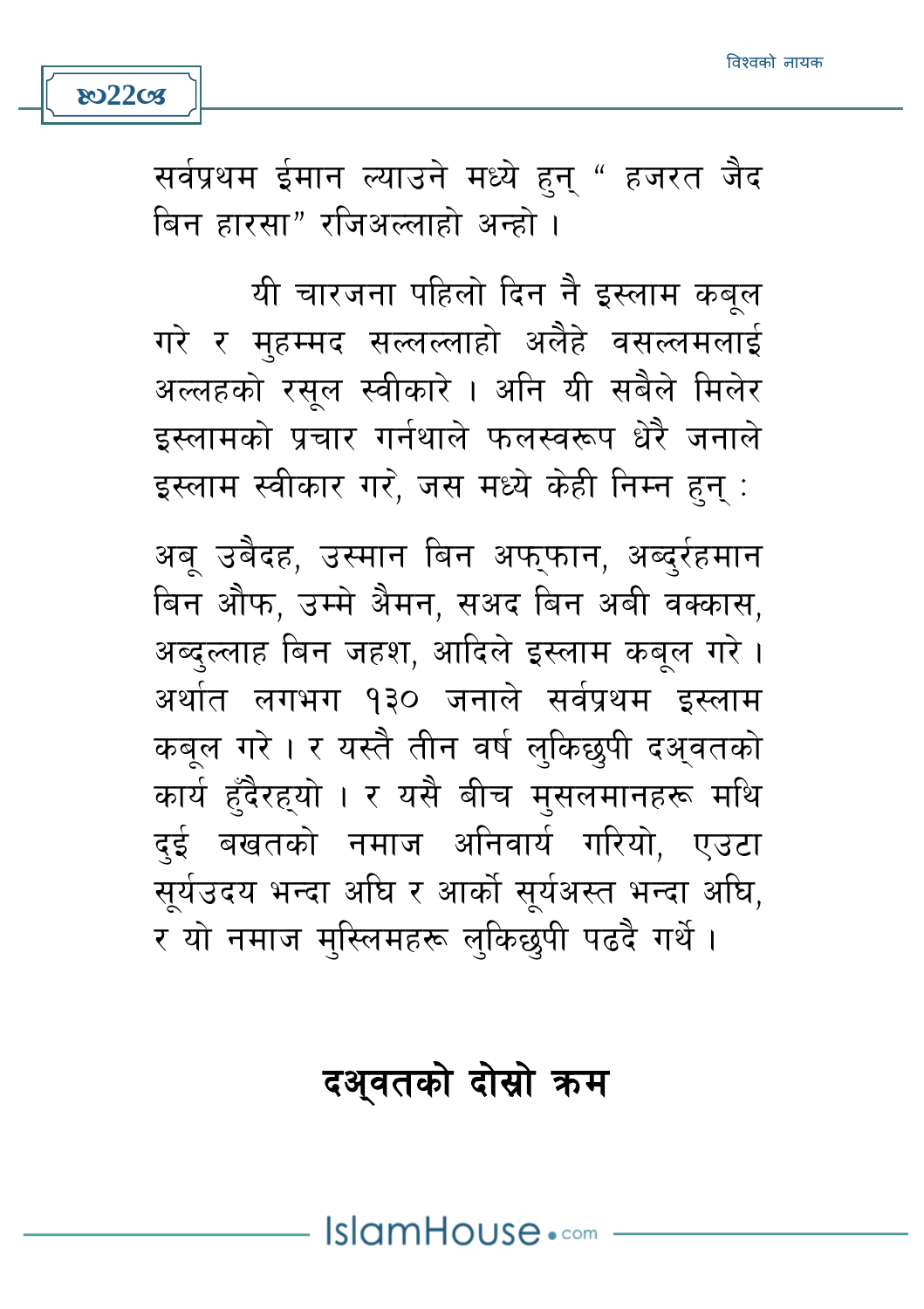सर्वप्रथम ईमान ल्याउने मध्ये हुन् " हजरत जैद बिन हारसा" रजिअल्लाहो अन्हो ।

यी चारजना पहिलो दिन नै इस्लाम कबूल गरे र मुहम्मद सल्लल्लाहो अलैहे वसल्लमलाई अल्लहको रसूल स्वीकारे । अनि यी सबैले मिलेर इस्लामको प्रचार गर्नथाले फलस्वरूप धेरै जनाले इस्लाम स्वीकार गरे, जस मध्ये केही निम्न हुन् :

अबू उबैदह, उस्मान बिन अफ्फान, अब्दुर्रहमान बिन औफ, उम्मे अैमन, सअद बिन अबी वक्कास, अब्दुल्लाह बिन जहश, आदिले इस्लाम कबूल गरे । अर्थात लगभग १३० जनाले सर्वप्रथम इस्लाम कबूल गरे । र यस्तै तीन वर्ष लुकिछुपी दअ्वतको कार्य हुँदैरह्यो । र यसै बीच मुसलमानहरू मथि दुई बखतको नमाज अनिवार्य गरियो, एउटा सूर्यउदय भन्दा अघि र आर्को सूर्यअस्त भन्दा अघि, र यो नमाज मुस्लिमहरू लुकिछुपी पढदै गर्थे ।

## दअ्वतको दोस्रो क्रम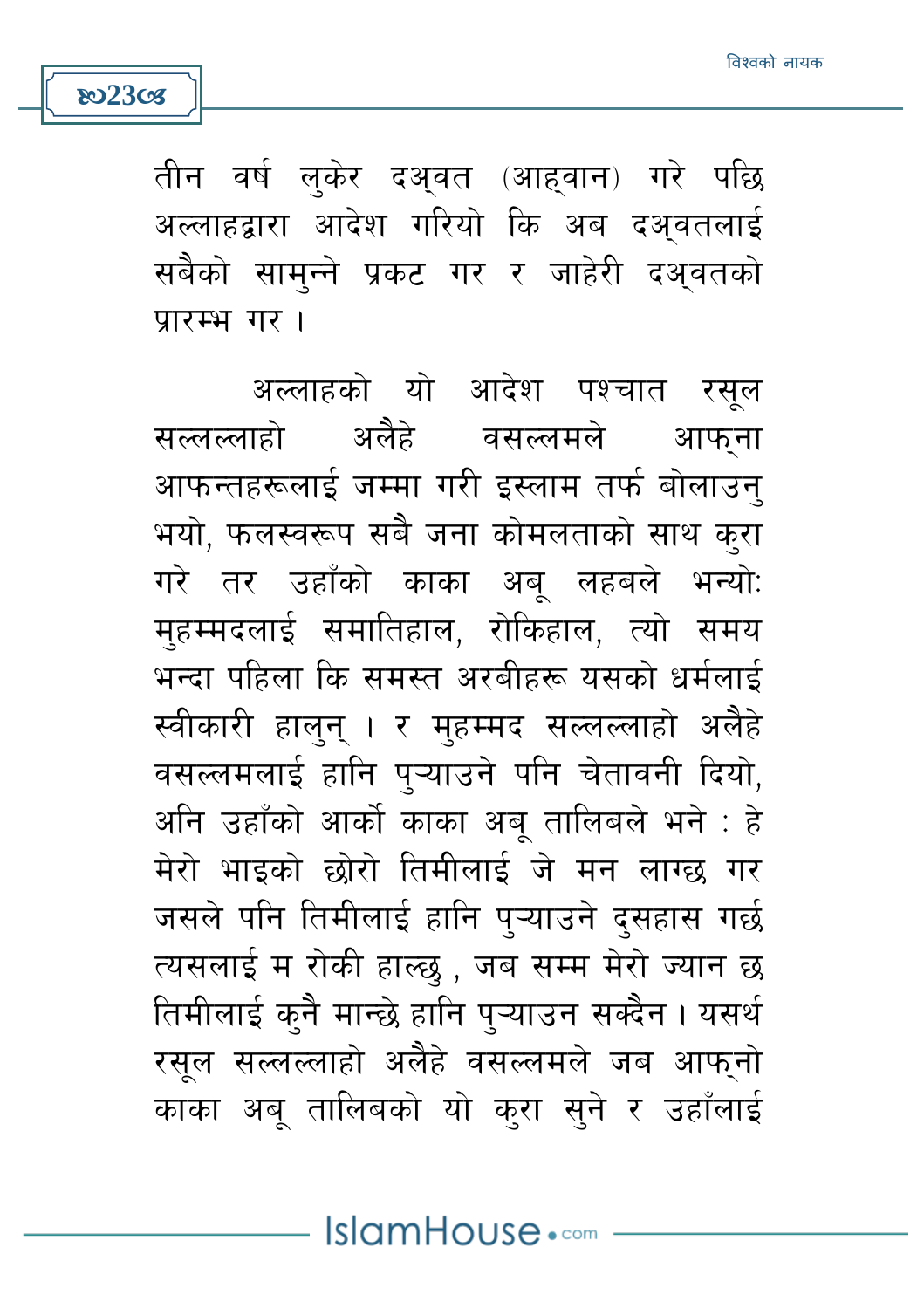तीन वर्ष लुकेर दअ्वत (आह्‌वान) गरे पछि अल्लाहद्वारा आदेश गरियो कि अब दअ्वतलाई सबैको सामुन्ने प्रकट गर र जाहेरी दअ्वतको प्रारम्भ गर ।

अल्लाहको यो आदेश पश्चात रसूल सल्लल्लाहो अलैहे वसल्लमले आफ्ना आफन्तहरूलाई जम्मा गरी इस्लाम तर्फ बोलाउनु भयो, फलस्वरूप सबै जना कोमलताको साथ कुरा गरे तर उहाँको काका अबू लहबले भन्यो: मुहम्मदलाई समातिहाल, रोकिहाल, त्यो समय भन्दा पहिला कि समस्त अरबीहरू यसको धर्मलाई स्वीकारी हालुन् । र मुहम्मद सल्लल्लाहो अलैहे वसल्लमलाई हानि पुऱ्याउने पनि चेतावनी दियो, अनि उहाँको आर्को काका अबू तालिबले भने : हे मेरो भाइको छोरो तिमीलाई जे मन लाग्छ गर जसले पनि तिमीलाई हानि पुऱ्याउने दुसहास गर्छ त्यसलाई म रोकी हाल्छु , जब सम्म मेरो ज्यान छ तिमीलाई कुनै मान्छे हानि पुऱ्याउन सक्दैन। यसर्थ रसूल सल्लल्लाहो अलैहे वसल्लमले जब आफ्नो काका अबू तालिबको यो कुरा सुने र उहाँलाई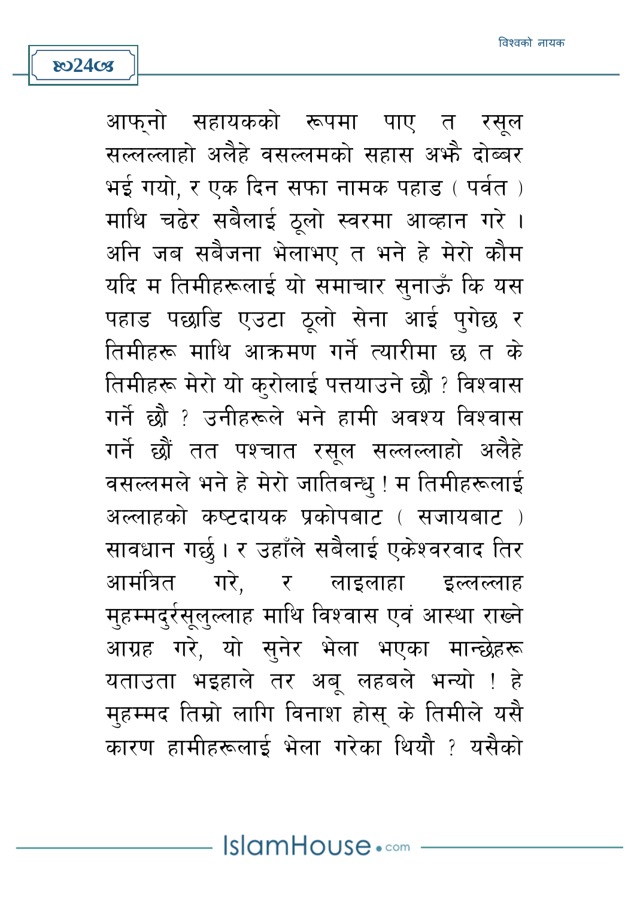आफ्नो सहायकको रूपमा पाए त रसूल सल्लल्लाहो अलैहे वसल्लमको सहास अझै दोब्बर भई गयो, र एक दिन सफा नामक पहाड ( पर्वत ) माथि चढेर सबैलाई ठूलो स्वरमा आव्हान गरे । अनि जब सबैजना भेलाभए त भने हे मेरो कौम यदि म तिमीहरूलाई यो समाचार सुनाऊँ कि यस पहाड पछाडि एउटा ठूलो सेना आई पुगेछ र तिमीहरू माथि आक्रमण गर्ने त्यारीमा छ त के तिमीहरू मेरो यो कुरोलाई पत्तयाउने छौ ? विश्वास गर्ने छौ ? उनीहरूले भने हामी अवश्य विश्वास गर्ने छौं तत पश्चात रसूल सल्लल्लाहो अलैहे वसल्लमले भने हे मेरो जातिबन्धु ! म तिमीहरूलाई अल्लाहको कष्टदायक प्रकोपबाट ( सजायबाट ) सावधान गर्छु । र उहाँले सबैलाई एकेश्वरवाद तिर आमंत्रित गरे, र लाइलाहा इल्लल्लाह मुहम्मदुर्रसूलुल्लाह माथि विश्वास एवं आस्था राख्ने आग्रह गरे, यो सुनेर भेला भएका मान्छेहरू यताउता भइहाले तर अबू लहबले भन्यो ! हे मुहम्मद तिम्रो लागि विनाश होस् के तिमीले यसै कारण हामीहरूलाई भेला गरेका थियौ ? यसैको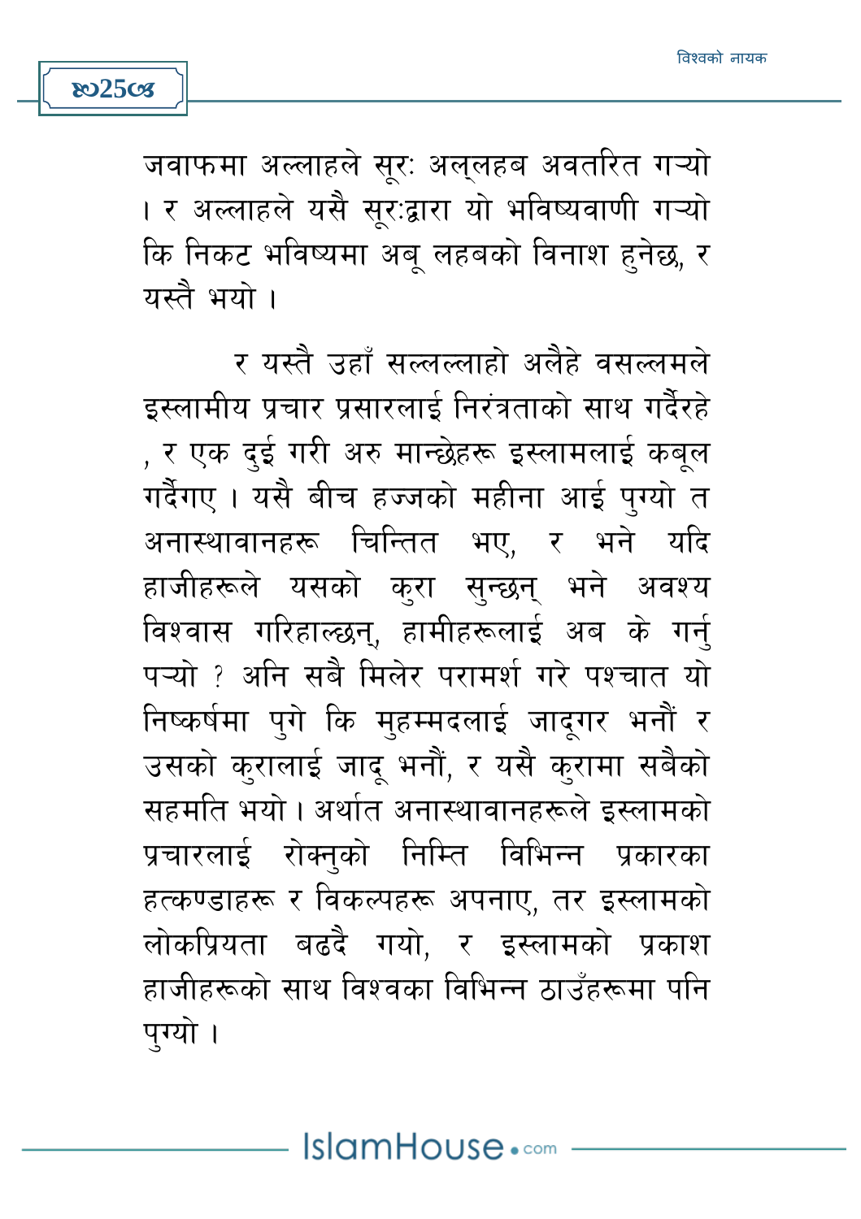जवाफमा अल्लाहले सूरः अल्लहब अवतरित गऱ्यो । र अल्लाहले यसै सूरःद्वारा यो भविष्यवाणी गऱ्यो कि निकट भविष्यमा अबू लहबको विनाश हुनेछ, र यस्तै भयो ।

र यस्तै उहाँ सल्लल्लाहो अलैहे वसल्लमले इस्लामीय प्रचार प्रसारलाई निरंत्रताको साथ गर्दैरहे , र एक दुई गरी अरु मान्छेहरू इस्लामलाई कबूल गर्दैगए । यसै बीच हज्जको महीना आई पुग्यो त अनास्थावानहरू चिन्तित भए, र भने यदि हाजीहरूले यसको कुरा सुन्छन् भने अवश्य विश्वास गरिहाल्छन्, हामीहरूलाई अब के गर्नु पऱ्यो ? अनि सबै मिलेर परामर्श गरे पश्चात यो निष्कर्षमा पुगे कि मुहम्मदलाई जादूगर भनौं र उसको कुरालाई जादू भनौं, र यसै कुरामा सबैको सहमति भयो । अर्थात अनास्थावानहरूले इस्लामको प्रचारलाई रोक्नुको निम्ति विभिन्न प्रकारका हत्कण्डाहरू र विकल्पहरू अपनाए, तर इस्लामको लोकप्रियता बढदै गयो, र इस्लामको प्रकाश हाजीहरूको साथ विश्वका विभिन्न ठाउँहरूमा पनि पुग्यो ।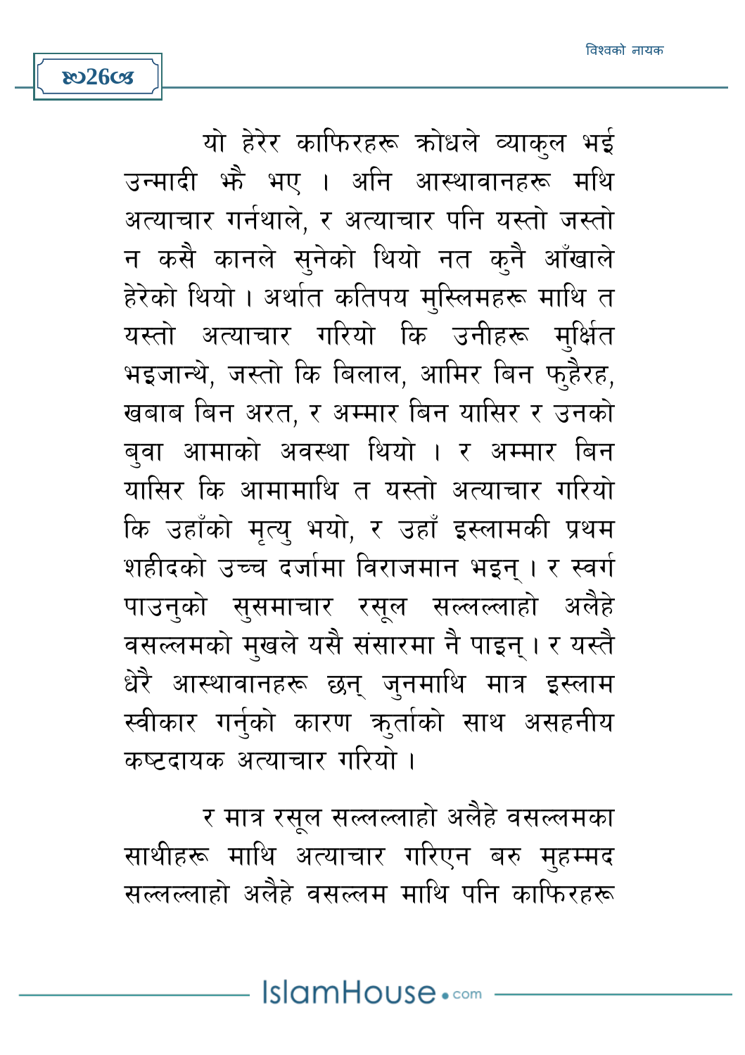यो हेरेर काफिरहरू क्रोधले व्याकुल भई उन्मादी झैं भए । अनि आस्थावानहरू मथि अत्याचार गर्नथाले, र अत्याचार पनि यस्तो जस्तो न कसै कानले सुनेको थियो नत कुनै आँखाले हेरेको थियो । अर्थात कतिपय मुस्लिमहरू माथि त यस्तो अत्याचार गरियो कि उनीहरू मुर्क्षित भइजान्थे, जस्तो कि बिलाल, आमिर बिन फुहैरह, खबाब बिन अरत, र अम्मार बिन यासिर र उनको बुवा आमाको अवस्था थियो । र अम्मार बिन यासिर कि आमामाथि त यस्तो अत्याचार गरियो कि उहाँको मृत्यु भयो, र उहाँ इस्लामकी प्रथम शहीदको उच्च दर्जामा विराजमान भइन् । र स्वर्ग पाउनुको सुसमाचार रसूल सल्लल्लाहो अलैहे वसल्लमको मुखले यसै संसारमा नै पाइन् । र यस्तै धेरै आस्थावानहरू छन् जुनमाथि मात्र इस्लाम स्वीकार गर्नुको कारण क्रुर्ताको साथ असहनीय कष्टदायक अत्याचार गरियो ।

र मात्र रसूल सल्लल्लाहो अलैहे वसल्लमका साथीहरू माथि अत्याचार गरिएन बरु मुहम्मद सल्लल्लाहो अलैहे वसल्लम माथि पनि काफिरहरू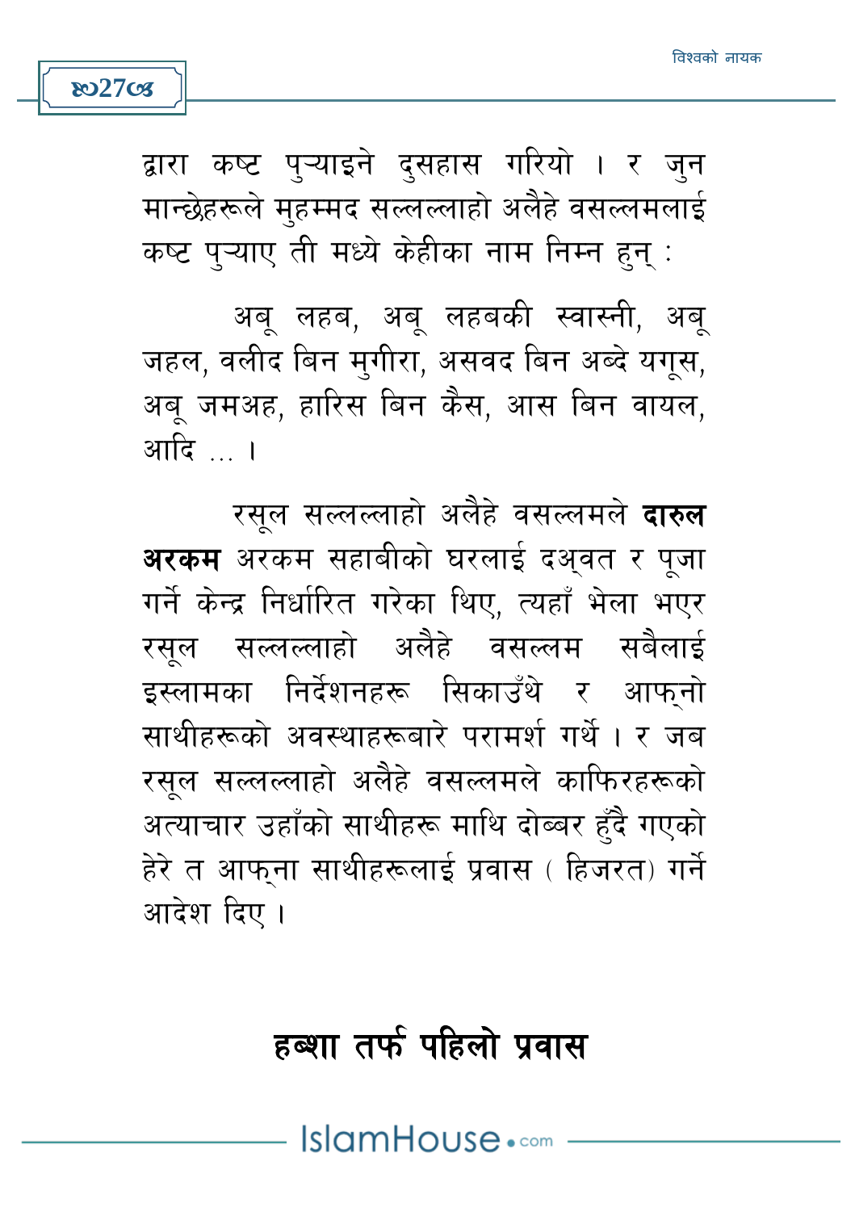द्वारा कष्ट पुऱ्याइने दुसहास गरियो । र जुन मान्छेहरूले मुहम्मद सल्लल्लाहो अलैहे वसल्लमलाई कष्ट पुऱ्याए ती मध्ये केहीका नाम निम्न हुन् :

अबू लहब, अबू लहबकी स्वास्नी, अबू जहल, वलीद बिन मुगीरा, असवद बिन अब्दे यगूस, अबू जमअह, हारिस बिन कैस, आस बिन वायल, आदि ... ।

रसूल सल्लल्लाहो अलैहे वसल्लमले **दारुल अरकम** अरकम सहाबीको घरलाई दअ्वत र पूजा गर्ने केन्द्र निर्धारित गरेका थिए, त्यहाँ भेला भएर रसूल सल्लल्लाहो अलैहे वसल्लम सबैलाई इस्लामका निर्देशनहरू सिकाउँथे र आफ्नो साथीहरूको अवस्थाहरूबारे परामर्श गर्थे । र जब रसूल सल्लल्लाहो अलैहे वसल्लमले काफिरहरूको अत्याचार उहाँको साथीहरू माथि दोब्बर हुँदै गएको हेरे त आफ्ना साथीहरूलाई प्रवास ( हिजरत) गर्ने आदेश दिए ।

## हब्शा तर्फ पहिलो प्रवास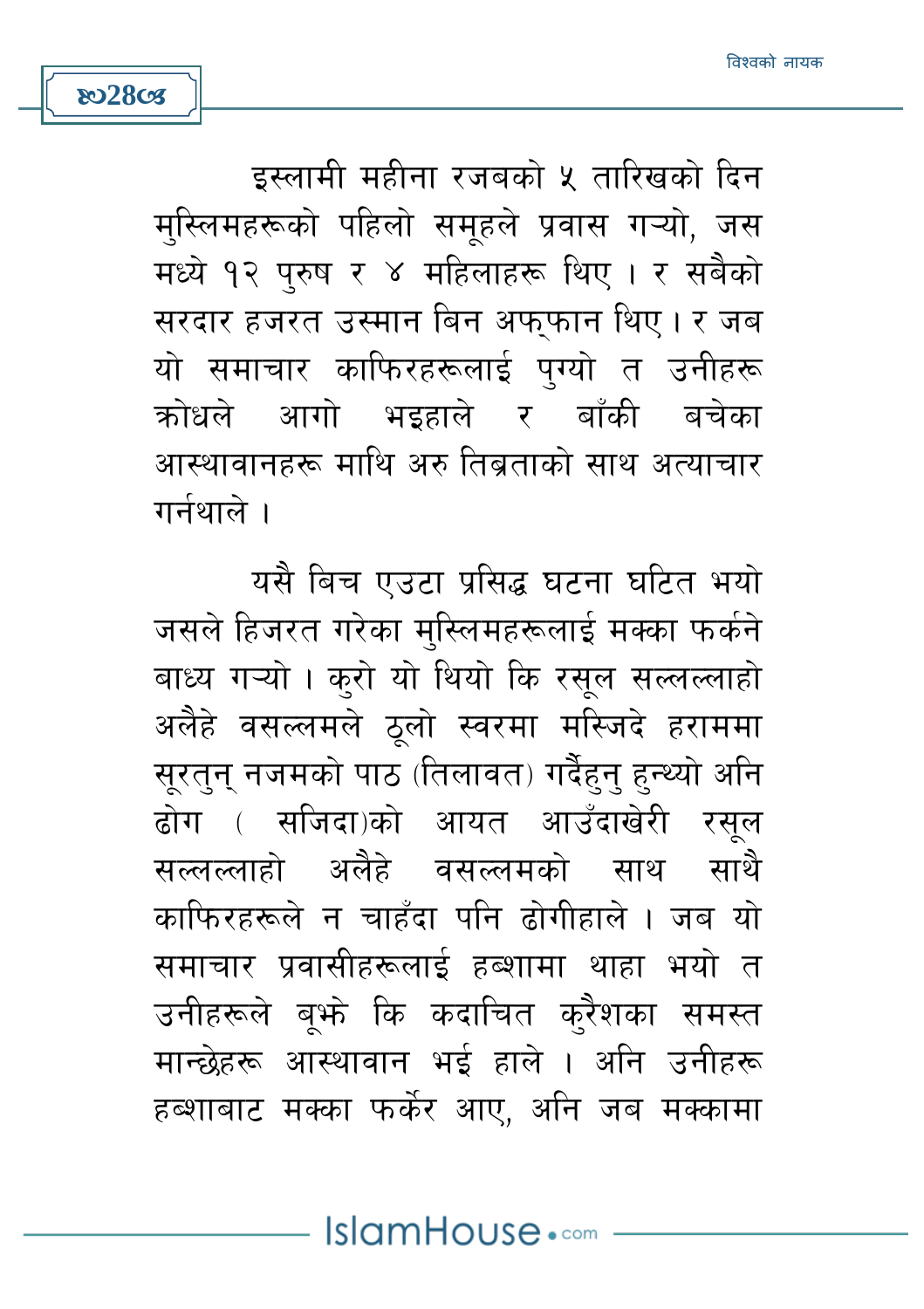इस्लामी महीना रजबको ५ तारिखको दिन मुस्लिमहरूको पहिलो समूहले प्रवास गऱ्यो, जस मध्ये १२ पुरुष र ४ महिलाहरू थिए । र सबैको सरदार हजरत उस्मान बिन अफ्फान थिए। र जब यो समाचार काफिरहरूलाई पुग्यो त उनीहरू क्रोधले आगो भइहाले र बाँकी बचेका आस्थावानहरू माथि अरु तिब्रताको साथ अत्याचार गर्नथाले ।

यसै बिच एउटा प्रसिद्ध घटना घटित भयो जसले हिजरत गरेका मुस्लिमहरूलाई मक्का फर्कने बाध्य गऱ्यो । कुरो यो थियो कि रसूल सल्लल्लाहो अलैहे वसल्लमले ठूलो स्वरमा मस्जिदे हराममा सूरतुन् नजमको पाठ (तिलावत) गर्दैहुनु हुन्थ्यो अनि ढोग ( सजिदा)को आयत आउँदाखेरी रसूल सल्लल्लाहो अलैहे वसल्लमको साथ साथै काफिरहरूले न चाहँदा पनि ढोगीहाले । जब यो समाचार प्रवासीहरूलाई हब्शामा थाहा भयो त उनीहरूले बूझे कि कदाचित कुरैशका समस्त मान्छेहरू आस्थावान भई हाले । अनि उनीहरू हब्शाबाट मक्का फर्केर आए, अनि जब मक्कामा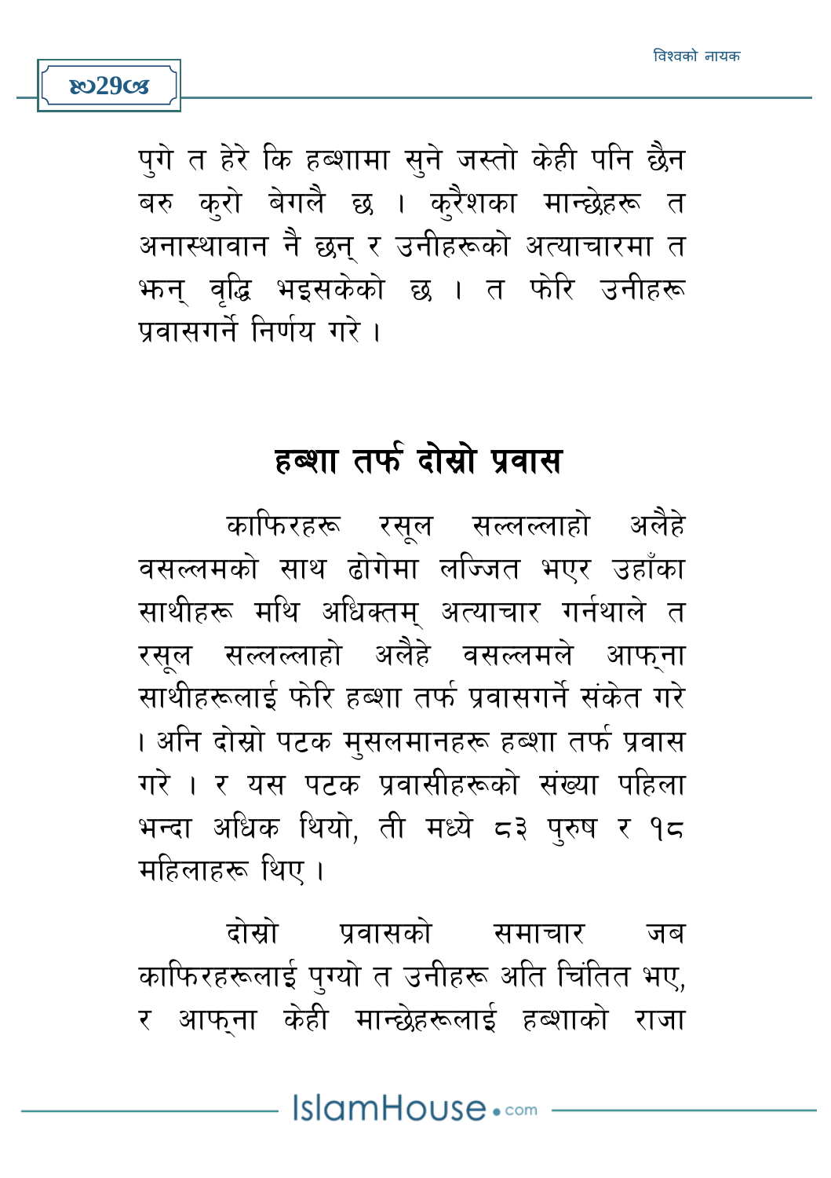पुगे त हेरे कि हब्शामा सुने जस्तो केही पनि छैन बरु कुरो बेगलै छ । कुरैशका मान्छेहरू त अनास्थावान नै छन् र उनीहरूको अत्याचारमा त झन् वृद्धि भइसकेको छ । त फेरि उनीहरू प्रवासगर्ने निर्णय गरे ।

## हब्शा तर्फ दोस्रो प्रवास

काफिरहरू रसूल सल्लल्लाहो अलैहे वसल्लमको साथ ढोगेमा लज्जित भएर उहाँका साथीहरू मथि अधिक्तम् अत्याचार गर्नथाले त रसूल सल्लल्लाहो अलैहे वसल्लमले आफ्ना साथीहरूलाई फेरि हब्शा तर्फ प्रवासगर्ने संकेत गरे । अनि दोस्रो पटक मुसलमानहरू हब्शा तर्फ प्रवास गरे । र यस पटक प्रवासीहरूको संख्या पहिला भन्दा अधिक थियो, ती मध्ये ८३ पुरुष र १८ महिलाहरू थिए ।

दोस्रो प्रवासको समाचार जब काफिरहरूलाई पुग्यो त उनीहरू अति चिंतित भए, र आफ्ना केही मान्छेहरूलाई हब्शाको राजा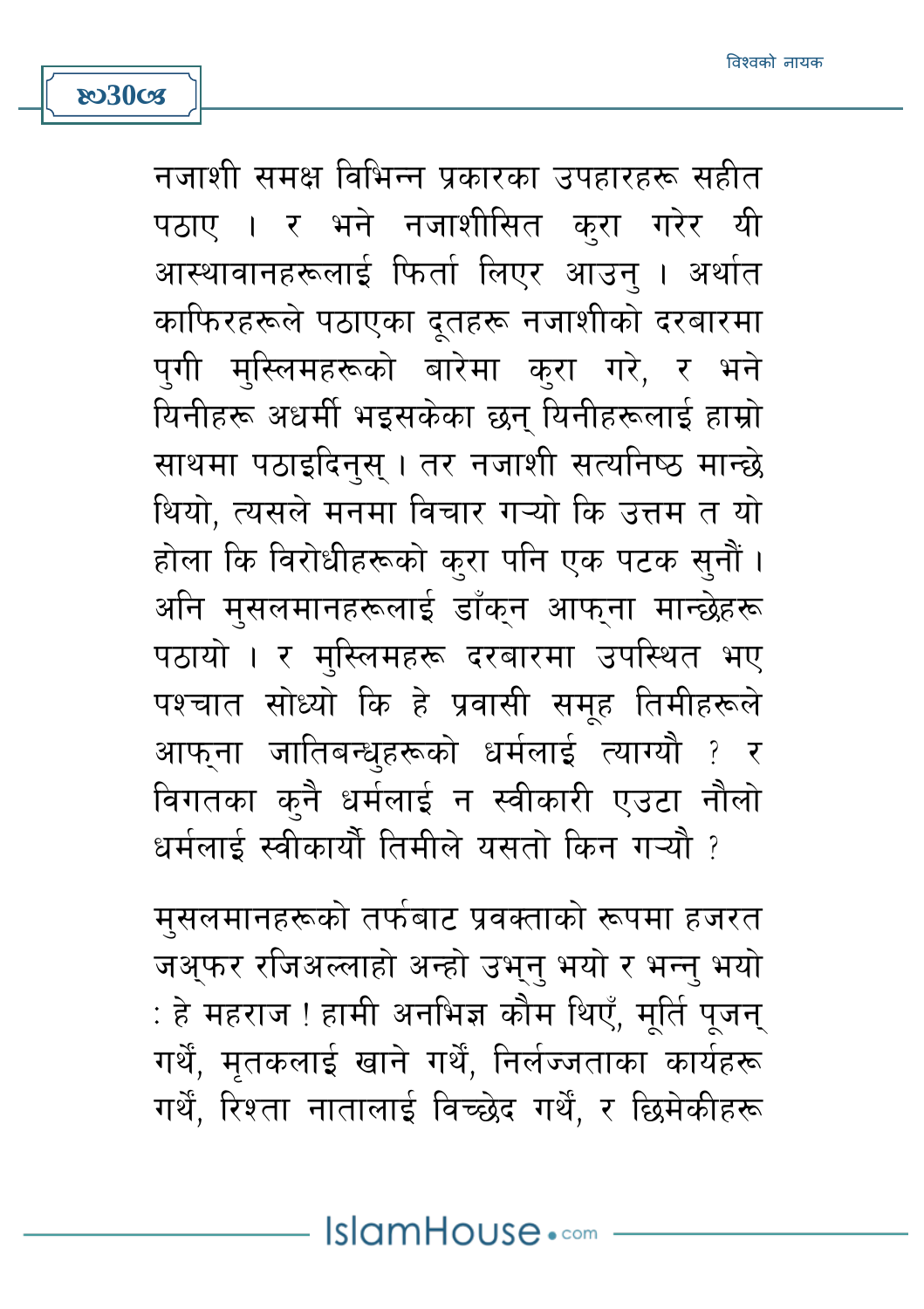नजाशी समक्ष विभिन्न प्रकारका उपहारहरू सहीत पठाए । र भने नजाशीसित कुरा गरेर यी आस्थावानहरूलाई फिर्ता लिएर आउनु । अर्थात काफिरहरूले पठाएका दूतहरू नजाशीको दरबारमा पुगी मुस्लिमहरूको बारेमा कुरा गरे, र भने यिनीहरू अधर्मी भइसकेका छन् यिनीहरूलाई हाम्रो साथमा पठाइदिनुस् । तर नजाशी सत्यनिष्ठ मान्छे थियो, त्यसले मनमा विचार गऱ्यो कि उत्तम त यो होला कि विरोधीहरूको कुरा पनि एक पटक सुनौं । अनि मुसलमानहरूलाई डाँक्न आफ्ना मान्छेहरू पठायो । र मुस्लिमहरू दरबारमा उपस्थित भए पश्चात सोध्यो कि हे प्रवासी समूह तिमीहरूले आफ्ना जातिबन्धुहरूको धर्मलाई त्याग्यौ ? र विगतका कुनै धर्मलाई न स्वीकारी एउटा नौलो धर्मलाई स्वीकार्यौ तिमीले यसतो किन गऱ्यौ ?

मुसलमानहरूको तर्फबाट प्रवक्ताको रूपमा हजरत जअ्फर रजिअल्लाहो अन्हो उभ्नु भयो र भन्नु भयो : हे महराज ! हामी अनभिज्ञ कौम थिएँ, मूर्ति पूजन् गर्थें, मृतकलाई खाने गर्थें, निर्लज्जताका कार्यहरू गर्थें, रिश्ता नातालाई विच्छेद गर्थें, र छिमेकीहरू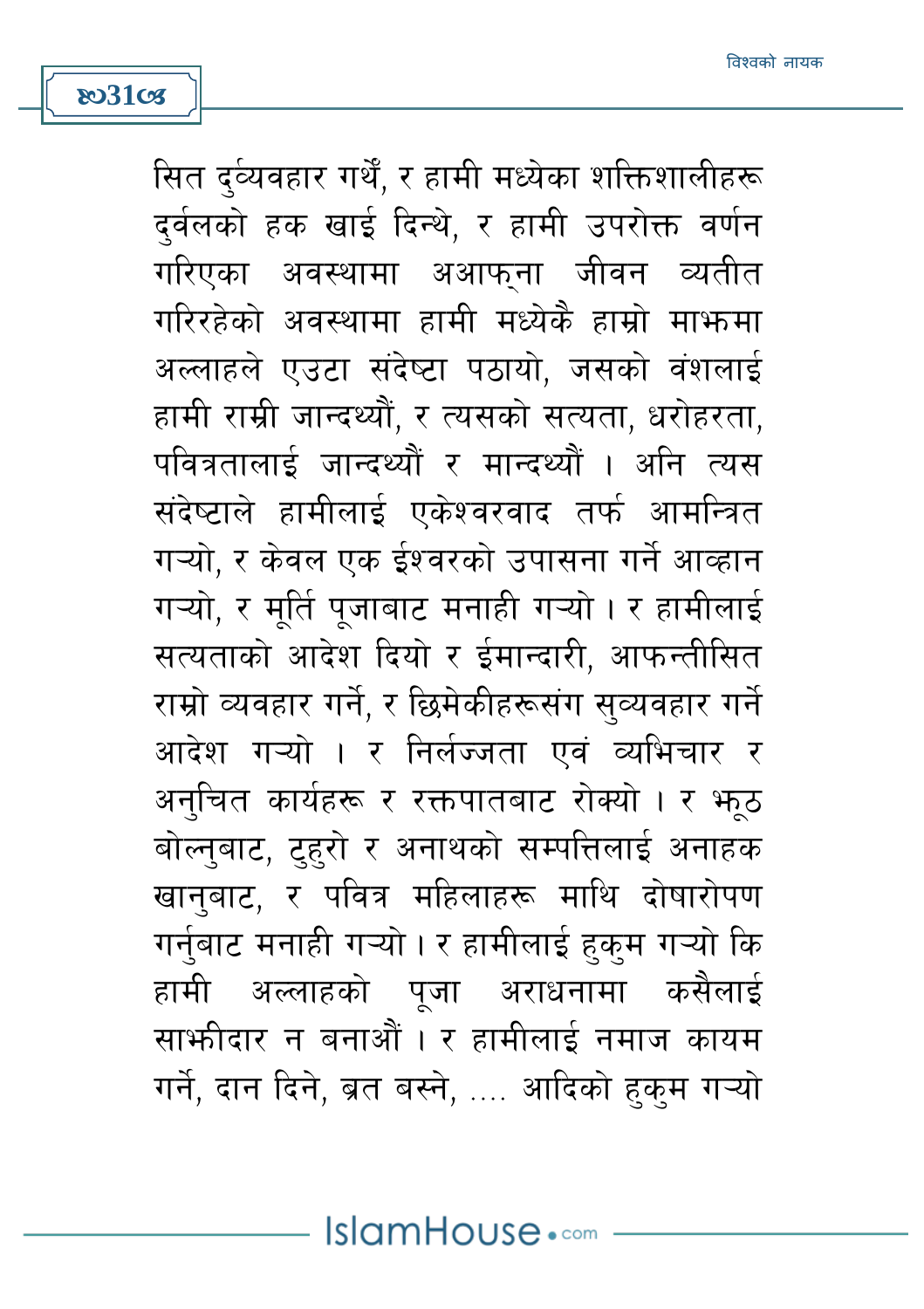सित दुर्व्यवहार गर्थौं, र हामी मध्येका शक्तिशालीहरू दुर्वलको हक खाई दिन्थे, र हामी उपरोक्त वर्णन गरिएका अवस्थामा अआफ्ना जीवन व्यतीत गरिरहेको अवस्थामा हामी मध्येकै हाम्रो माझमा अल्लाहले एउटा संदेष्टा पठायो, जसको वंशलाई हामी राम्री जान्दथ्यौं, र त्यसको सत्यता, धरोहरता, पवित्रतालाई जान्दथ्यौं र मान्दथ्यौं । अनि त्यस संदेष्टाले हामीलाई एकेश्वरवाद तर्फ आमन्त्रित गऱ्यो, र केवल एक ईश्वरको उपासना गर्ने आव्हान गऱ्यो, र मूर्ति पूजाबाट मनाही गऱ्यो । र हामीलाई सत्यताको आदेश दियो र ईमान्दारी, आफन्तीसित राम्रो व्यवहार गर्ने, र छिमेकीहरूसंग सुव्यवहार गर्ने आदेश गऱ्यो । र निर्लज्जता एवं व्यभिचार र अनुचित कार्यहरू र रक्तपातबाट रोक्यो । र झूठ बोल्नुबाट, टुहुरो र अनाथको सम्पत्तिलाई अनाहक खानुबाट, र पवित्र महिलाहरू माथि दोषारोपण गर्नुबाट मनाही गऱ्यो । र हामीलाई हुकुम गऱ्यो कि हामी अल्लाहको पूजा अराधनामा कसैलाई साझीदार न बनाऔं । र हामीलाई नमाज कायम गर्ने, दान दिने, ब्रत बस्ने, .... आदिको हुकुम गऱ्यो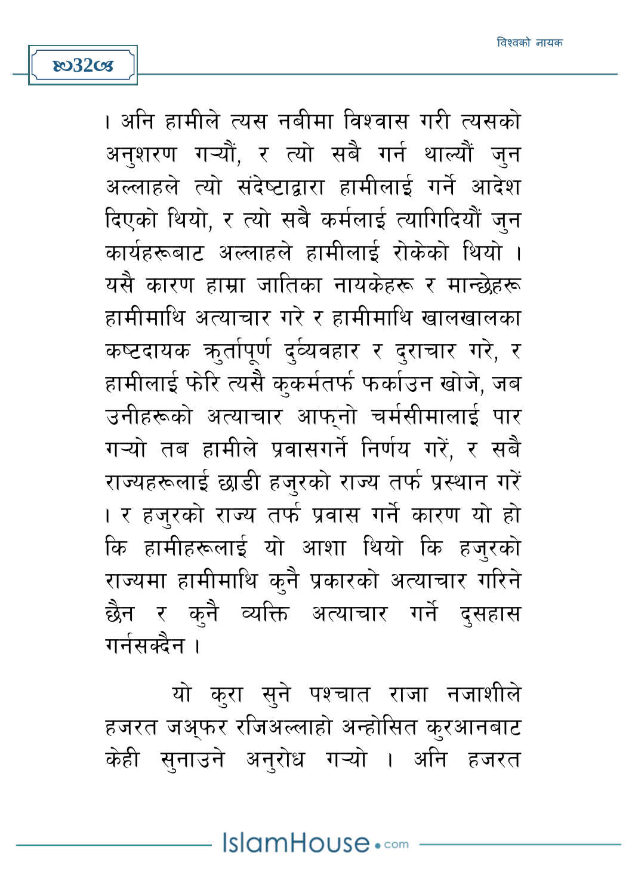। अनि हामीले त्यस नबीमा विश्वास गरी त्यसको अनुशरण गऱ्यौं, र त्यो सबै गर्न थाल्यौं जुन अल्लाहले त्यो संदेष्टाद्वारा हामीलाई गर्ने आदेश दिएको थियो, र त्यो सबै कर्मलाई त्यागिदियौं जुन कार्यहरूबाट अल्लाहले हामीलाई रोकेको थियो । यसै कारण हाम्रा जातिका नायकेहरू र मान्छेहरू हामीमाथि अत्याचार गरे र हामीमाथि खालखालका कष्टदायक क्रुर्तापूर्ण दुर्व्यवहार र दुराचार गरे, र हामीलाई फेरि त्यसै कुकर्मतर्फ फर्काउन खोजे, जब उनीहरूको अत्याचार आफ्नो चर्मसीमालाई पार गऱ्यो तब हामीले प्रवासगर्ने निर्णय गरें, र सबै राज्यहरूलाई छाडी हजुरको राज्य तर्फ प्रस्थान गरें । र हजुरको राज्य तर्फ प्रवास गर्ने कारण यो हो कि हामीहरूलाई यो आशा थियो कि हजुरको राज्यमा हामीमाथि कुनै प्रकारको अत्याचार गरिने छैन र कुनै व्यक्ति अत्याचार गर्ने दुसहास गर्नसक्दैन ।

यो कुरा सुने पश्चात राजा नजाशीले हजरत जअ्फर रजिअल्लाहो अन्होसित कुरआनबाट केही सुनाउने अनुरोध गऱ्यो । अनि हजरत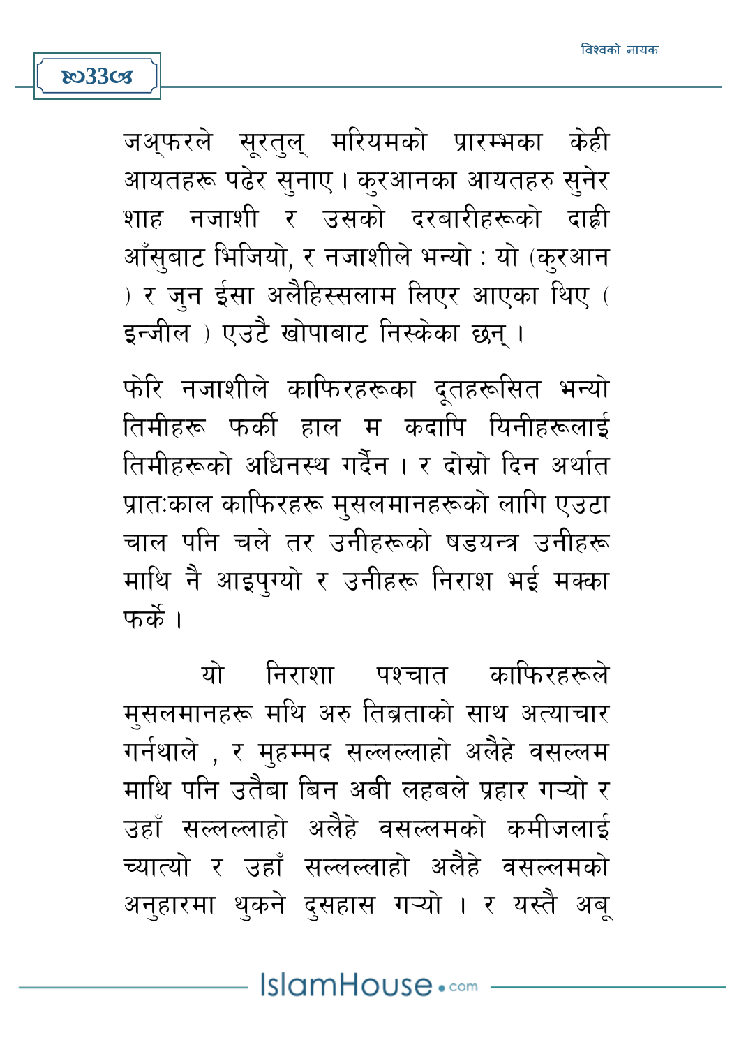जअ्फरले सूरतुल् मरियमको प्रारम्भका केही आयतहरू पढेर सुनाए। कुरआनका आयतहरु सुनेर शाह नजाशी र उसको दरबारीहरूको दाह्री आँसुबाट भिजियो, र नजाशीले भन्यो : यो (कुरआन ) र जुन ईसा अलैहिस्सलाम लिएर आएका थिए ( इन्जील ) एउटै खोपाबाट निस्केका छन् ।

फेरि नजाशीले काफिरहरूका दूतहरूसित भन्यो तिमीहरू फर्की हाल म कदापि यिनीहरूलाई तिमीहरूको अधिनस्थ गर्दैन । र दोस्रो दिन अर्थात प्रातःकाल काफिरहरू मुसलमानहरूको लागि एउटा चाल पनि चले तर उनीहरूको षडयन्त्र उनीहरू माथि नै आइपुग्यो र उनीहरू निराश भई मक्का फर्के ।

यो निराशा पश्चात काफिरहरूले मुसलमानहरू मथि अरु तिब्रताको साथ अत्याचार गर्नथाले , र मुहम्मद सल्लल्लाहो अलैहे वसल्लम माथि पनि उतैबा बिन अबी लहबले प्रहार गऱ्यो र उहाँ सल्लल्लाहो अलैहे वसल्लमको कमीजलाई च्यात्यो र उहाँ सल्लल्लाहो अलैहे वसल्लमको अनुहारमा थुकने दुसहास गऱ्यो । र यस्तै अबू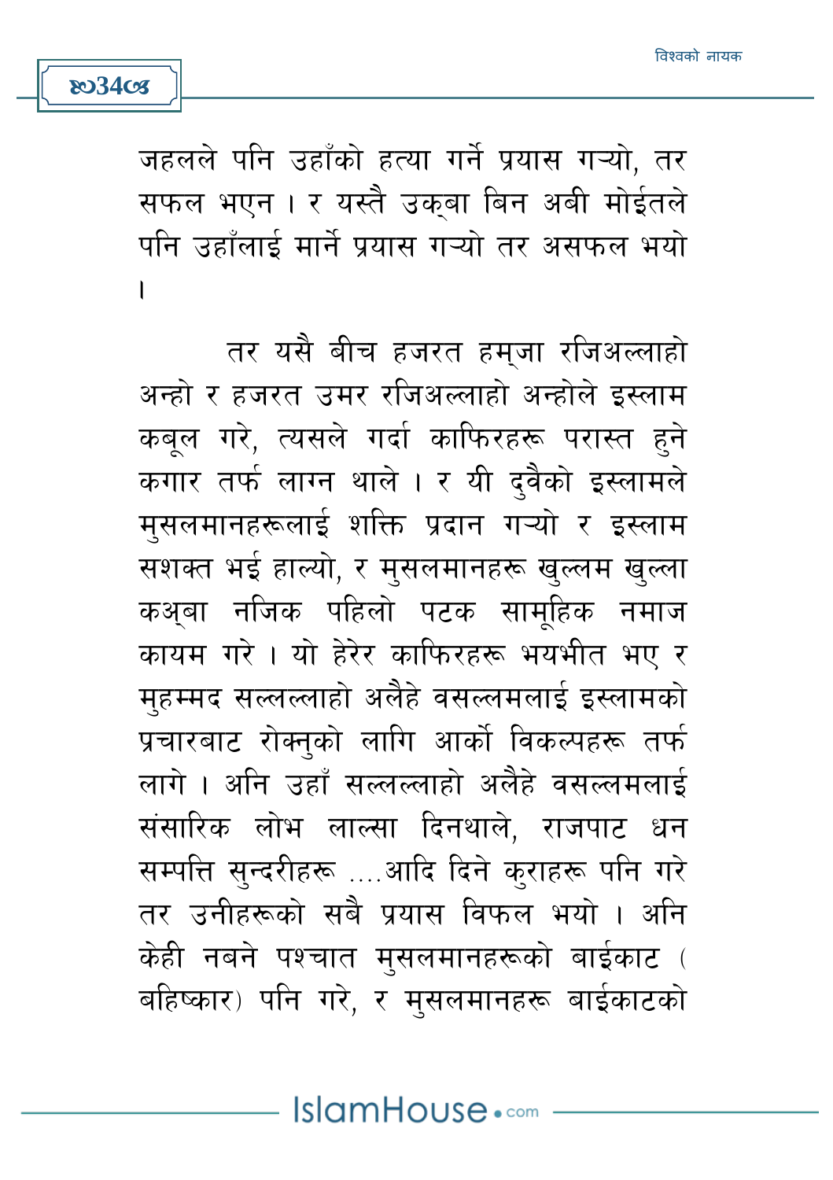जहलले पनि उहाँको हत्या गर्ने प्रयास गऱ्यो, तर सफल भएन । र यस्तै उक्बा बिन अबी मोईतले पनि उहाँलाई मार्ने प्रयास गऱ्यो तर असफल भयो ।

तर यसै बीच हजरत हम्ज़ा रजिअल्लाहो अन्हो र हजरत उमर रजिअल्लाहो अन्होले इस्लाम कबूल गरे, त्यसले गर्दा काफिरहरू परास्त हुने कगार तर्फ लाग्न थाले । र यी दुवैको इस्लामले मुसलमानहरूलाई शक्ति प्रदान गऱ्यो र इस्लाम सशक्त भई हाल्यो, र मुसलमानहरू खुल्लम खुल्ला कअ्बा नजिक पहिलो पटक सामूहिक नमाज कायम गरे । यो हेरेर काफिरहरू भयभीत भए र मुहम्मद सल्लल्लाहो अलैहे वसल्लमलाई इस्लामको प्रचारबाट रोक्नुको लागि आर्को विकल्पहरू तर्फ लागे । अनि उहाँ सल्लल्लाहो अलैहे वसल्लमलाई संसारिक लोभ लाल्सा दिनथाले, राजपाट धन सम्पत्ति सुन्दरीहरू ....आदि दिने कुराहरू पनि गरे तर उनीहरूको सबै प्रयास विफल भयो । अनि केही नबने पश्चात मुसलमानहरूको बाईकाट (बहिष्कार) पनि गरे, र मुसलमानहरू बाईकाटको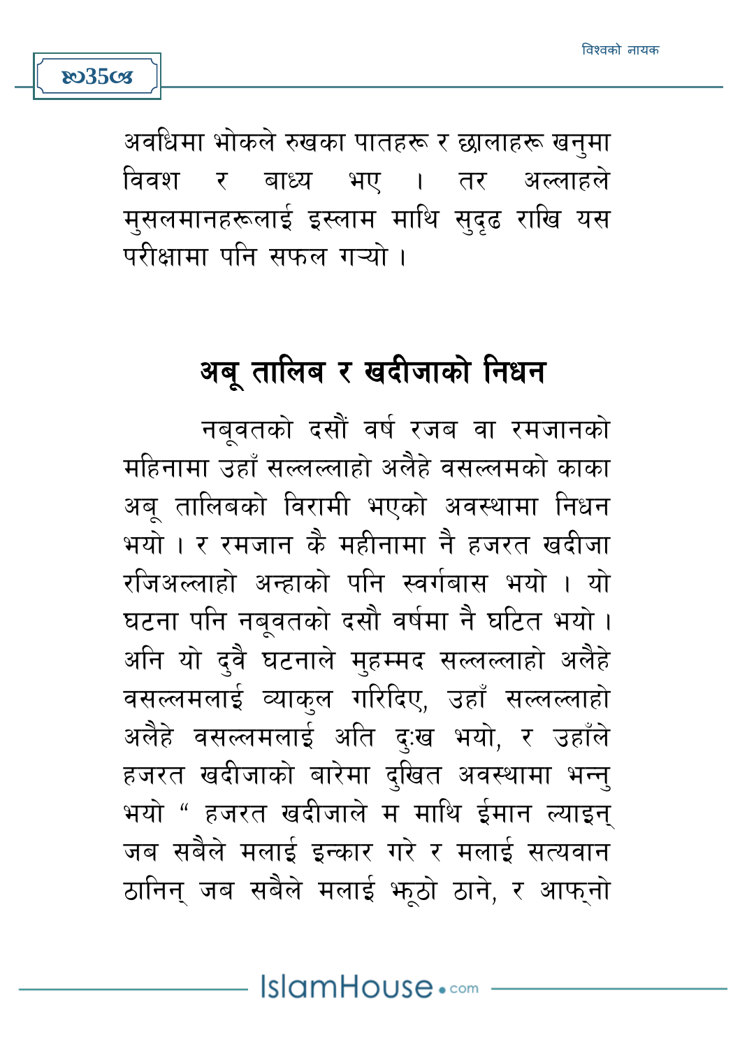अवधिमा भोकले रुखका पातहरू र छालाहरू खनुमा विवश र बाध्य भए । तर अल्लाहले मुसलमानहरूलाई इस्लाम माथि सुदृढ राखि यस परीक्षामा पनि सफल गऱ्यो ।

## अबू तालिब र खदीजाको निधन

नबूवतको दसौं वर्ष रजब वा रमजानको महिनामा उहाँ सल्लल्लाहो अलैहे वसल्लमको काका अबू तालिबको विरामी भएको अवस्थामा निधन भयो । र रमजान कै महीनामा नै हजरत खदीजा रजिअल्लाहो अन्हाको पनि स्वर्गबास भयो । यो घटना पनि नबूवतको दसौ वर्षमा नै घटित भयो । अनि यो दुवै घटनाले मुहम्मद सल्लल्लाहो अलैहे वसल्लमलाई व्याकुल गरिदिए, उहाँ सल्लल्लाहो अलैहे वसल्लमलाई अति दुःख भयो, र उहाँले हजरत खदीजाको बारेमा दुखित अवस्थामा भन्नु भयो " हजरत खदीजाले म माथि ईमान ल्याइन् जब सबैले मलाई इन्कार गरे र मलाई सत्यवान ठानिन् जब सबैले मलाई झूठो ठाने, र आफ्नो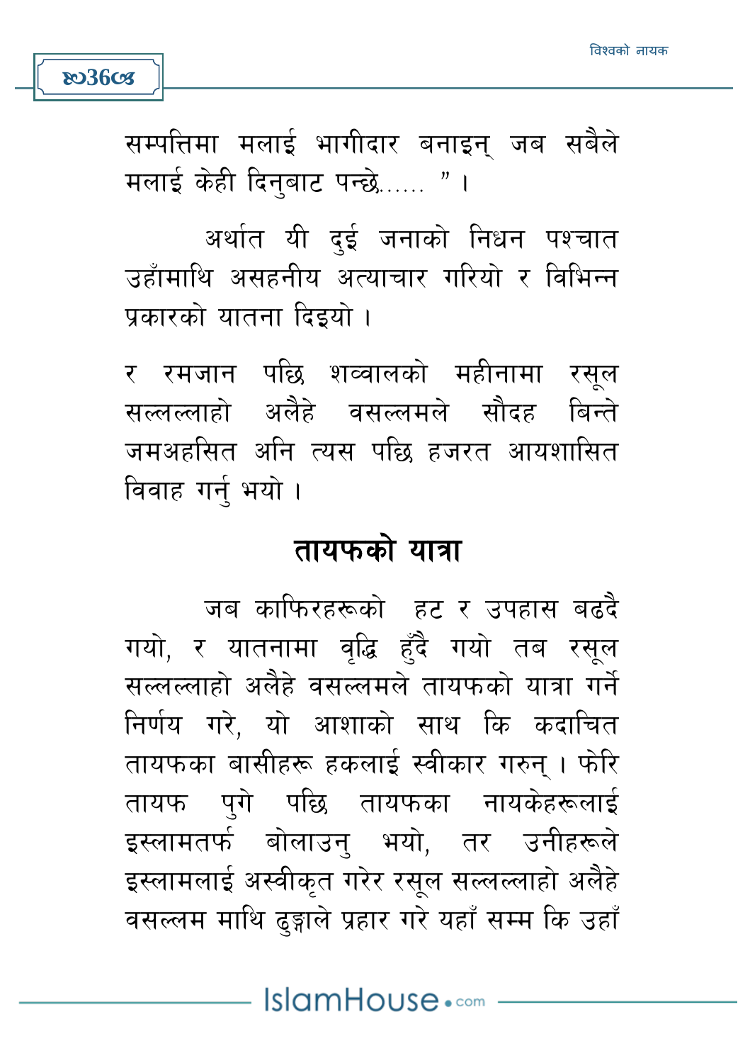सम्पत्तिमा मलाई भागीदार बनाइन् जब सबैले मलाई केही दिनुबाट पन्छे...... "।

अर्थात यी दुई जनाको निधन पश्चात उहाँमाथि असहनीय अत्याचार गरियो र विभिन्न प्रकारको यातना दिइयो ।

र रमजान पछि शव्वालको महीनामा रसूल सल्लल्लाहो अलैहे वसल्लमले सौदह बिन्ते जमअहसित अनि त्यस पछि हजरत आयशासित विवाह गर्नु भयो ।

## तायफको यात्रा

जब काफिरहरूको हट र उपहास बढदै गयो, र यातनामा वृद्धि हुँदै गयो तब रसूल सल्लल्लाहो अलैहे वसल्लमले तायफको यात्रा गर्ने निर्णय गरे, यो आशाको साथ कि कदाचित तायफका बासीहरू हकलाई स्वीकार गरुन् । फेरि तायफ पुगे पछि तायफका नायकेहरूलाई इस्लामतर्फ बोलाउनु भयो, तर उनीहरूले इस्लामलाई अस्वीकृत गरेर रसूल सल्लल्लाहो अलैहे वसल्लम माथि ढुङ्गाले प्रहार गरे यहाँ सम्म कि उहाँ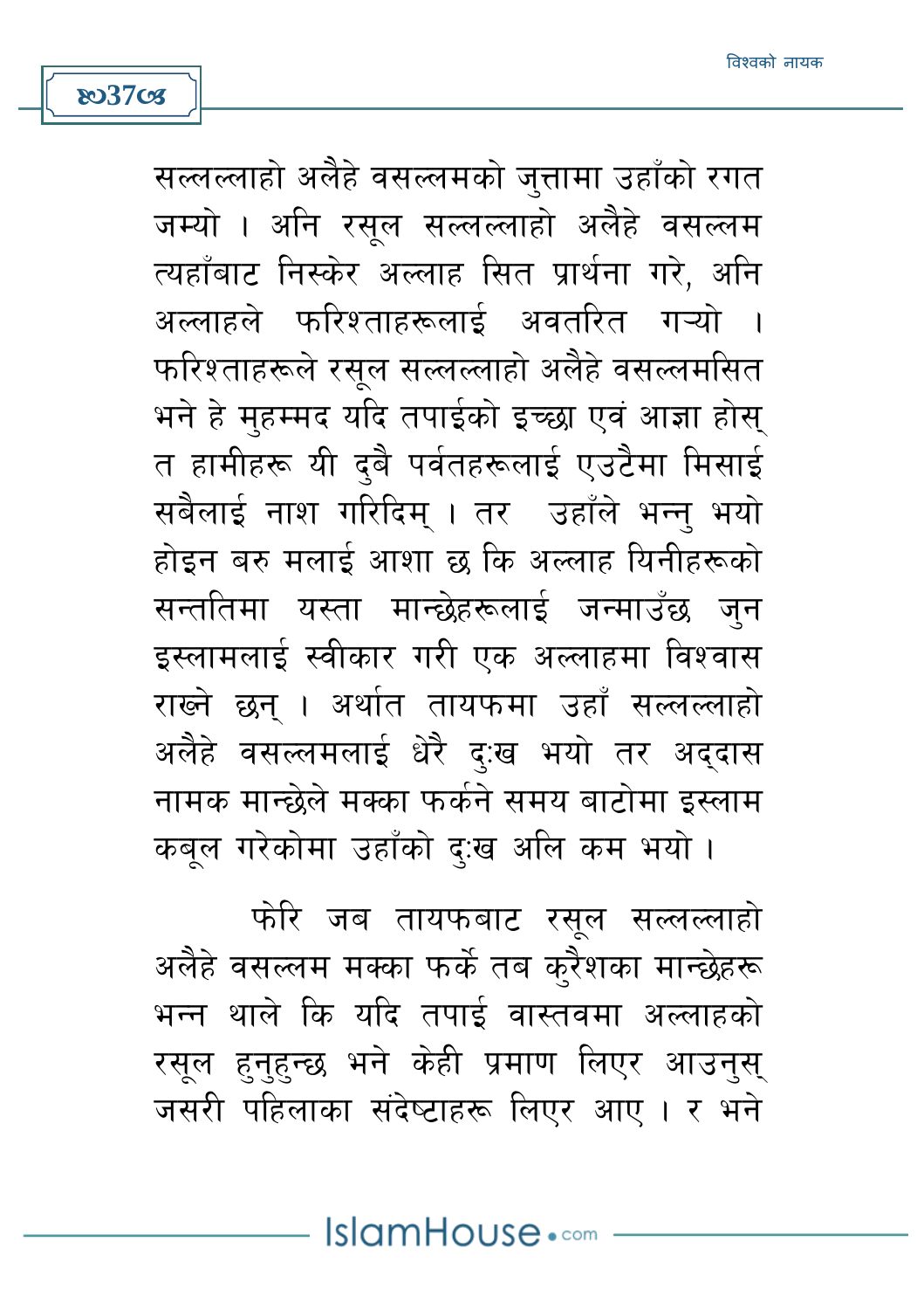सल्लल्लाहो अलैहे वसल्लमको जुत्तामा उहाँको रगत जम्यो । अनि रसूल सल्लल्लाहो अलैहे वसल्लम त्यहाँबाट निस्केर अल्लाह सित प्रार्थना गरे, अनि अल्लाहले फरिश्ताहरूलाई अवतरित गऱ्यो । फरिश्ताहरूले रसूल सल्लल्लाहो अलैहे वसल्लमसित भने हे मुहम्मद यदि तपाईको इच्छा एवं आज्ञा होस् त हामीहरू यी दुबै पर्वतहरूलाई एउटैमा मिसाई सबैलाई नाश गरिदिम् । तर उहाँले भन्नु भयो होइन बरु मलाई आशा छ कि अल्लाह यिनीहरूको सन्ततिमा यस्ता मान्छेहरूलाई जन्माउँछ जुन इस्लामलाई स्वीकार गरी एक अल्लाहमा विश्वास राख्ने छन् । अर्थात तायफमा उहाँ सल्लल्लाहो अलैहे वसल्लमलाई धेरै दुःख भयो तर अद्दास नामक मान्छेले मक्का फर्कने समय बाटोमा इस्लाम कबूल गरेकोमा उहाँको दुःख अलि कम भयो ।

फेरि जब तायफबाट रसूल सल्लल्लाहो अलैहे वसल्लम मक्का फर्के तब कुरैशका मान्छेहरू भन्न थाले कि यदि तपाई वास्तवमा अल्लाहको रसूल हुनुहुन्छ भने केही प्रमाण लिएर आउनुस् जसरी पहिलाका संदेष्टाहरू लिएर आए । र भने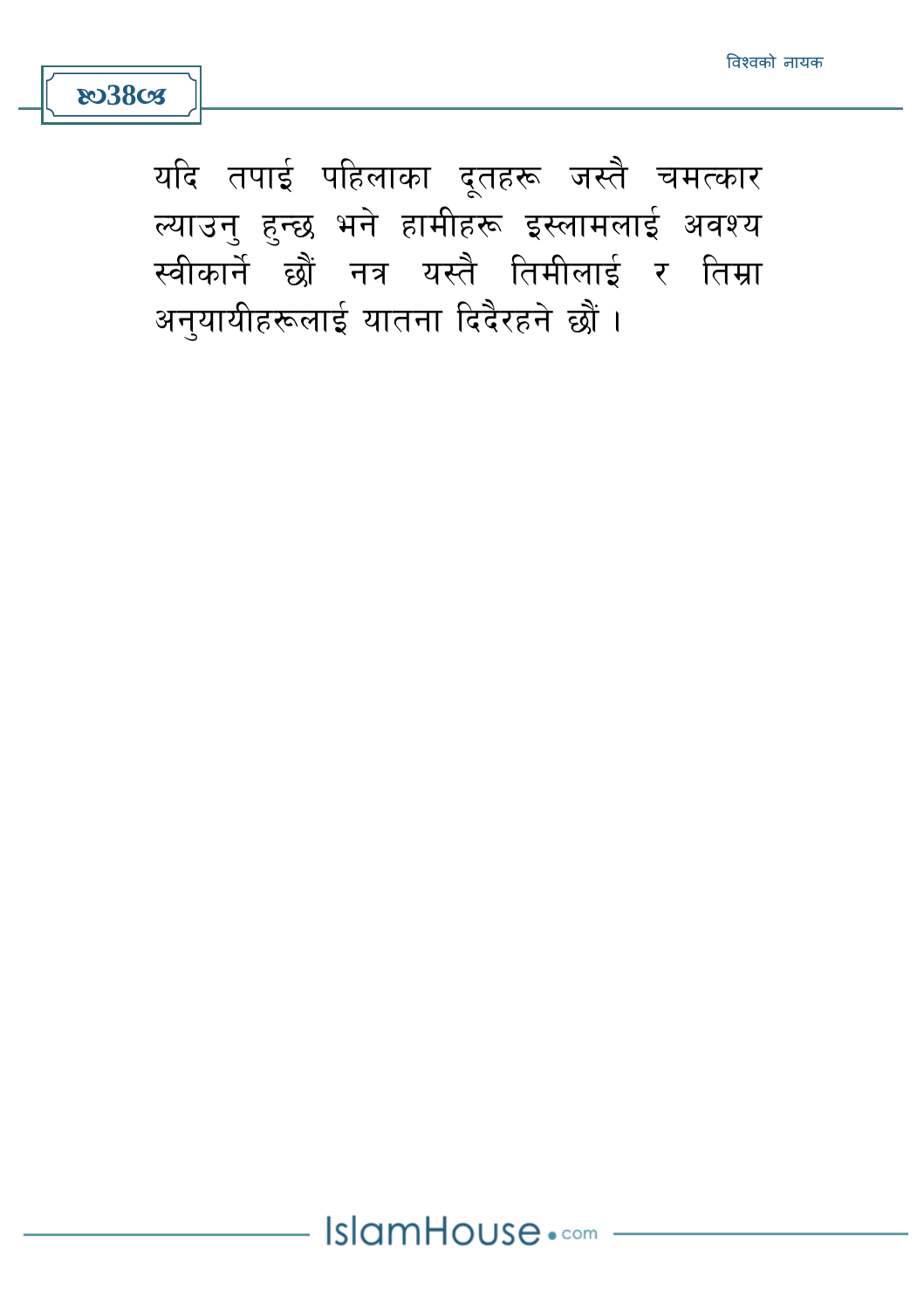यदि तपाई पहिलाका दूतहरू जस्तै चमत्कार ल्याउनु हुन्छ भने हामीहरू इस्लामलाई अवश्य स्वीकार्ने छौं नत्र यस्तै तिमीलाई र तिम्रा अनुयायीहरूलाई यातना दिदैरहने छौं ।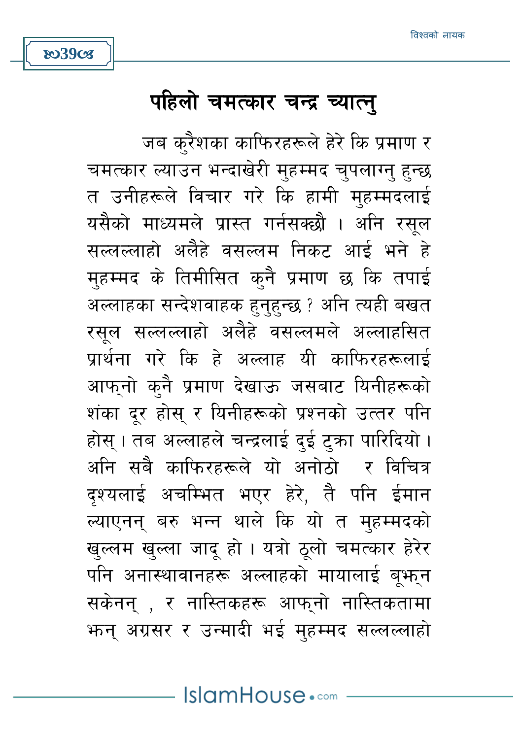# पहिलो चमत्कार चन्द्र च्यात्नु

जब कुरैशका काफिरहरूले हेरे कि प्रमाण र चमत्कार ल्याउन भन्दाखेरी मुहम्मद चुपलाग्नु हुन्छ त उनीहरूले विचार गरे कि हामी मुहम्मदलाई यसैको माध्यमले प्रास्त गर्नसक्छौं । अनि रसूल सल्लल्लाहो अलैहे वसल्लम निकट आई भने हे मुहम्मद के तिमीसित कुनै प्रमाण छ कि तपाई अल्लाहका सन्देशवाहक हुनुहुन्छ ? अनि त्यही बखत रसूल सल्लल्लाहो अलैहे वसल्लमले अल्लाहसित प्रार्थना गरे कि हे अल्लाह यी काफिरहरूलाई आफ्नो कुनै प्रमाण देखाऊ जसबाट यिनीहरूको शंका दूर होस् र यिनीहरूको प्रश्नको उत्तर पनि होस् । तब अल्लाहले चन्द्रलाई दुई टुक्रा पारिदियो । अनि सबै काफिरहरूले यो अनोठो र विचित्र दृश्यलाई अचम्भित भएर हेरे, तै पनि ईमान ल्याएनन् बरु भन्न थाले कि यो त मुहम्मदको खुल्लम खुल्ला जादू हो । यत्रो ठूलो चमत्कार हेरेर पनि अनास्थावानहरू अल्लाहको मायालाई बूझ्न सकेनन् , र नास्तिकहरू आफ्नो नास्तिकतामा झन् अग्रसर र उन्मादी भई मुहम्मद सल्लल्लाहो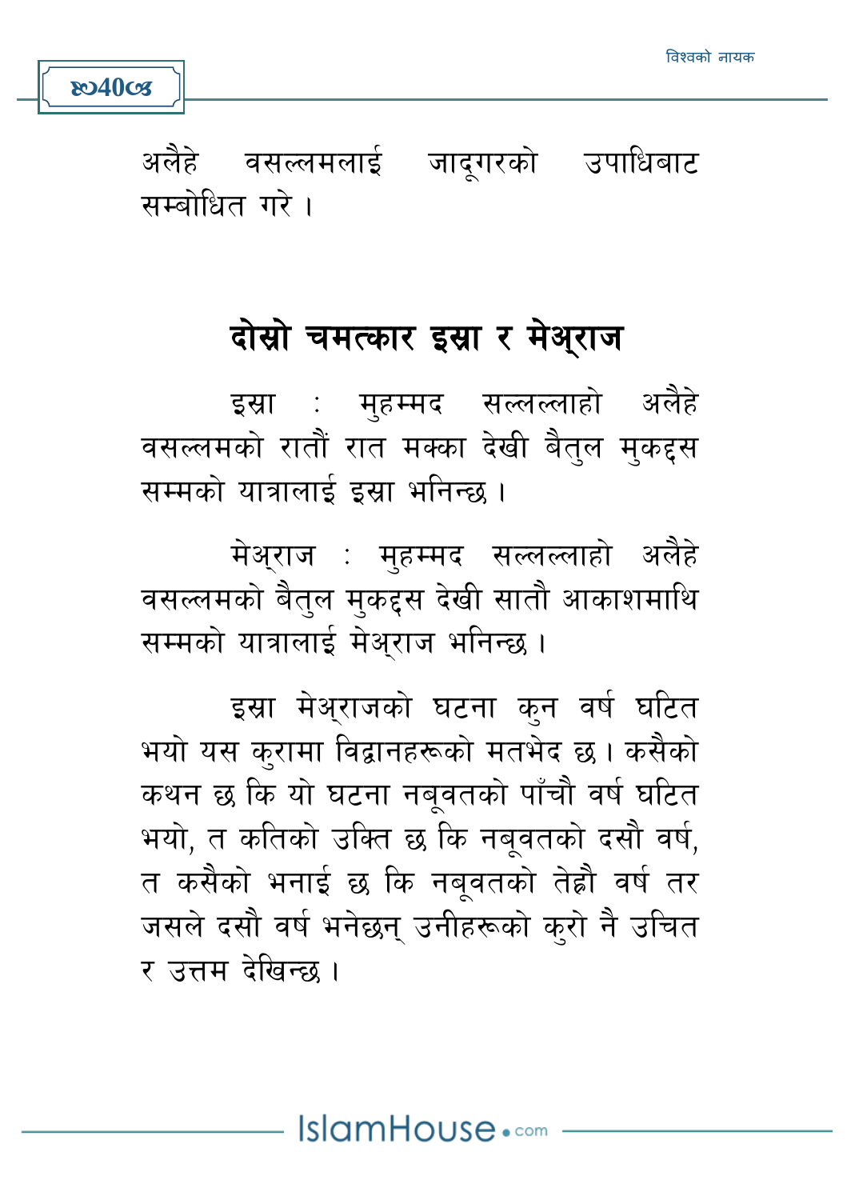अलैहे वसल्लमलाई जादूगरको उपाधिबाट सम्बोधित गरे ।

## दोस्रो चमत्कार इस्रा र मेअ्राज

इस्रा : मुहम्मद सल्लल्लाहो अलैहे वसल्लमको रातौं रात मक्का देखी बैतुल मुकद्दस सम्मको यात्रालाई इस्रा भनिन्छ ।

मेअ्राज : मुहम्मद सल्लल्लाहो अलैहे वसल्लमको बैतुल मुकद्दस देखी सातौ आकाशमाथि सम्मको यात्रालाई मेअ्राज भनिन्छ ।

इस्रा मेअ्राजको घटना कुन वर्ष घटित भयो यस कुरामा विद्वानहरूको मतभेद छ। कसैको कथन छ कि यो घटना नबूवतको पाँचौ वर्ष घटित भयो, त कतिको उक्ति छ कि नबूवतको दसौ वर्ष, त कसैको भनाई छ कि नबूवतको तेह्रौ वर्ष तर जसले दसौ वर्ष भनेछन् उनीहरूको कुरो नै उचित र उत्तम देखिन्छ ।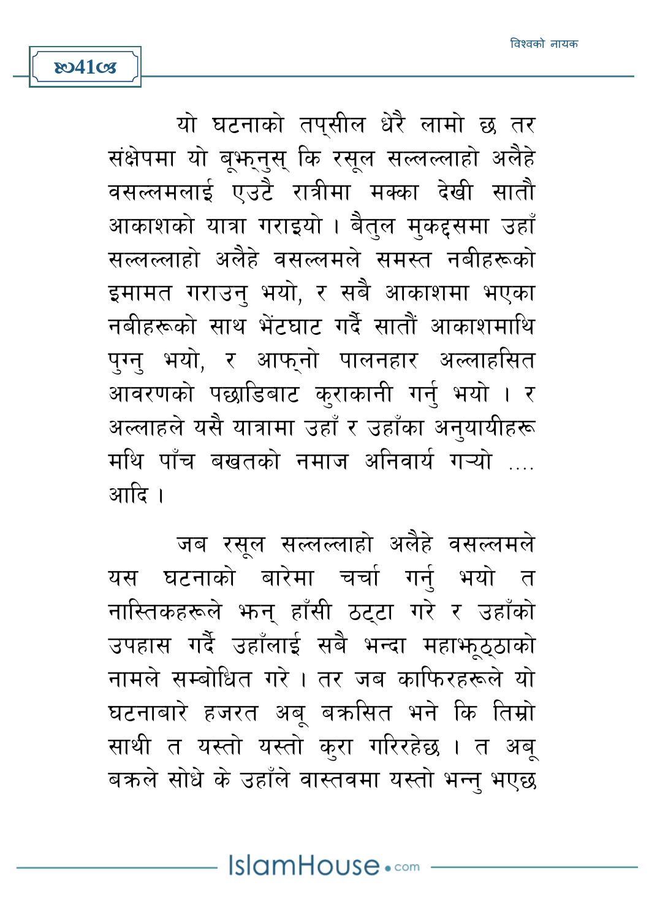यो घटनाको तप्सील धेरै लामो छ तर संक्षेपमा यो बूझ्नुस् कि रसूल सल्लल्लाहो अलैहे वसल्लमलाई एउटै रात्रीमा मक्का देखी सातौ आकाशको यात्रा गराइयो । बैतुल मुकद्दसमा उहाँ सल्लल्लाहो अलैहे वसल्लमले समस्त नबीहरूको इमामत गराउनु भयो, र सबै आकाशमा भएका नबीहरूको साथ भेंटघाट गर्दै सातौं आकाशमाथि पुग्नु भयो, र आफ्नो पालनहार अल्लाहसित आवरणको पछाडिबाट कुराकानी गर्नु भयो । र अल्लाहले यसै यात्रामा उहाँ र उहाँका अनुयायीहरू मथि पाँच बखतको नमाज अनिवार्य गऱ्यो .... आदि ।

जब रसूल सल्लल्लाहो अलैहे वसल्लमले यस घटनाको बारेमा चर्चा गर्नु भयो त नास्तिकहरूले झन् हाँसी ठट्टा गरे र उहाँको उपहास गर्दै उहाँलाई सबै भन्दा महाझूठ्ठाको नामले सम्बोधित गरे । तर जब काफिरहरूले यो घटनाबारे हजरत अबू बक्रसित भने कि तिम्रो साथी त यस्तो यस्तो कुरा गरिरहेछ । त अबू बक्रले सोधे के उहाँले वास्तवमा यस्तो भन्नु भएछ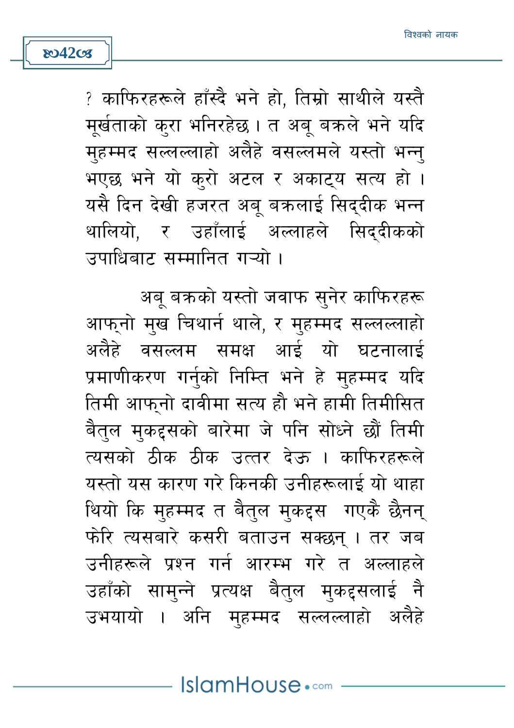? काफिरहरूले हाँस्दै भने हो, तिम्रो साथीले यस्तै मूर्खताको कुरा भनिरहेछ । त अबू बक्रले भने यदि मुहम्मद सल्लल्लाहो अलैहे वसल्लमले यस्तो भन्नु भएछ भने यो कुरो अटल र अकाट्य सत्य हो । यसै दिन देखी हजरत अबू बक्रलाई सिद्दीक भन्न थालियो, र उहाँलाई अल्लाहले सिद्दीकको उपाधिबाट सम्मानित गर्‍यो ।

अबू बक्रको यस्तो जवाफ सुनेर काफिरहरू आफ्नो मुख चिथार्न थाले, र मुहम्मद सल्लल्लाहो अलैहे वसल्लम समक्ष आई यो घटनालाई प्रमाणीकरण गर्नुको निम्ति भने हे मुहम्मद यदि तिमी आफ्नो दावीमा सत्य हौ भने हामी तिमीसित बैतुल मुकद्दसको बारेमा जे पनि सोध्ने छौं तिमी त्यसको ठीक ठीक उत्तर देऊ । काफिरहरूले यस्तो यस कारण गरे किनकी उनीहरूलाई यो थाहा थियो कि मुहम्मद त बैतुल मुकद्दस गएकै छैनन् फेरि त्यसबारे कसरी बताउन सक्छन् । तर जब उनीहरूले प्रश्न गर्न आरम्भ गरे त अल्लाहले उहाँको सामुन्ने प्रत्यक्ष बैतुल मुकद्दसलाई नै उभयायो । अनि मुहम्मद सल्लल्लाहो अलैहे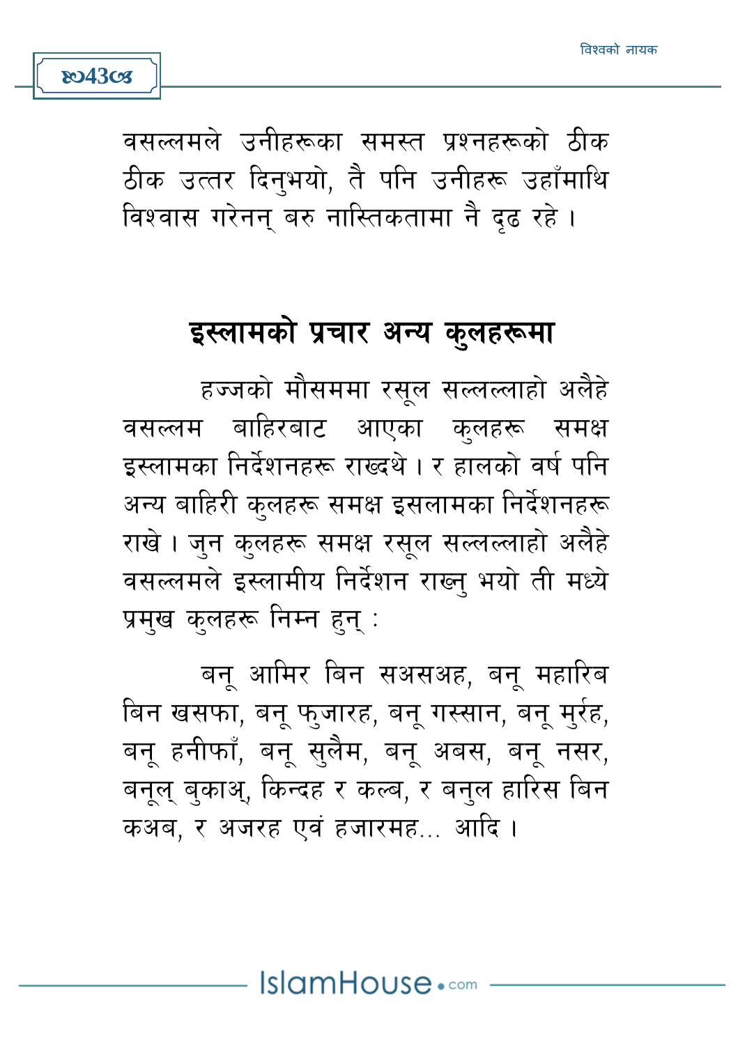वसल्लमले उनीहरूका समस्त प्रश्नहरूको ठीक ठीक उत्तर दिनुभयो, तै पनि उनीहरू उहाँमाथि विश्वास गरेनन् बरु नास्तिकतामा नै दृढ रहे ।

## इस्लामको प्रचार अन्य कुलहरूमा

हज्जको मौसममा रसूल सल्लल्लाहो अलैहे वसल्लम बाहिरबाट आएका कुलहरू समक्ष इस्लामका निर्देशनहरू राख्दथे । र हालको वर्ष पनि अन्य बाहिरी कुलहरू समक्ष इसलामका निर्देशनहरू राखे । जुन कुलहरू समक्ष रसूल सल्लल्लाहो अलैहे वसल्लमले इस्लामीय निर्देशन राख्नु भयो ती मध्ये प्रमुख कुलहरू निम्न हुन् :

बनू आमिर बिन सअसअह, बनू महारिब बिन खसफा, बनू फुजारह, बनू गस्सान, बनू मुर्रह, बनू हनीफाँ, बनू सुलैम, बनू अबस, बनू नसर, बनूल् बुकाअ्, किन्दह र कल्ब, र बनुल हारिस बिन कअब, र अजरह एवं हजारमह... आदि ।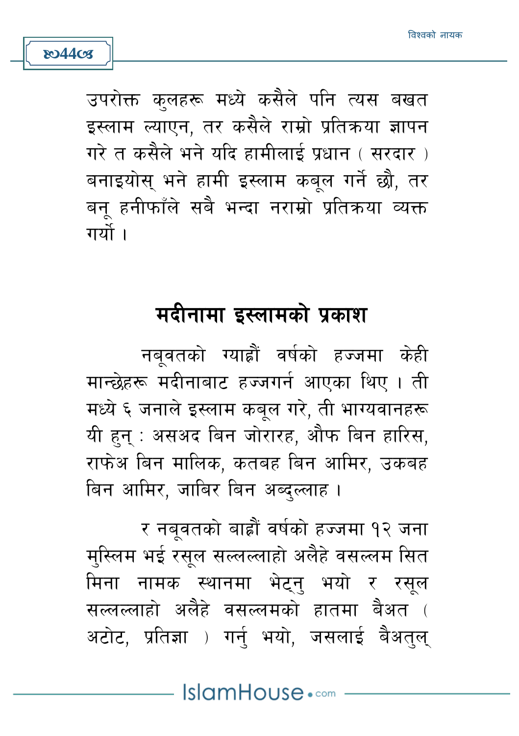उपरोक्त कुलहरू मध्ये कसैले पनि त्यस बखत इस्लाम ल्याएन, तर कसैले राम्रो प्रतिक्रया ज्ञापन गरे त कसैले भने यदि हामीलाई प्रधान ( सरदार ) बनाइयोस् भने हामी इस्लाम कबूल गर्ने छौ, तर बनू हनीफाँले सबै भन्दा नराम्रो प्रतिक्रया व्यक्त गर्यो ।

## मदीनामा इस्लामको प्रकाश

नबूवतको ग्याह्रौं वर्षको हज्जमा केही मान्छेहरू मदीनाबाट हज्जगर्न आएका थिए । ती मध्ये ६ जनाले इस्लाम कबूल गरे, ती भाग्यवानहरू यी हुन् : असअद बिन जोरारह, औफ बिन हारिस, राफेअ बिन मालिक, कतबह बिन आमिर, उकबह बिन आमिर, जाबिर बिन अब्दुल्लाह ।

र नबूवतको बाह्रौं वर्षको हज्जमा १२ जना मुस्लिम भई रसूल सल्लल्लाहो अलैहे वसल्लम सित मिना नामक स्थानमा भेट्नु भयो र रसूल सल्लल्लाहो अलैहे वसल्लमको हातमा बैअत ( अटोट, प्रतिज्ञा ) गर्नु भयो, जसलाई बैअतुल्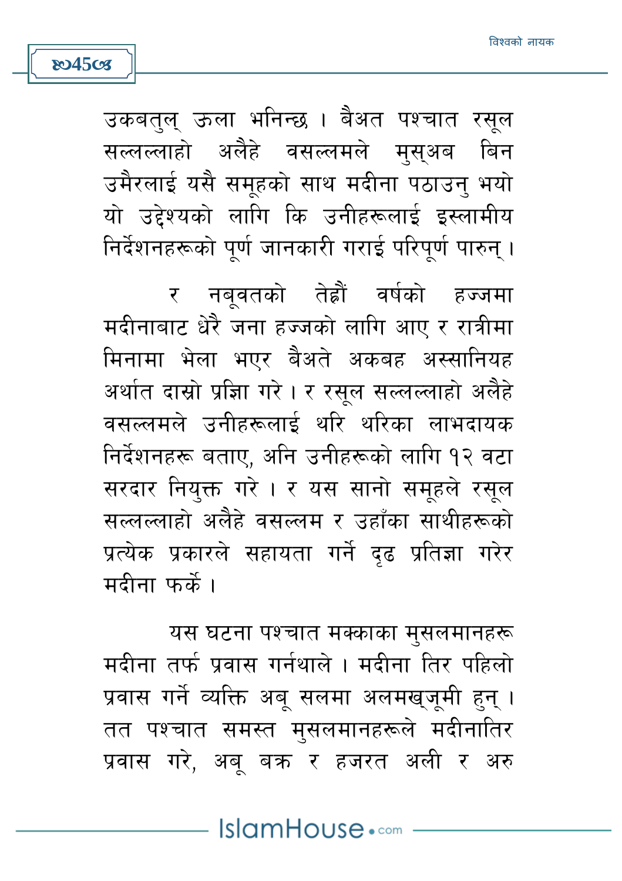उकबतुल् ऊला भनिन्छ । बैअत पश्चात रसूल सल्लल्लाहो अलैहे वसल्लमले मुस्अब बिन उमैरलाई यसै समूहको साथ मदीना पठाउनु भयो यो उद्देश्यको लागि कि उनीहरूलाई इस्लामीय निर्देशनहरूको पूर्ण जानकारी गराई परिपूर्ण पारुन् ।

र नबूवतको तेह्रौं वर्षको हज्जमा मदीनाबाट धेरै जना हज्जको लागि आए र रात्रीमा मिनामा भेला भएर बैअते अकबह अस्सानियह अर्थात दास्रो प्रज्ञि गरे । र रसूल सल्लल्लाहो अलैहे वसल्लमले उनीहरूलाई थरि थरिका लाभदायक निर्देशनहरू बताए, अनि उनीहरूको लागि १२ वटा सरदार नियुक्त गरे । र यस सानो समूहले रसूल सल्लल्लाहो अलैहे वसल्लम र उहाँका साथीहरूको प्रत्येक प्रकारले सहायता गर्ने दृढ प्रतिज्ञा गरेर मदीना फर्के ।

यस घटना पश्चात मक्काका मुसलमानहरू मदीना तर्फ प्रवास गर्नथाले । मदीना तिर पहिलो प्रवास गर्ने व्यक्ति अबू सलमा अलमख्जूमी हुन् । तत पश्चात समस्त मुसलमानहरूले मदीनातिर प्रवास गरे, अबू बक्र र हजरत अली र अरु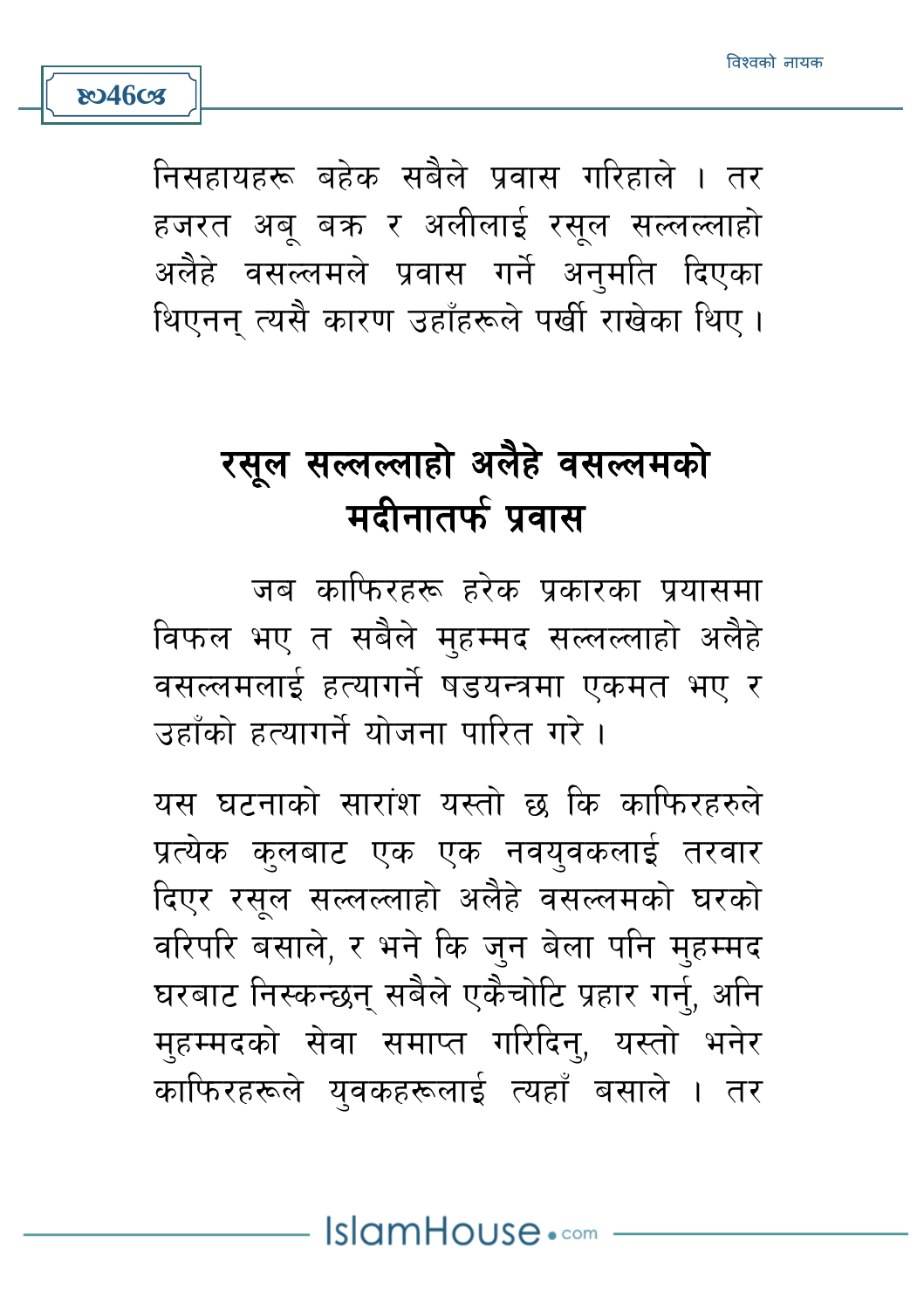निसहायहरू बहेक सबैले प्रवास गरिहाले । तर हजरत अबू बक्र र अलीलाई रसूल सल्लल्लाहो अलैहे वसल्लमले प्रवास गर्ने अनुमति दिएका थिएनन् त्यसै कारण उहाँहरूले पर्खी राखेका थिए ।

## रसूल सल्लल्लाहो अलैहे वसल्लमको मदीनातर्फ प्रवास

जब काफिरहरू हरेक प्रकारका प्रयासमा विफल भए त सबैले मुहम्मद सल्लल्लाहो अलैहे वसल्लमलाई हत्यागर्ने षडयन्त्रमा एकमत भए र उहाँको हत्यागर्ने योजना पारित गरे ।

यस घटनाको सारांश यस्तो छ कि काफिरहरुले प्रत्येक कुलबाट एक एक नवयुवकलाई तरवार दिएर रसूल सल्लल्लाहो अलैहे वसल्लमको घरको वरिपरि बसाले, र भने कि जुन बेला पनि मुहम्मद घरबाट निस्कन्छन् सबैले एकैचोटि प्रहार गर्नु, अनि मुहम्मदको सेवा समाप्त गरिदिनु, यस्तो भनेर काफिरहरूले युवकहरूलाई त्यहाँ बसाले । तर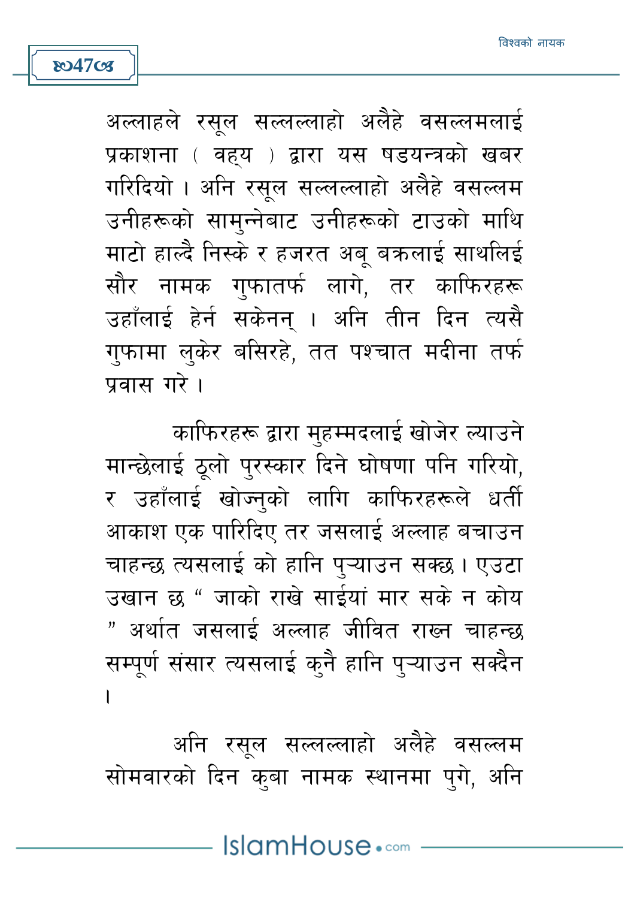अल्लाहले रसूल सल्लल्लाहो अलैहे वसल्लमलाई प्रकाशना ( वह्य ) द्वारा यस षडयन्त्रको खबर गरिदियो । अनि रसूल सल्लल्लाहो अलैहे वसल्लम उनीहरूको सामुन्नेबाट उनीहरूको टाउको माथि माटो हाल्दै निस्के र हजरत अबू बक्रलाई साथलिई सौर नामक गुफातर्फ लागे, तर काफिरहरू उहाँलाई हेर्न सकेनन् । अनि तीन दिन त्यसै गुफामा लुकेर बसिरहे, तत पश्चात मदीना तर्फ प्रवास गरे ।

काफिरहरू द्वारा मुहम्मदलाई खोजेर ल्याउने मान्छेलाई ठूलो पुरस्कार दिने घोषणा पनि गरियो, र उहाँलाई खोज्नुको लागि काफिरहरूले धर्ती आकाश एक पारिदिए तर जसलाई अल्लाह बचाउन चाहन्छ त्यसलाई को हानि पुऱ्याउन सक्छ । एउटा उखान छ " जाको राखे साईयां मार सके न कोय " अर्थात जसलाई अल्लाह जीवित राख्न चाहन्छ सम्पूर्ण संसार त्यसलाई कुनै हानि पुऱ्याउन सक्दैन ।

अनि रसूल सल्लल्लाहो अलैहे वसल्लम सोमवारको दिन कुबा नामक स्थानमा पुगे, अनि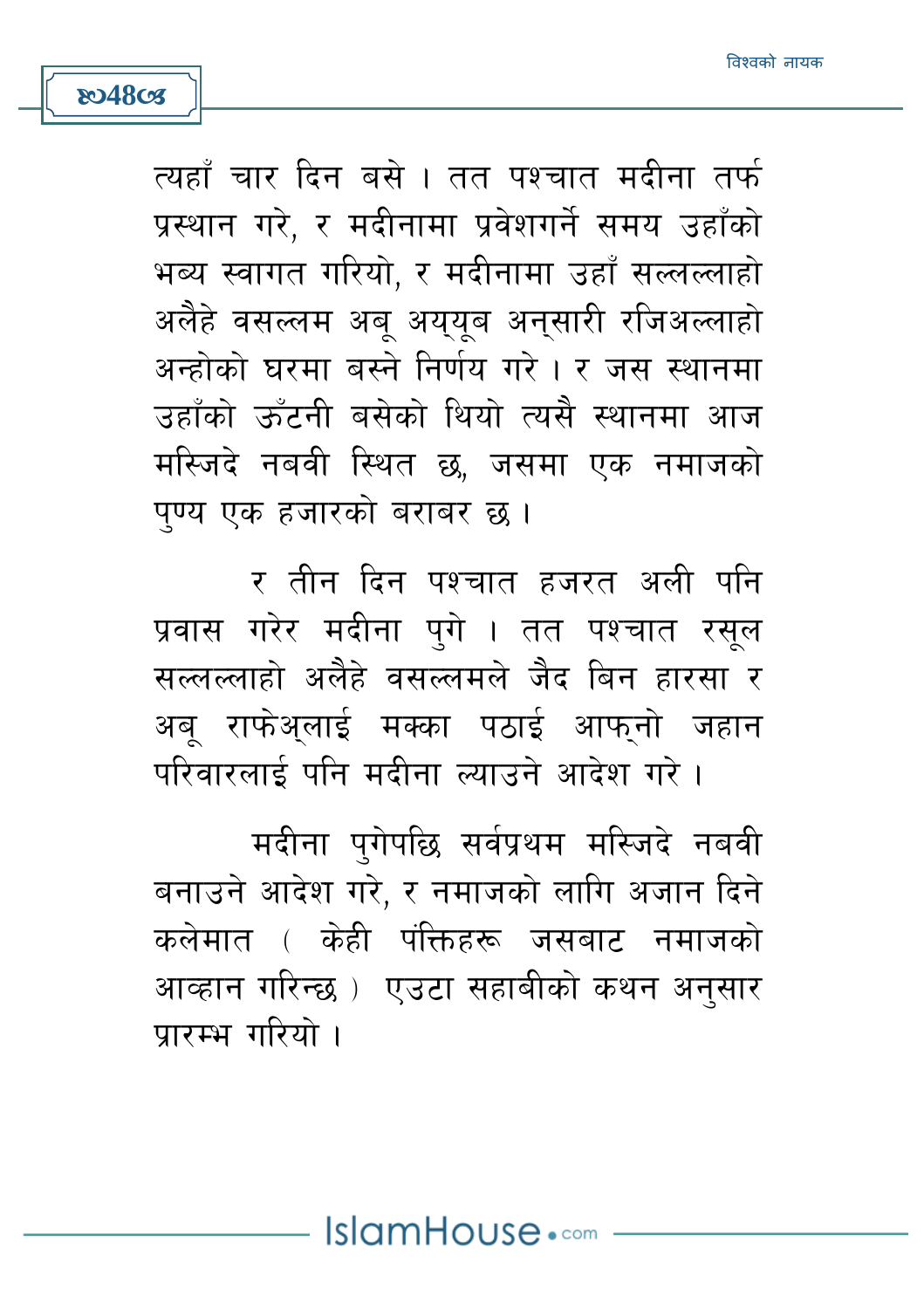त्यहाँ चार दिन बसे । तत पश्चात मदीना तर्फ प्रस्थान गरे, र मदीनामा प्रवेशगर्ने समय उहाँको भव्य स्वागत गरियो, र मदीनामा उहाँ सल्लल्लाहो अलैहे वसल्लम अबू अय्यूब अन्सारी रजिअल्लाहो अन्होको घरमा बस्ने निर्णय गरे । र जस स्थानमा उहाँको ऊँटनी बसेको थियो त्यसै स्थानमा आज मस्जिदे नबवी स्थित छ, जसमा एक नमाजको पुण्य एक हजारको बराबर छ ।

र तीन दिन पश्चात हजरत अली पनि प्रवास गरेर मदीना पुगे । तत पश्चात रसूल सल्लल्लाहो अलैहे वसल्लमले जैद बिन हारसा र अबू राफेअ्लाई मक्का पठाई आफ्नो जहान परिवारलाई पनि मदीना ल्याउने आदेश गरे ।

मदीना पुगेपछि सर्वप्रथम मस्जिदे नबवी बनाउने आदेश गरे, र नमाजको लागि अजान दिने कलेमात ( केही पंक्तिहरू जसबाट नमाजको आव्हान गरिन्छ ) एउटा सहाबीको कथन अनुसार प्रारम्भ गरियो ।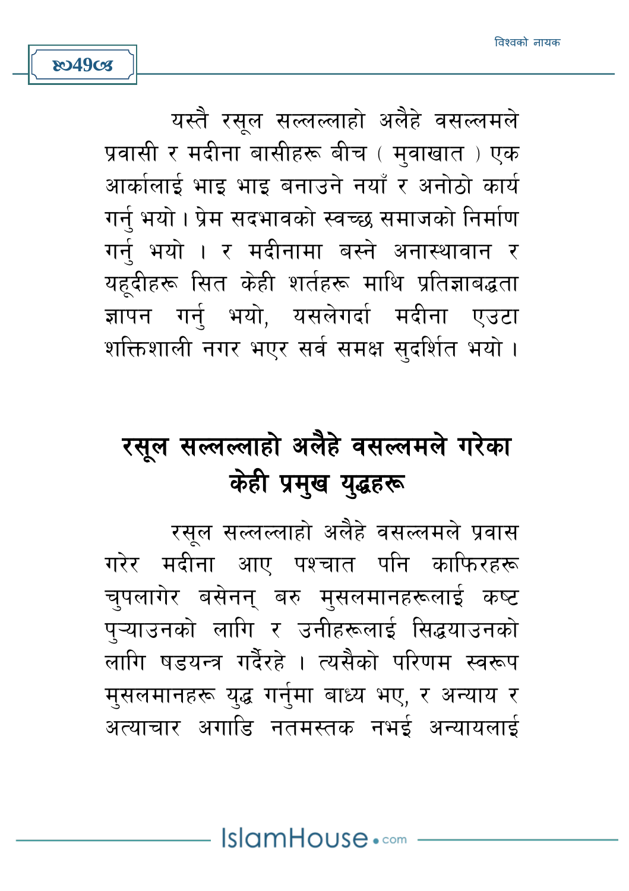यस्तै रसूल सल्लल्लाहो अलैहे वसल्लमले प्रवासी र मदीना बासीहरू बीच ( मुवाखात ) एक आर्कालाई भाइ भाइ बनाउने नयाँ र अनोठो कार्य गर्नु भयो। प्रेम सदभावको स्वच्छ समाजको निर्माण गर्नु भयो । र मदीनामा बस्ने अनास्थावान र यहूदीहरू सित केही शर्तहरू माथि प्रतिज्ञाबद्धता ज्ञापन गर्नु भयो, यसलेगर्दा मदीना एउटा शक्तिशाली नगर भएर सर्व समक्ष सुदर्शित भयो ।

## रसूल सल्लल्लाहो अलैहे वसल्लमले गरेका केही प्रमुख युद्धहरू

रसूल सल्लल्लाहो अलैहे वसल्लमले प्रवास गरेर मदीना आए पश्चात पनि काफिरहरू चुपलागेर बसेनन् बरु मुसलमानहरूलाई कष्ट पुऱ्याउनको लागि र उनीहरूलाई सिद्धयाउनको लागि षडयन्त्र गर्दैरहे । त्यसैको परिणम स्वरूप मुसलमानहरू युद्ध गर्नुमा बाध्य भए, र अन्याय र अत्याचार अगाडि नतमस्तक नभई अन्यायलाई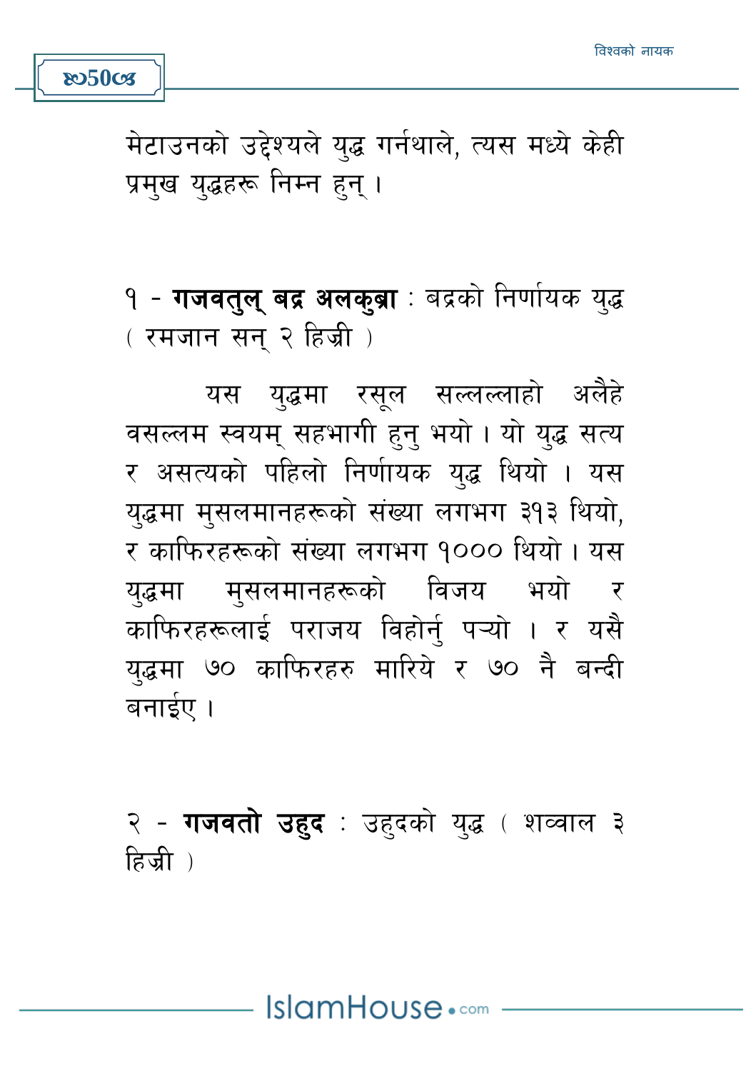मेटाउनको उद्देश्यले युद्ध गर्नथाले, त्यस मध्ये केही प्रमुख युद्धहरू निम्न हुन् ।

१ - **गजवतुल् बद्र अलकुब्रा** : बद्रको निर्णायक युद्ध ( रमजान सन् २ हिज्री )

यस युद्धमा रसूल सल्लल्लाहो अलैहे वसल्लम स्वयम् सहभागी हुनु भयो । यो युद्ध सत्य र असत्यको पहिलो निर्णायक युद्ध थियो । यस युद्धमा मुसलमानहरूको संख्या लगभग ३१३ थियो, र काफिरहरूको संख्या लगभग १००० थियो । यस युद्धमा मुसलमानहरूको विजय भयो र काफिरहरूलाई पराजय विहोर्नु पऱ्यो । र यसै युद्धमा ७० काफिरहरु मारिये र ७० नै बन्दी बनाईए ।

२ - **गजवतो उहुद** : उहुदको युद्ध ( शव्वाल ३ हिज्री )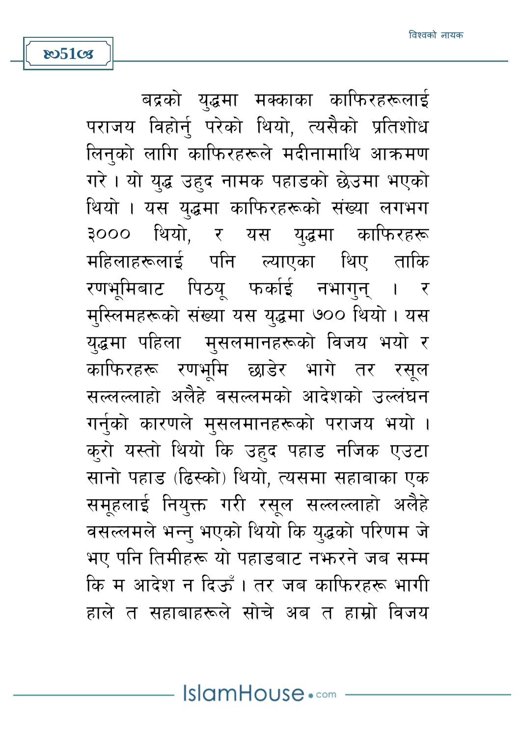बद्रको युद्धमा मक्काका काफिरहरूलाई पराजय विहोर्नु परेको थियो, त्यसैको प्रतिशोध लिनुको लागि काफिरहरूले मदीनामाथि आक्रमण गरे । यो युद्ध उहुद नामक पहाडको छेउमा भएको थियो । यस युद्धमा काफिरहरूको संख्या लगभग ३००० थियो, र यस युद्धमा काफिरहरू महिलाहरूलाई पनि ल्याएका थिए ताकि रणभूमिबाट पिठ्यू फर्काई नभागुन् । र मुस्लिमहरूको संख्या यस युद्धमा ७०० थियो । यस युद्धमा पहिला मुसलमानहरूको विजय भयो र काफिरहरू रणभूमि छाडेर भागे तर रसूल सल्लल्लाहो अलैहे वसल्लमको आदेशको उल्लंघन गर्नुको कारणले मुसलमानहरूको पराजय भयो । कुरो यस्तो थियो कि उहुद पहाड नजिक एउटा सानो पहाड (ढिस्को) थियो, त्यसमा सहाबाका एक समूहलाई नियुक्त गरी रसूल सल्लल्लाहो अलैहे वसल्लमले भन्नु भएको थियो कि युद्धको परिणम जे भए पनि तिमीहरू यो पहाडबाट नझरने जब सम्म कि म आदेश न दिऊँ । तर जब काफिरहरू भागी हाले त सहाबाहरूले सोचे अब त हाम्रो विजय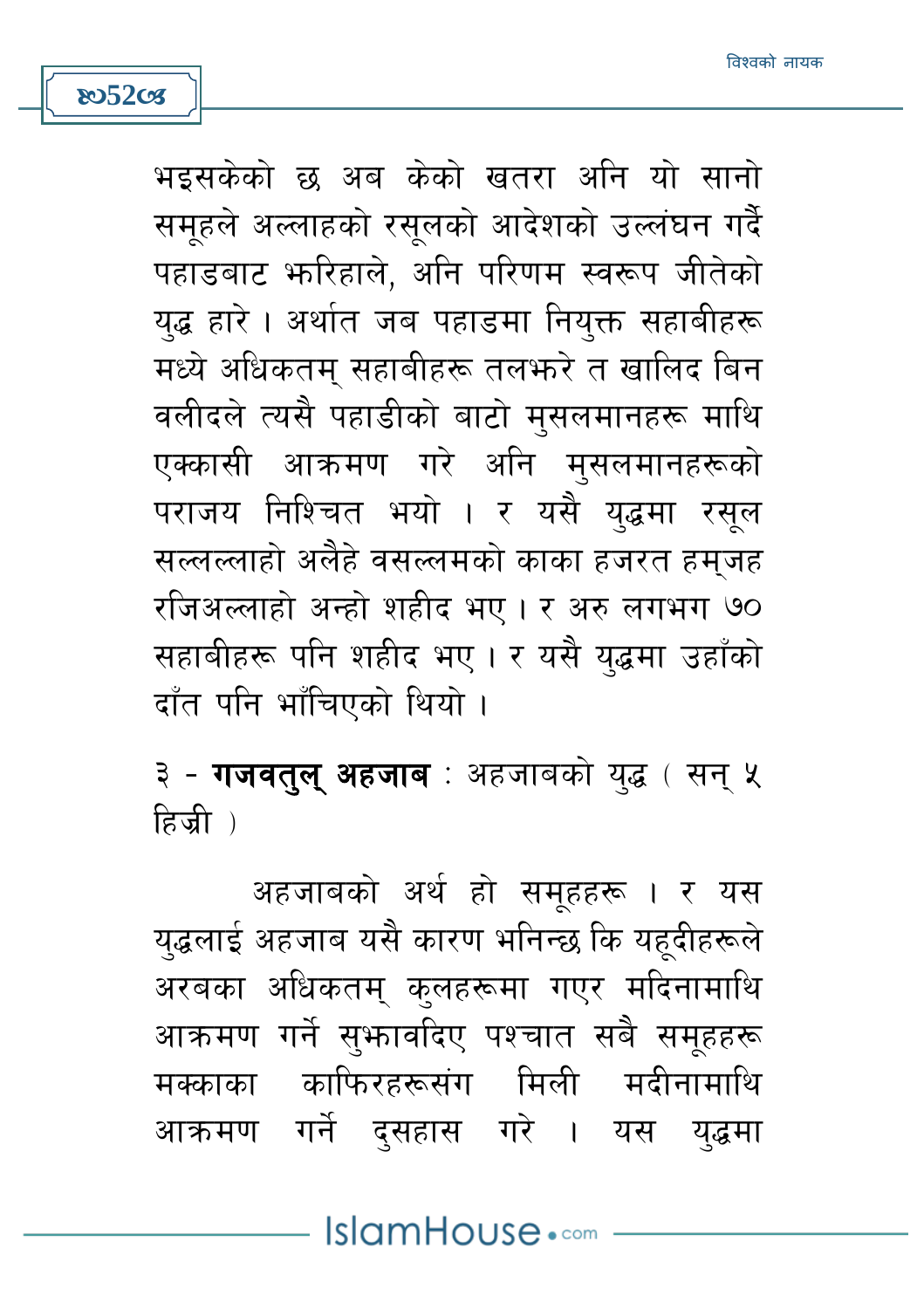भइसकेको छ अब केको खतरा अनि यो सानो समूहले अल्लाहको रसूलको आदेशको उल्लंघन गर्दै पहाडबाट झरिहाले, अनि परिणम स्वरूप जीतेको युद्ध हारे । अर्थात जब पहाडमा नियुक्त सहाबीहरू मध्ये अधिकतम् सहाबीहरू तलझरे त खालिद बिन वलीदले त्यसै पहाडीको बाटो मुसलमानहरू माथि एक्कासी आक्रमण गरे अनि मुसलमानहरूको पराजय निश्चित भयो । र यसै युद्धमा रसूल सल्लल्लाहो अलैहे वसल्लमको काका हजरत हम्जह रजिअल्लाहो अन्हो शहीद भए । र अरु लगभग ७० सहाबीहरू पनि शहीद भए । र यसै युद्धमा उहाँको दाँत पनि भाँचिएको थियो ।

३ - **गजवतुल् अहजाब** : अहजाबको युद्ध ( सन् ५ हिज्री )

अहजाबको अर्थ हो समूहहरू । र यस युद्धलाई अहजाब यसै कारण भनिन्छ कि यहूदीहरूले अरबका अधिकतम् कुलहरूमा गएर मदिनामाथि आक्रमण गर्ने सुझावदिए पश्चात सबै समूहहरू मक्काका काफिरहरूसंग मिली मदीनामाथि आक्रमण गर्ने दुसहास गरे । यस युद्धमा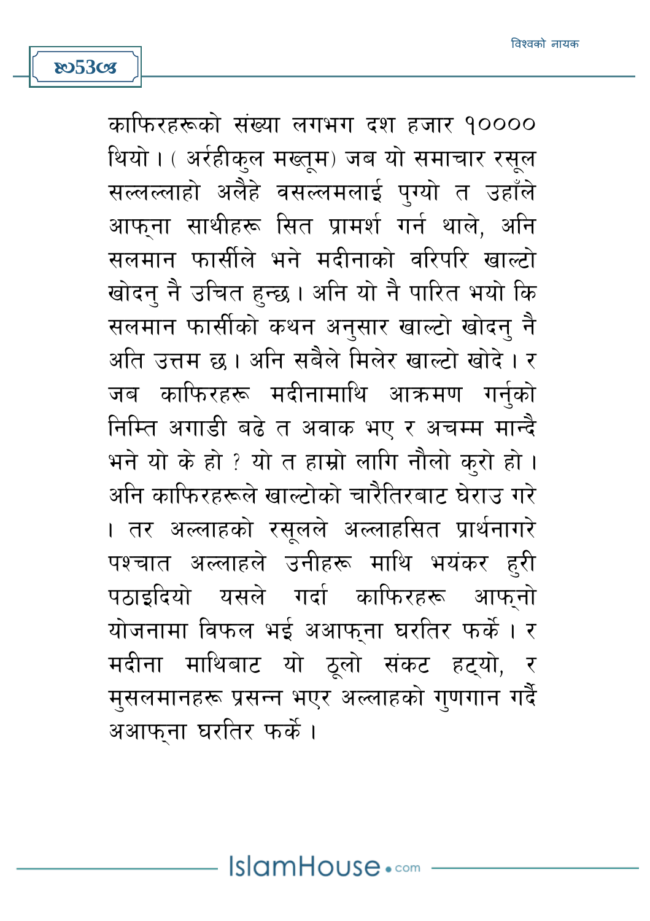काफिरहरूको संख्या लगभग दश हजार १०००० थियो। ( अर्रहीकुल मख्तूम) जब यो समाचार रसूल सल्लल्लाहो अलैहे वसल्लमलाई पुग्यो त उहाँले आफ्ना साथीहरू सित प्रामर्श गर्न थाले, अनि सलमान फार्सीले भने मदीनाको वरिपरि खाल्टो खोदनु नै उचित हुन्छ। अनि यो नै पारित भयो कि सलमान फार्सीको कथन अनुसार खाल्टो खोदनु नै अति उत्तम छ। अनि सबैले मिलेर खाल्टो खोदे। र जब काफिरहरू मदीनामाथि आक्रमण गर्नुको निम्ति अगाडी बढे त अवाक भए र अचम्म मान्दै भने यो के हो ? यो त हाम्रो लागि नौलो कुरो हो। अनि काफिरहरूले खाल्टोको चारैतिरबाट घेराउ गरे। तर अल्लाहको रसूलले अल्लाहसित प्रार्थनागरे पश्चात अल्लाहले उनीहरू माथि भयंकर हुरी पठाइदियो यसले गर्दा काफिरहरू आफ्नो योजनामा विफल भई अआफ्ना घरतिर फर्के। र मदीना माथिबाट यो ठूलो संकट हट्यो, र मुसलमानहरू प्रसन्न भएर अल्लाहको गुणगान गर्दै अआफ्ना घरतिर फर्के।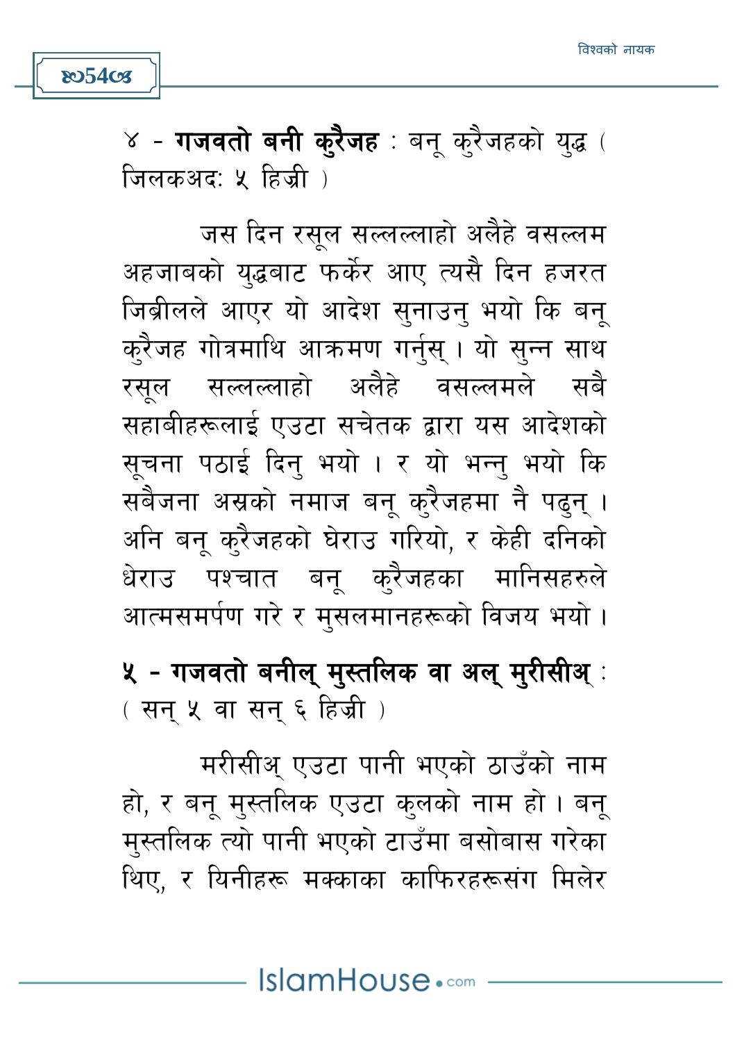४ - **गजवतो बनी कुरैजह** : बनू कुरैजहको युद्ध ( जिलकअद: ५ हिज्री )

जस दिन रसूल सल्लल्लाहो अलैहे वसल्लम अहजाबको युद्धबाट फर्केर आए त्यसै दिन हजरत जिब्रीलले आएर यो आदेश सुनाउनु भयो कि बनू कुरैजह गोत्रमाथि आक्रमण गर्नुस् । यो सुन्न साथ रसूल सल्लल्लाहो अलैहे वसल्लमले सबै सहाबीहरूलाई एउटा सचेतक द्वारा यस आदेशको सूचना पठाई दिनु भयो । र यो भन्नु भयो कि सबैजना अस्रको नमाज बनू कुरैजहमा नै पढुन् । अनि बनू कुरैजहको घेराउ गरियो, र केही दनिको धेराउ पश्चात बनू कुरैजहका मानिसहरुले आत्मसमर्पण गरे र मुसलमानहरूको विजय भयो ।

**५ - गजवतो बनील् मुस्तलिक वा अल् मुरीसीअ्** : ( सन् ५ वा सन् ६ हिज्री )

मरीसीअ् एउटा पानी भएको ठाउँको नाम हो, र बनू मुस्तलिक एउटा कुलको नाम हो । बनू मुस्तलिक त्यो पानी भएको टाउँमा बसोबास गरेका थिए, र यिनीहरू मक्काका काफिरहरूसंग मिलेर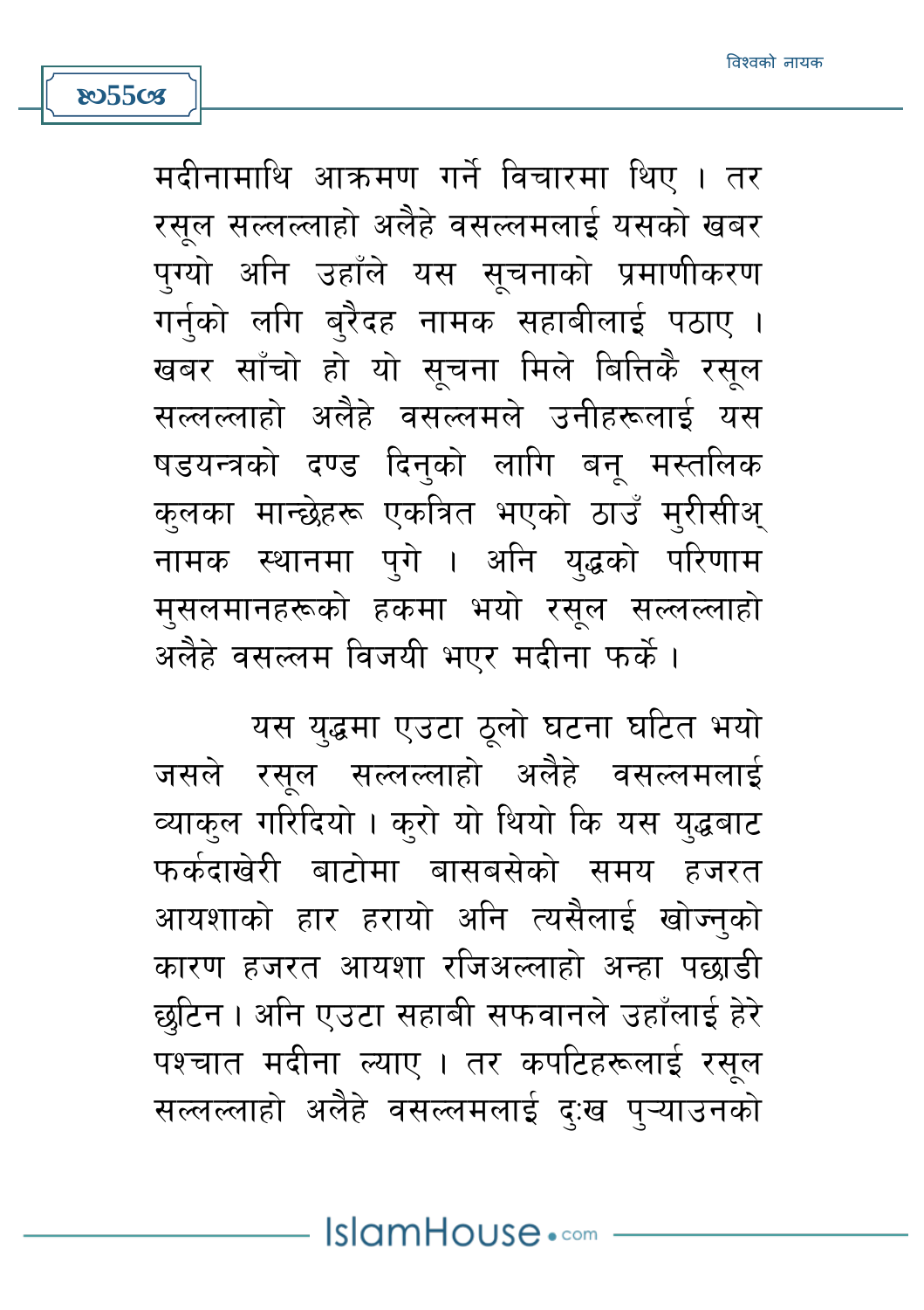मदीनामाथि आक्रमण गर्ने विचारमा थिए । तर रसूल सल्लल्लाहो अलैहे वसल्लमलाई यसको खबर पुग्यो अनि उहाँले यस सूचनाको प्रमाणीकरण गर्नुको लगि बुरैदह नामक सहाबीलाई पठाए । खबर साँचो हो यो सूचना मिले बित्तिकै रसूल सल्लल्लाहो अलैहे वसल्लमले उनीहरूलाई यस षडयन्त्रको दण्ड दिनुको लागि बन् मस्तलिक कुलका मान्छेहरू एकत्रित भएको ठाउँ मुरीसीअ् नामक स्थानमा पुगे । अनि युद्धको परिणाम मुसलमानहरूको हकमा भयो रसूल सल्लल्लाहो अलैहे वसल्लम विजयी भएर मदीना फर्के ।

यस युद्धमा एउटा ठूलो घटना घटित भयो जसले रसूल सल्लल्लाहो अलैहे वसल्लमलाई व्याकुल गरिदियो । कुरो यो थियो कि यस युद्धबाट फर्कदाखेरी बाटोमा बासबसेको समय हजरत आयशाको हार हरायो अनि त्यसैलाई खोज्नुको कारण हजरत आयशा रजिअल्लाहो अन्हा पछाडी छुटिन । अनि एउटा सहाबी सफवानले उहाँलाई हेरे पश्चात मदीना ल्याए । तर कपटिहरूलाई रसूल सल्लल्लाहो अलैहे वसल्लमलाई दुःख पुऱ्याउनको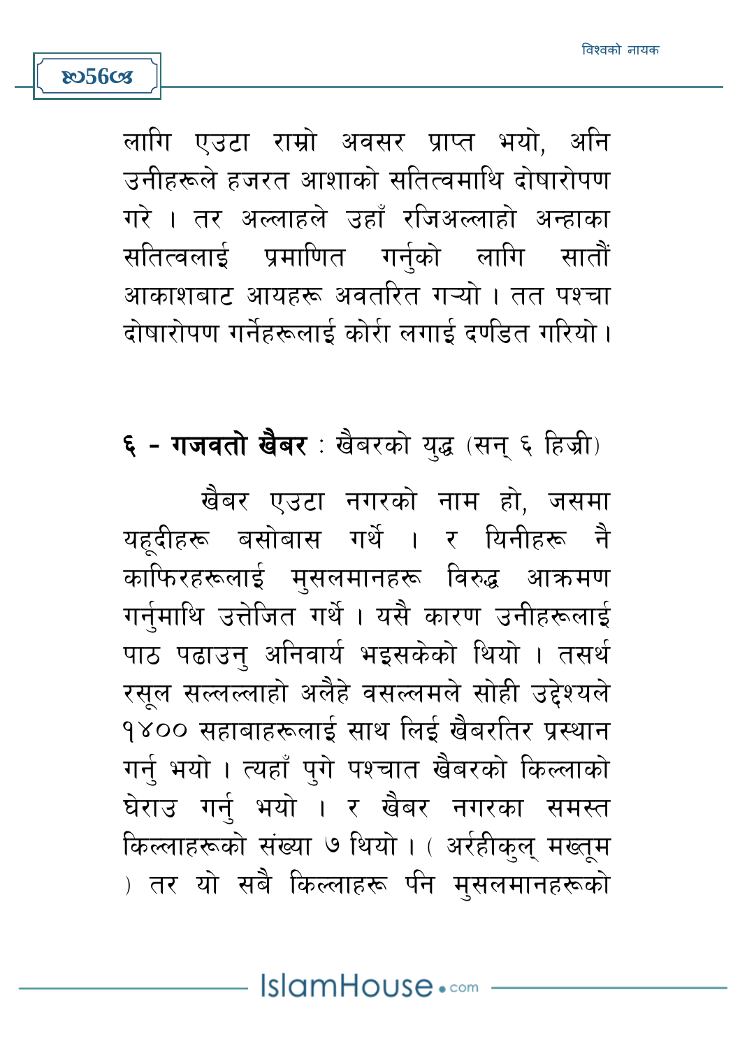लागि एउटा राम्रो अवसर प्राप्त भयो, अनि उनीहरूले हजरत आशाको सतित्वमाथि दोषारोपण गरे । तर अल्लाहले उहाँ रजिअल्लाहो अन्हाका सतित्वलाई प्रमाणित गर्नुको लागि सातौं आकाशबाट आयहरू अवतरित गऱ्यो । तत पश्चा दोषारोपण गर्नेहरूलाई कोरा लगाई दण्डित गरियो ।

**६ - गजवतो खैबर** : खैबरको युद्ध (सन् ६ हिज्री)

खैबर एउटा नगरको नाम हो, जसमा यहूदीहरू बसोबास गर्थे । र यिनीहरू नै काफिरहरूलाई मुसलमानहरू विरुद्ध आक्रमण गर्नुमाथि उत्तेजित गर्थे । यसै कारण उनीहरूलाई पाठ पढाउनु अनिवार्य भइसकेको थियो । तसर्थ रसूल सल्लल्लाहो अलैहे वसल्लमले सोही उद्देश्यले १४०० सहाबाहरूलाई साथ लिई खैबरतिर प्रस्थान गर्नु भयो । त्यहाँ पुगे पश्चात खैबरको किल्लाको घेराउ गर्नु भयो । र खैबर नगरका समस्त किल्लाहरूको संख्या ७ थियो । ( अर्रहीकुल् मख्तूम ) तर यो सबै किल्लाहरू पनि मुसलमानहरूको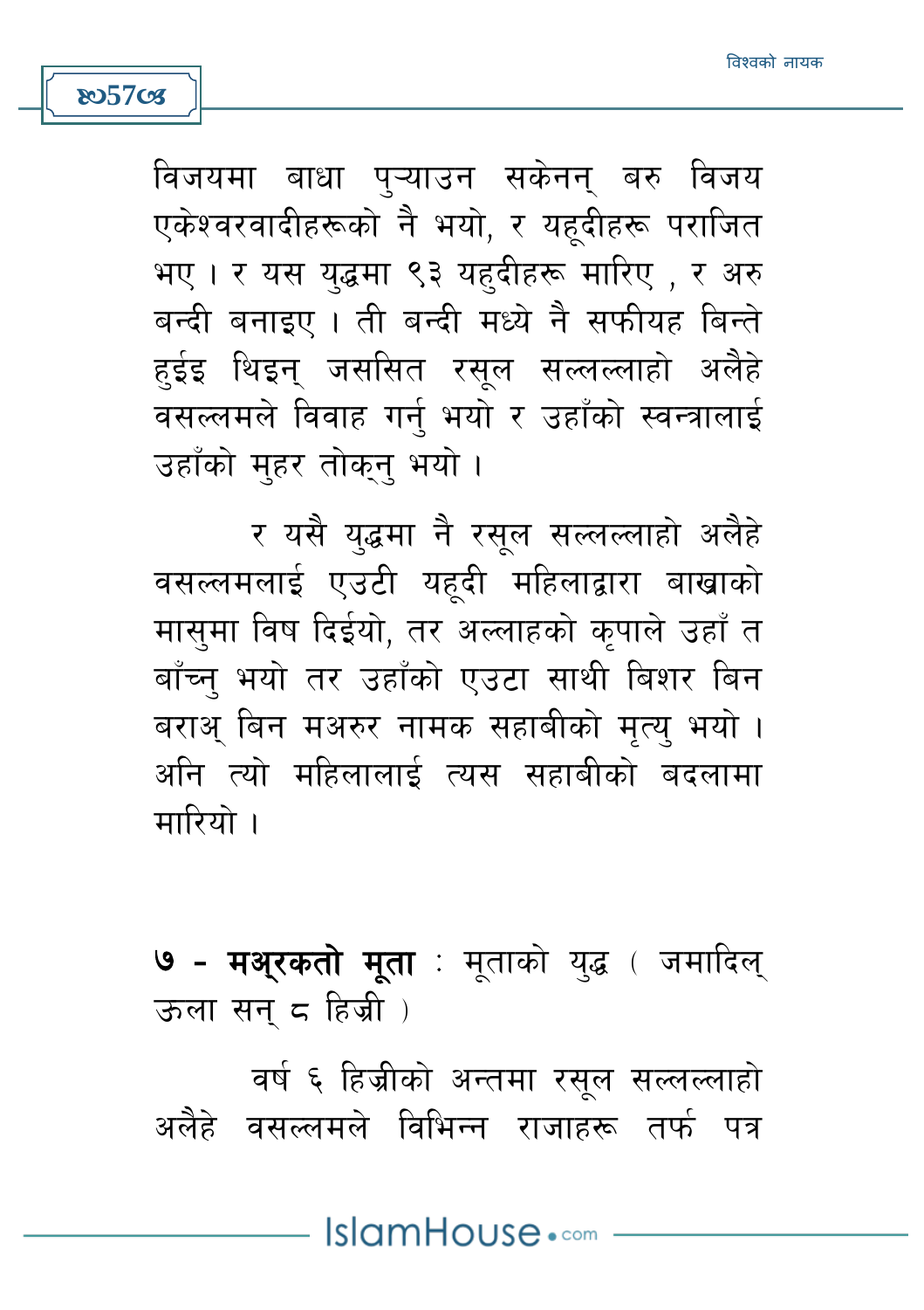विजयमा बाधा पुऱ्याउन सकेनन् बरु विजय एकेश्वरवादीहरूको नै भयो, र यहूदीहरू पराजित भए । र यस युद्धमा ९३ यहुदीहरू मारिए , र अरु बन्दी बनाइए । ती बन्दी मध्ये नै सफीयह बिन्ते हुईइ थिइन् जससित रसूल सल्लल्लाहो अलैहे वसल्लमले विवाह गर्नु भयो र उहाँको स्वन्त्रालाई उहाँको मुहर तोक्नु भयो ।

र यसै युद्धमा नै रसूल सल्लल्लाहो अलैहे वसल्लमलाई एउटी यहूदी महिलाद्वारा बाख्राको मासुमा विष दिईयो, तर अल्लाहको कृपाले उहाँ त बाँच्नु भयो तर उहाँको एउटा साथी बिशर बिन बराअ् बिन मअरुर नामक सहाबीको मृत्यु भयो । अनि त्यो महिलालाई त्यस सहाबीको बदलामा मारियो ।

**७ - मअ्रकतो मूता** : मूताको युद्ध ( जमादिल् ऊला सन् ८ हिज्री )

वर्ष ६ हिज्रीको अन्तमा रसूल सल्लल्लाहो अलैहे वसल्लमले विभिन्न राजाहरू तर्फ पत्र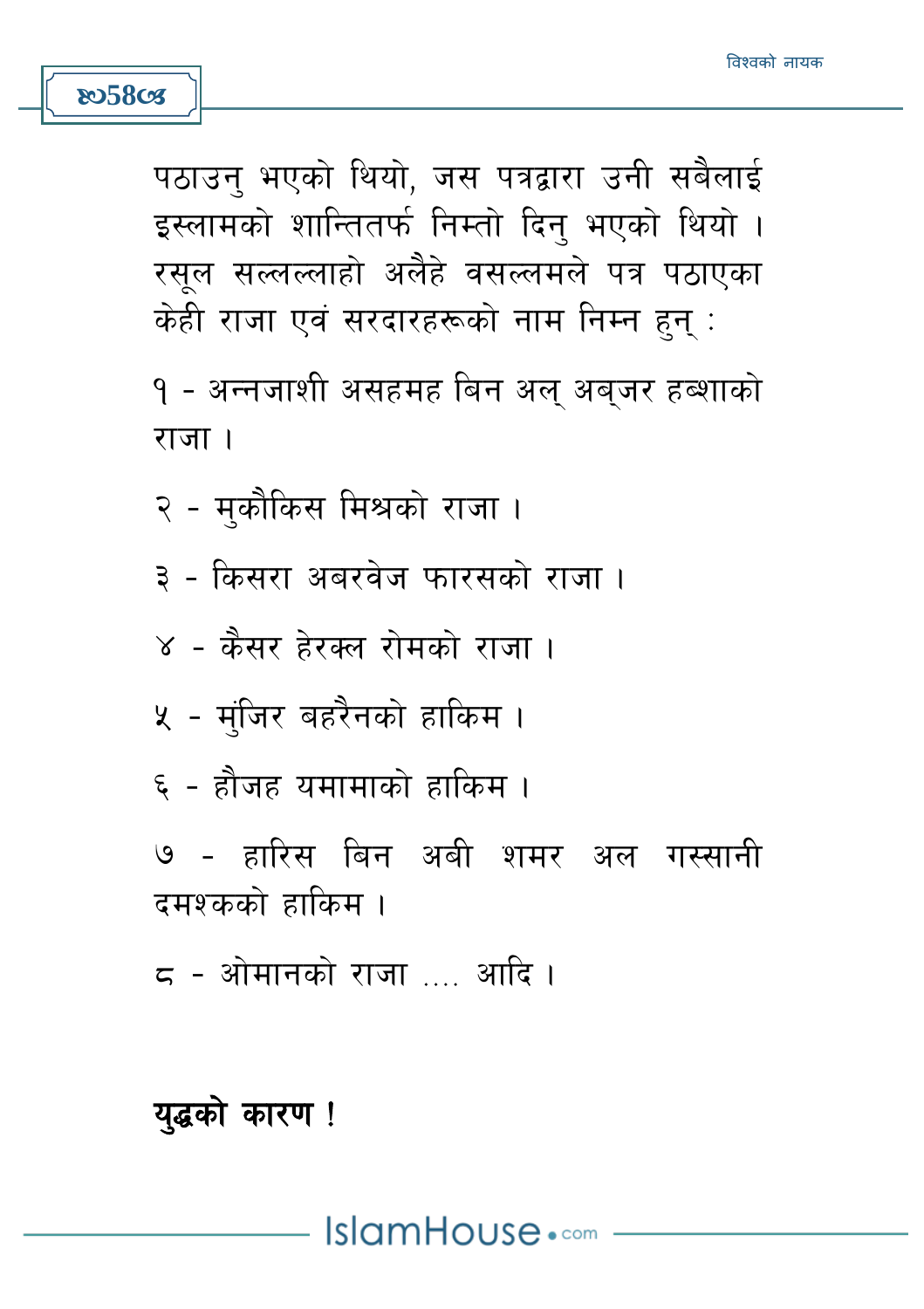पठाउनु भएको थियो, जस पत्रद्वारा उनी सबैलाई इस्लामको शान्तितर्फ निम्तो दिनु भएको थियो । रसूल सल्लल्लाहो अलैहे वसल्लमले पत्र पठाएका केही राजा एवं सरदारहरूको नाम निम्न हुन् :

१ - अन्नजाशी असहमह बिन अल् अब्जर हब्शाको राजा ।

२ - मुकौकिस मिश्रको राजा ।

३ - किसरा अबरवेज फारसको राजा ।

४ - कैसर हेरक्ल रोमको राजा ।

५ - मुंजिर बहरैनको हाकिम ।

६ - हौजह यमामाको हाकिम ।

७ - हारिस बिन अबी शमर अल गस्सानी दमश्कको हाकिम ।

८ - ओमानको राजा .... आदि ।

**युद्धको कारण !**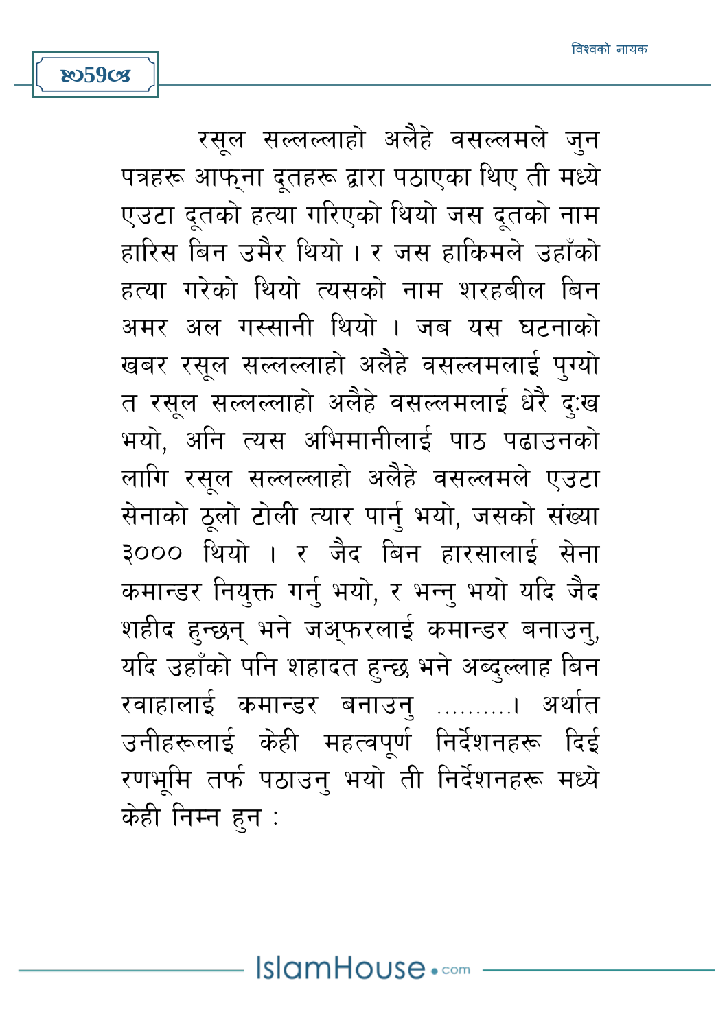रसूल सल्लल्लाहो अलैहे वसल्लमले जुन पत्रहरू आफ्ना दूतहरू द्वारा पठाएका थिए ती मध्ये एउटा दूतको हत्या गरिएको थियो जस दूतको नाम हारिस बिन उमैर थियो । र जस हाकिमले उहाँको हत्या गरेको थियो त्यसको नाम शरहबील बिन अमर अल गस्सानी थियो । जब यस घटनाको खबर रसूल सल्लल्लाहो अलैहे वसल्लमलाई पुग्यो त रसूल सल्लल्लाहो अलैहे वसल्लमलाई धेरै दुःख भयो, अनि त्यस अभिमानीलाई पाठ पढाउनको लागि रसूल सल्लल्लाहो अलैहे वसल्लमले एउटा सेनाको ठूलो टोली त्यार पार्नु भयो, जसको संख्या ३००० थियो । र जैद बिन हारसालाई सेना कमान्डर नियुक्त गर्नु भयो, र भन्नु भयो यदि जैद शहीद हुन्छन् भने जअ्फरलाई कमान्डर बनाउनु, यदि उहाँको पनि शहादत हुन्छ भने अब्दुल्लाह बिन रवाहालाई कमान्डर बनाउनु ..........। अर्थात उनीहरूलाई केही महत्वपूर्ण निर्देशनहरू दिई रणभूमि तर्फ पठाउनु भयो ती निर्देशनहरू मध्ये केही निम्न हुन :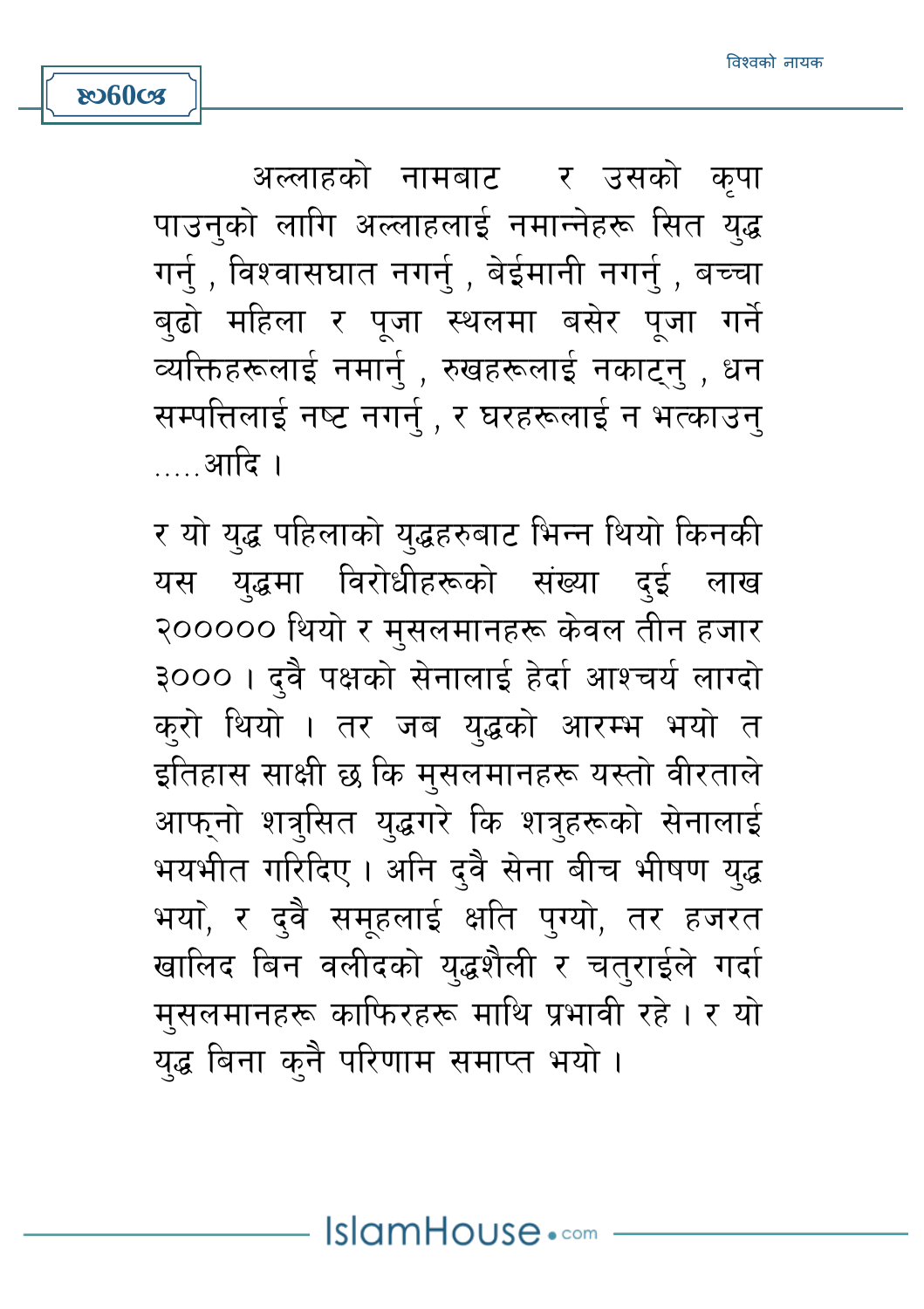अल्लाहको नामबाट र उसको कृपा पाउनुको लागि अल्लाहलाई नमान्नेहरू सित युद्ध गर्नु , विश्वासघात नगर्नु , बेईमानी नगर्नु , बच्चा बुढो महिला र पूजा स्थलमा बसेर पूजा गर्ने व्यक्तिहरूलाई नमार्नु , रुखहरूलाई नकाट्नु , धन सम्पत्तिलाई नष्ट नगर्नु , र घरहरूलाई न भत्काउनु .....आदि ।

र यो युद्ध पहिलाको युद्धहरुबाट भिन्न थियो किनकी यस युद्धमा विरोधीहरूको संख्या दुई लाख २००००० थियो र मुसलमानहरू केवल तीन हजार ३००० । दुवै पक्षको सेनालाई हेर्दा आश्चर्य लाग्दो कुरो थियो । तर जब युद्धको आरम्भ भयो त इतिहास साक्षी छ कि मुसलमानहरू यस्तो वीरताले आफ्नो शत्रुसित युद्धगरे कि शत्रुहरूको सेनालाई भयभीत गरिदिए । अनि दुवै सेना बीच भीषण युद्ध भयो, र दुवै समूहलाई क्षति पुग्यो, तर हजरत खालिद बिन वलीदको युद्धशैली र चतुराईले गर्दा मुसलमानहरू काफिरहरू माथि प्रभावी रहे । र यो युद्ध बिना कुनै परिणाम समाप्त भयो ।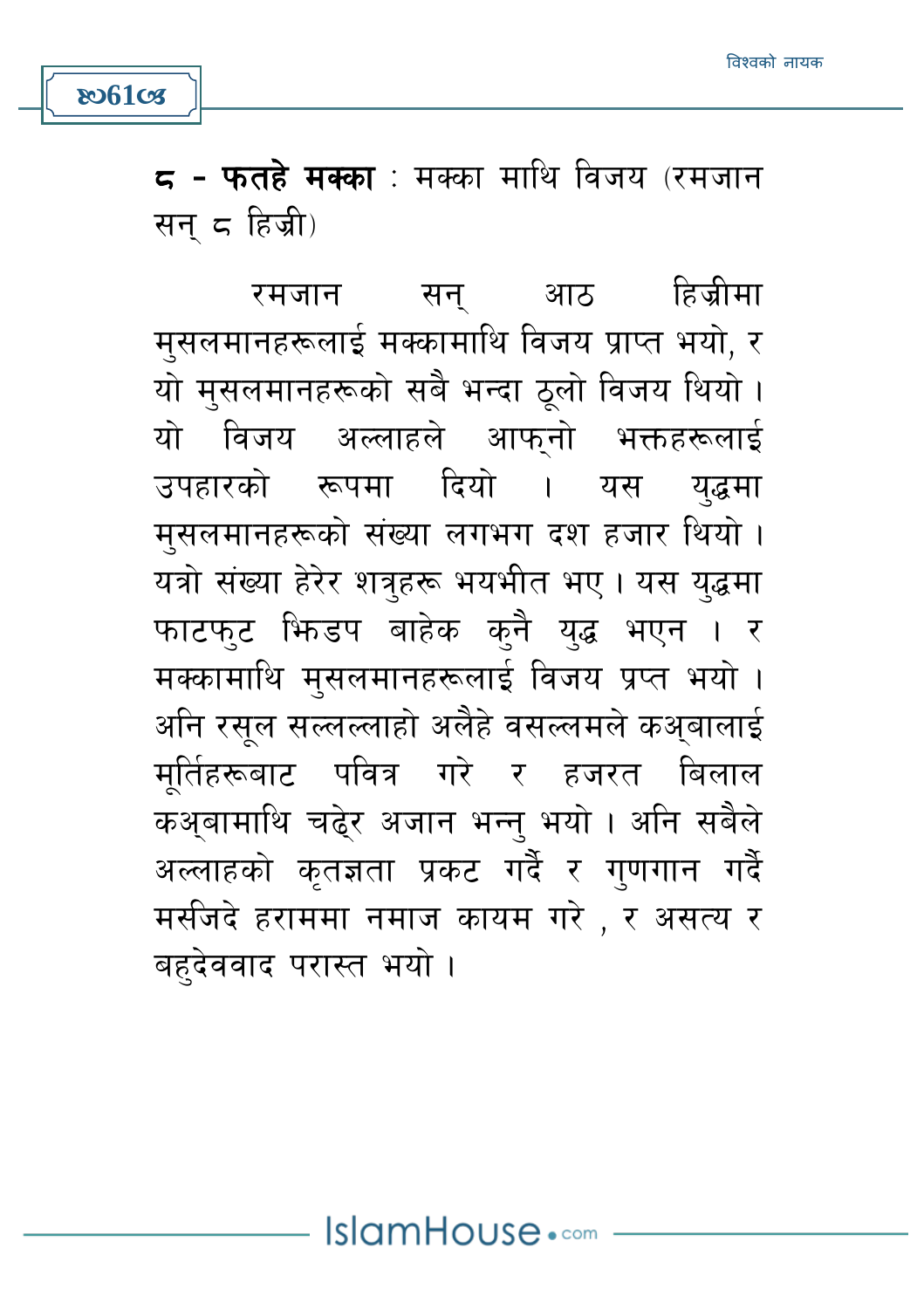**८ - फतहे मक्का** : मक्का माथि विजय (रमजान सन् ८ हिज्री)

रमजान सन् आठ हिज्रीमा मुसलमानहरूलाई मक्कामाथि विजय प्राप्त भयो, र यो मुसलमानहरूको सबै भन्दा ठूलो विजय थियो । यो विजय अल्लाहले आफ्नो भक्तहरूलाई उपहारको रूपमा दियो । यस युद्धमा मुसलमानहरूको संख्या लगभग दश हजार थियो । यत्रो संख्या हेरेर शत्रुहरू भयभीत भए । यस युद्धमा फाटफुट झिडप बाहेक कुनै युद्ध भएन । र मक्कामाथि मुसलमानहरूलाई विजय प्रप्त भयो । अनि रसूल सल्लल्लाहो अलैहे वसल्लमले कअ्बालाई मूर्तिहरूबाट पवित्र गरे र हजरत बिलाल कअ्बामाथि चढ्ेर अजान भन्नु भयो । अनि सबैले अल्लाहको कृतज्ञता प्रकट गर्दै र गुणगान गर्दै मस्जिदे हराममा नमाज कायम गरे , र असत्य र बहुदेववाद परास्त भयो ।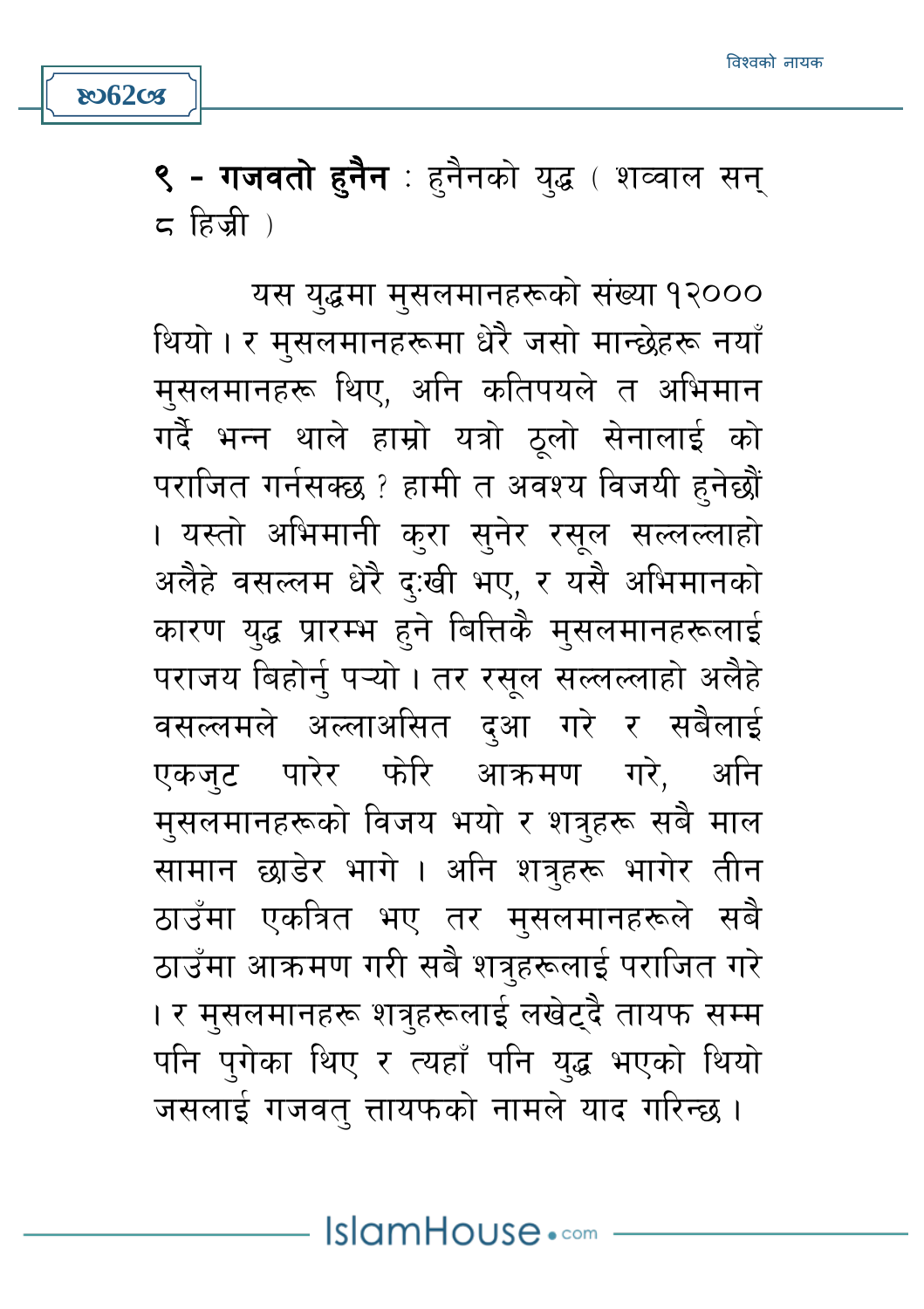**९ - गजवतो हुनैन** : हुनैनको युद्ध ( शव्वाल सन् ८ हिज्री )

यस युद्धमा मुसलमानहरूको संख्या १२००० थियो । र मुसलमानहरूमा धेरै जसो मान्छेहरू नयाँ मुसलमानहरू थिए, अनि कतिपयले त अभिमान गर्दै भन्न थाले हाम्रो यत्रो ठूलो सेनालाई को पराजित गर्नसक्छ ? हामी त अवश्य विजयी हुनेछौं । यस्तो अभिमानी कुरा सुनेर रसूल सल्लल्लाहो अलैहे वसल्लम धेरै दुःखी भए, र यसै अभिमानको कारण युद्ध प्रारम्भ हुने बित्तिकै मुसलमानहरूलाई पराजय बिहोर्नु पर्‍यो । तर रसूल सल्लल्लाहो अलैहे वसल्लमले अल्लाअसित दुआ गरे र सबैलाई एकजुट पारेर फेरि आक्रमण गरे, अनि मुसलमानहरूको विजय भयो र शत्रुहरू सबै माल सामान छाडेर भागे । अनि शत्रुहरू भागेर तीन ठाउँमा एकत्रित भए तर मुसलमानहरूले सबै ठाउँमा आक्रमण गरी सबै शत्रुहरूलाई पराजित गरे । र मुसलमानहरू शत्रुहरूलाई लखेट्दै तायफ सम्म पनि पुगेका थिए र त्यहाँ पनि युद्ध भएको थियो जसलाई गजवतु त्तायफको नामले याद गरिन्छ ।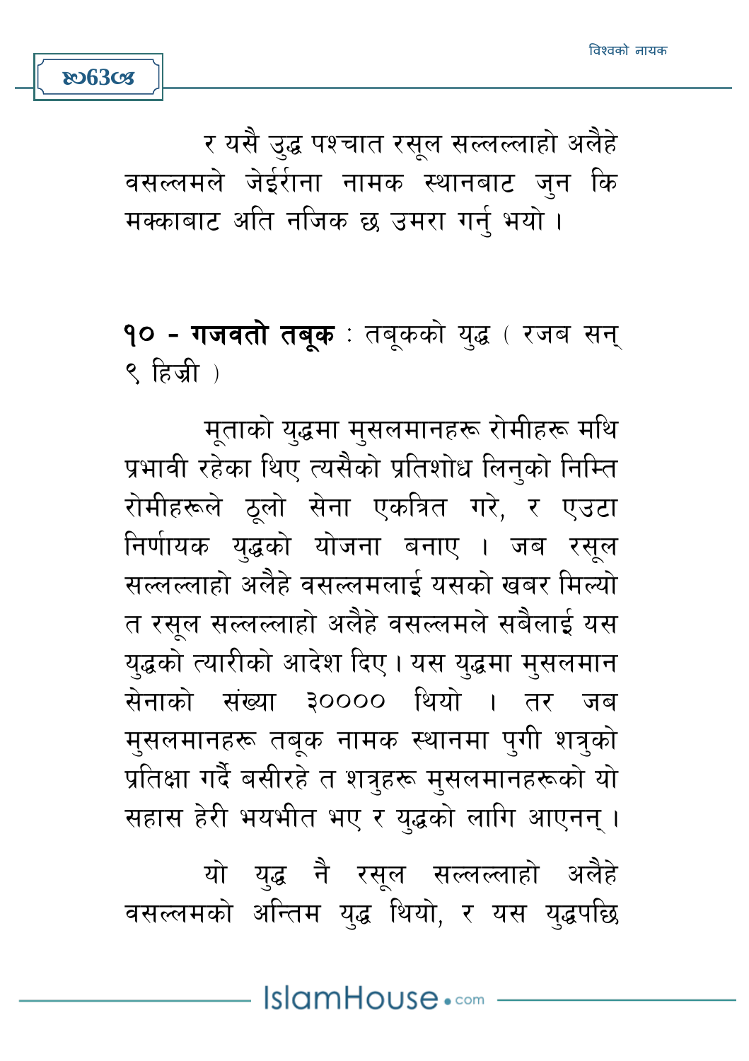र यसै उुद्ध पश्चात रसूल सल्लल्लाहो अलैहे वसल्लमले जेईराना नामक स्थानबाट जुन कि मक्काबाट अति नजिक छ उमरा गर्नु भयो ।

**१० - गजवतो तबूक** : तबूकको युद्ध ( रजब सन् ९ हिज्री )

मूताको युद्धमा मुसलमानहरू रोमीहरू मथि प्रभावी रहेका थिए त्यसैको प्रतिशोध लिनुको निम्ति रोमीहरूले ठूलो सेना एकत्रित गरे, र एउटा निर्णायक युद्धको योजना बनाए । जब रसूल सल्लल्लाहो अलैहे वसल्लमलाई यसको खबर मिल्यो त रसूल सल्लल्लाहो अलैहे वसल्लमले सबैलाई यस युद्धको त्यारीको आदेश दिए। यस युद्धमा मुसलमान सेनाको संख्या ३०००० थियो । तर जब मुसलमानहरू तबूक नामक स्थानमा पुगी शत्रुको प्रतिक्षा गर्दै बसीरहे त शत्रुहरू मुसलमानहरूको यो सहास हेरी भयभीत भए र युद्धको लागि आएनन् ।

यो युद्ध नै रसूल सल्लल्लाहो अलैहे वसल्लमको अन्तिम युद्ध थियो, र यस युद्धपछि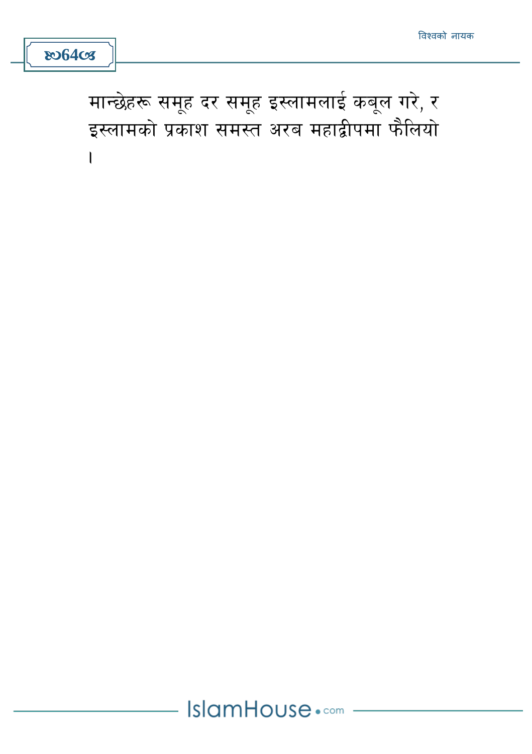मान्छेहरू समूह दर समूह इस्लामलाई कबूल गरे, र इस्लामको प्रकाश समस्त अरब महाद्वीपमा फैलियो ।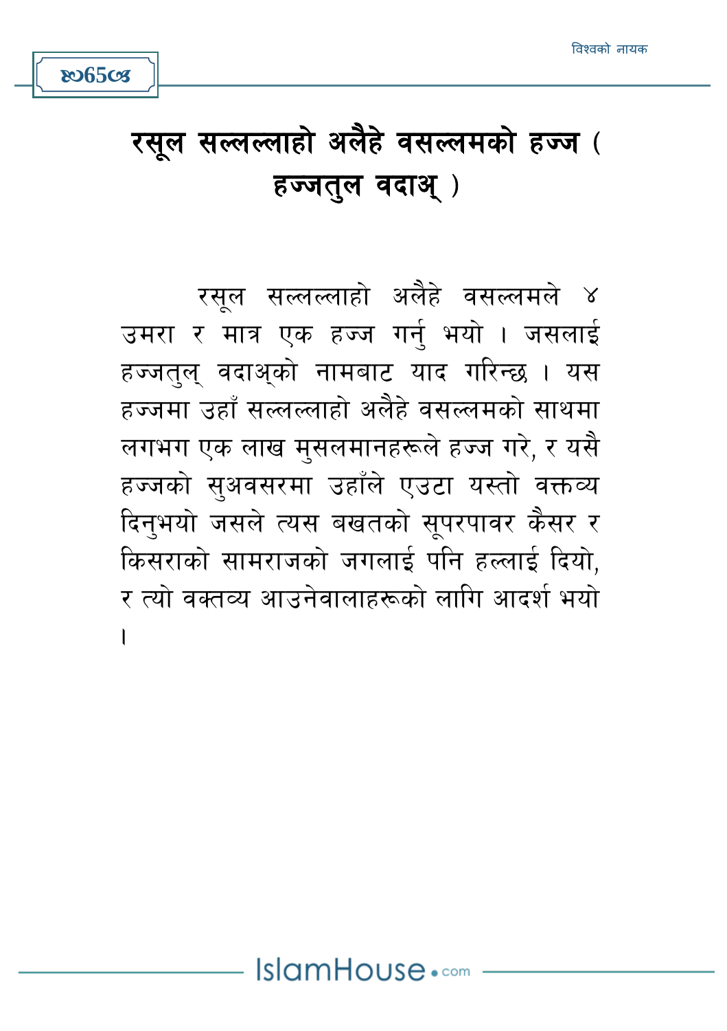# रसूल सल्लल्लाहो अलैहे वसल्लमको हज्ज ( हज्जतुल वदाअ् )

रसूल सल्लल्लाहो अलैहे वसल्लमले ४ उमरा र मात्र एक हज्ज गर्नु भयो । जसलाई हज्जतुल् वदाअ्को नामबाट याद गरिन्छ । यस हज्जमा उहाँ सल्लल्लाहो अलैहे वसल्लमको साथमा लगभग एक लाख मुसलमानहरूले हज्ज गरे, र यसै हज्जको सुअवसरमा उहाँले एउटा यस्तो वक्तव्य दिनुभयो जसले त्यस बखतको सूपरपावर कैसर र किसराको सामराजको जगलाई पनि हल्लाई दियो, र त्यो वक्तव्य आउनेवालाहरूको लागि आदर्श भयो ।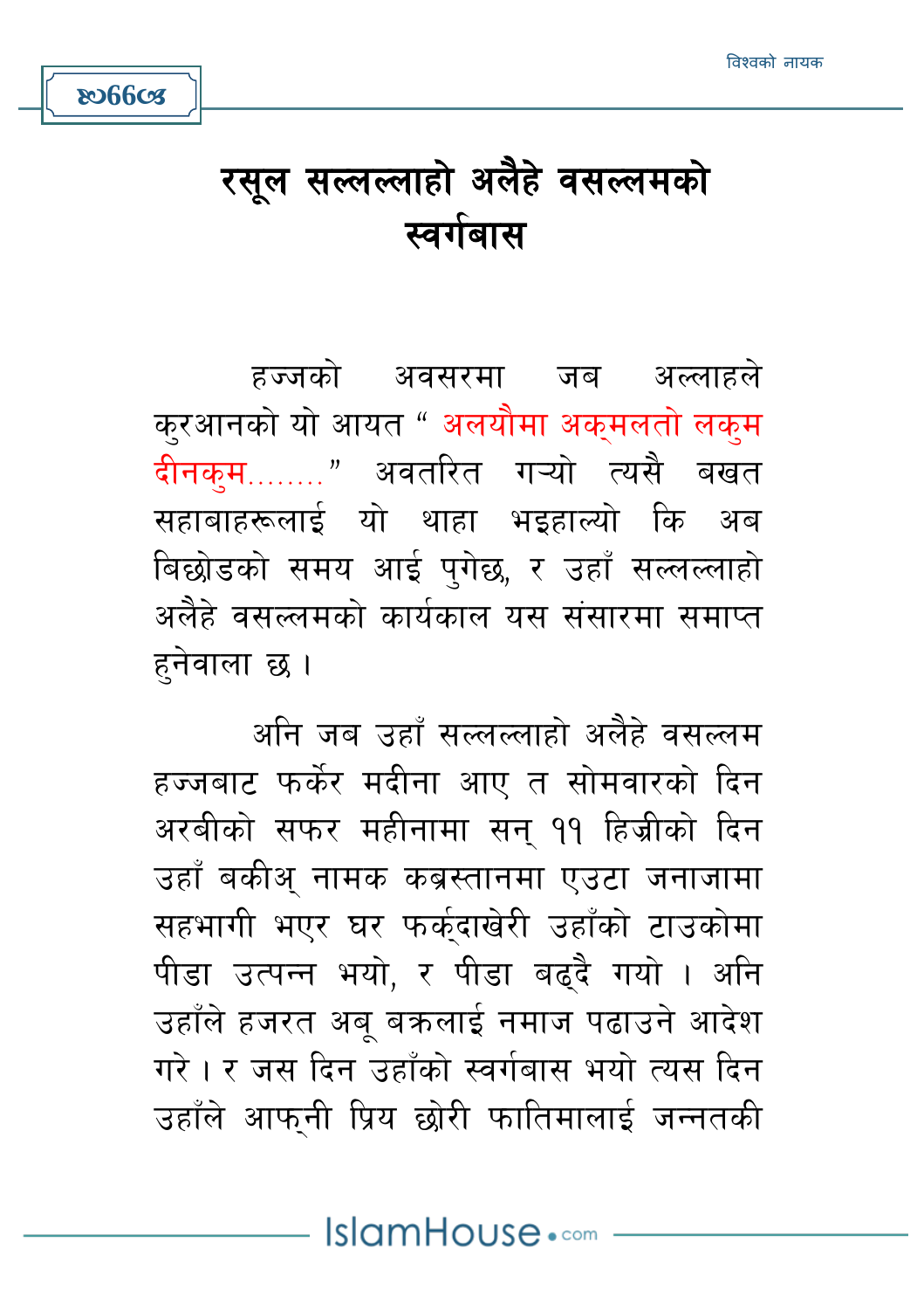# रसूल सल्लल्लाहो अलैहे वसल्लमको स्वर्गबास

हज्जको अवसरमा जब अल्लाहले कुरआनको यो आयत " अलयौमा अक्मलतो लकुम दीनकुम........" अवतरित गऱ्यो त्यसै बखत सहाबाहरूलाई यो थाहा भइहाल्यो कि अब बिछोडको समय आई पुगेछ, र उहाँ सल्लल्लाहो अलैहे वसल्लमको कार्यकाल यस संसारमा समाप्त हुनेवाला छ ।

अनि जब उहाँ सल्लल्लाहो अलैहे वसल्लम हज्जबाट फर्केर मदीना आए त सोमवारको दिन अरबीको सफर महीनामा सन् ११ हिज्रीको दिन उहाँ बकीअ् नामक कब्रस्तानमा एउटा जनाजामा सहभागी भएर घर फर्क्दाखेरी उहाँको टाउकोमा पीडा उत्पन्न भयो, र पीडा बढ्दै गयो । अनि उहाँले हजरत अबू बक्रलाई नमाज पढाउने आदेश गरे । र जस दिन उहाँको स्वर्गबास भयो त्यस दिन उहाँले आफ्नी प्रिय छोरी फातिमालाई जन्नतकी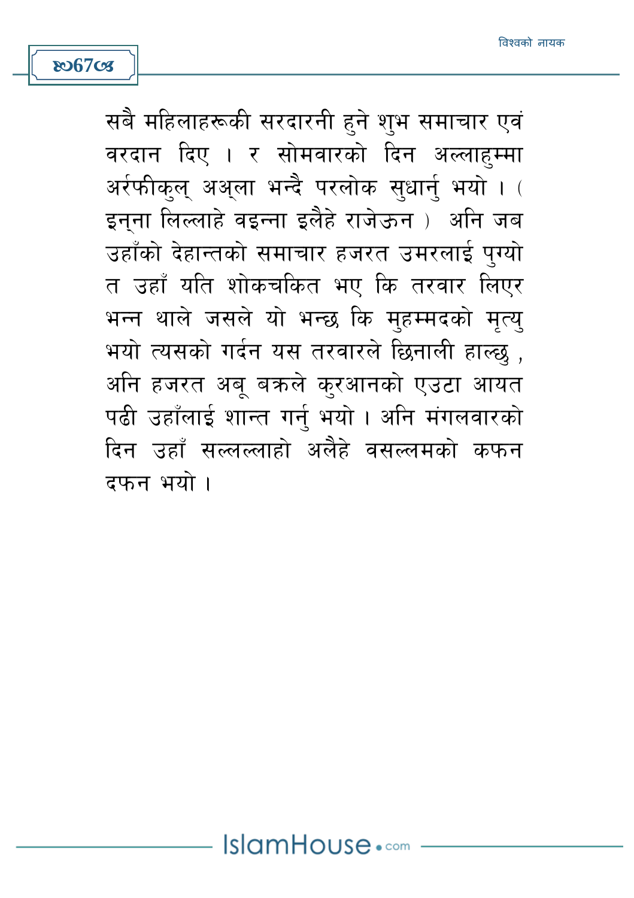सबै महिलाहरूकी सरदारनी हुने शुभ समाचार एवं वरदान दिए । र सोमवारको दिन अल्लाहुम्मा अर्रफीकुल् अअ्ला भन्दै परलोक सुधार्नु भयो । ( इन्ना लिल्लाहे वइन्ना इलैहे राजेऊन ) अनि जब उहाँको देहान्तको समाचार हजरत उमरलाई पुग्यो त उहाँ यति शोकचकित भए कि तरवार लिएर भन्न थाले जसले यो भन्छ कि मुहम्मदको मृत्यु भयो त्यसको गर्दन यस तरवारले छिनाली हाल्छु , अनि हजरत अबू बक्रले कुरआनको एउटा आयत पढी उहाँलाई शान्त गर्नु भयो । अनि मंगलवारको दिन उहाँ सल्लल्लाहो अलैहे वसल्लमको कफन दफन भयो ।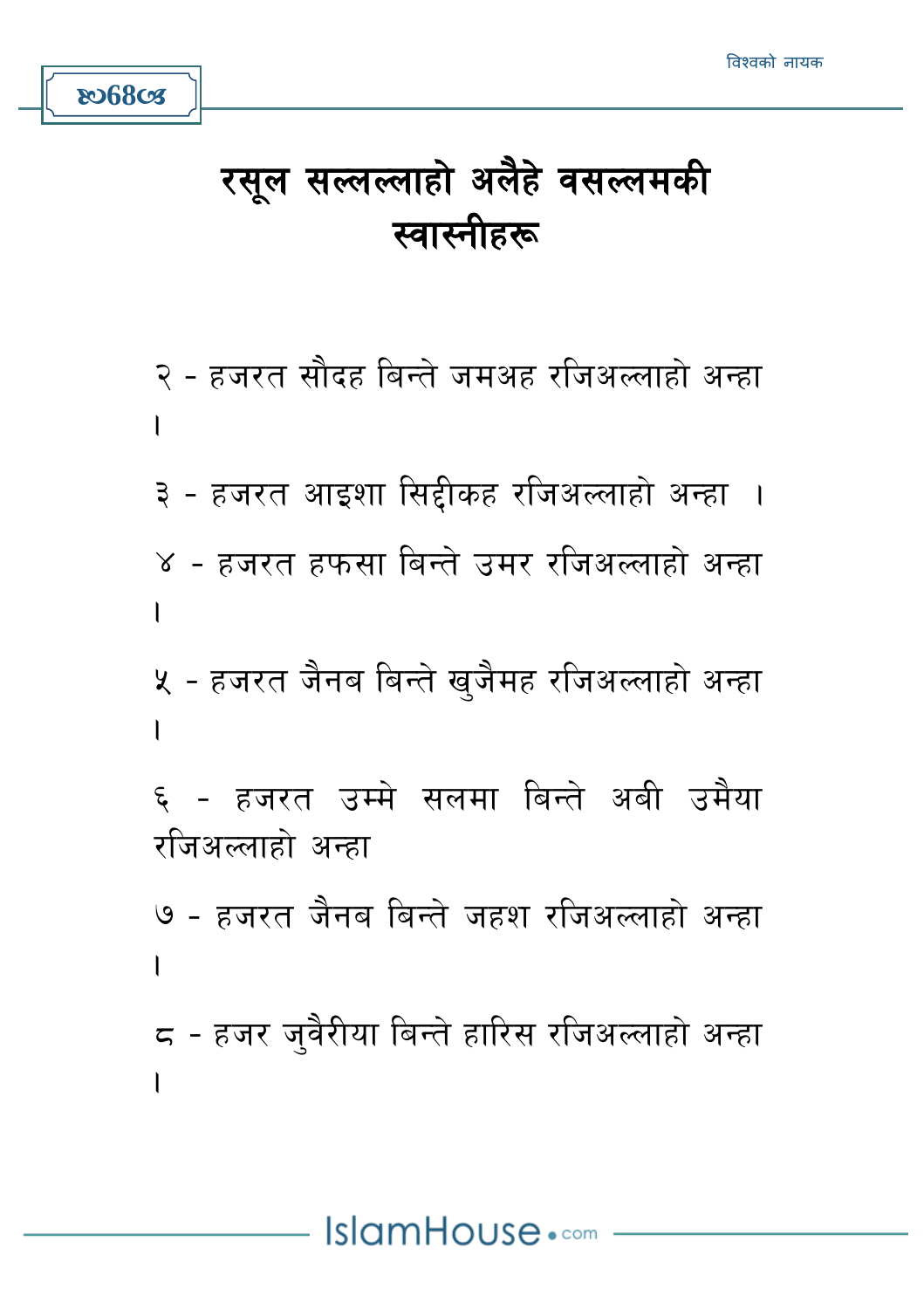# रसूल सल्लल्लाहो अलैहे वसल्लमकी स्वास्नीहरू

२ - हजरत सौदह बिन्ते जमअह रजिअल्लाहो अन्हा ।

३ - हजरत आइशा सिद्दीकह रजिअल्लाहो अन्हा ।

४ - हजरत हफसा बिन्ते उमर रजिअल्लाहो अन्हा ।

५ - हजरत जैनब बिन्ते खुजैमह रजिअल्लाहो अन्हा ।

६ - हजरत उम्मे सलमा बिन्ते अबी उमैया रजिअल्लाहो अन्हा

७ - हजरत जैनब बिन्ते जहश रजिअल्लाहो अन्हा ।

८ - हजर जुवैरीया बिन्ते हारिस रजिअल्लाहो अन्हा ।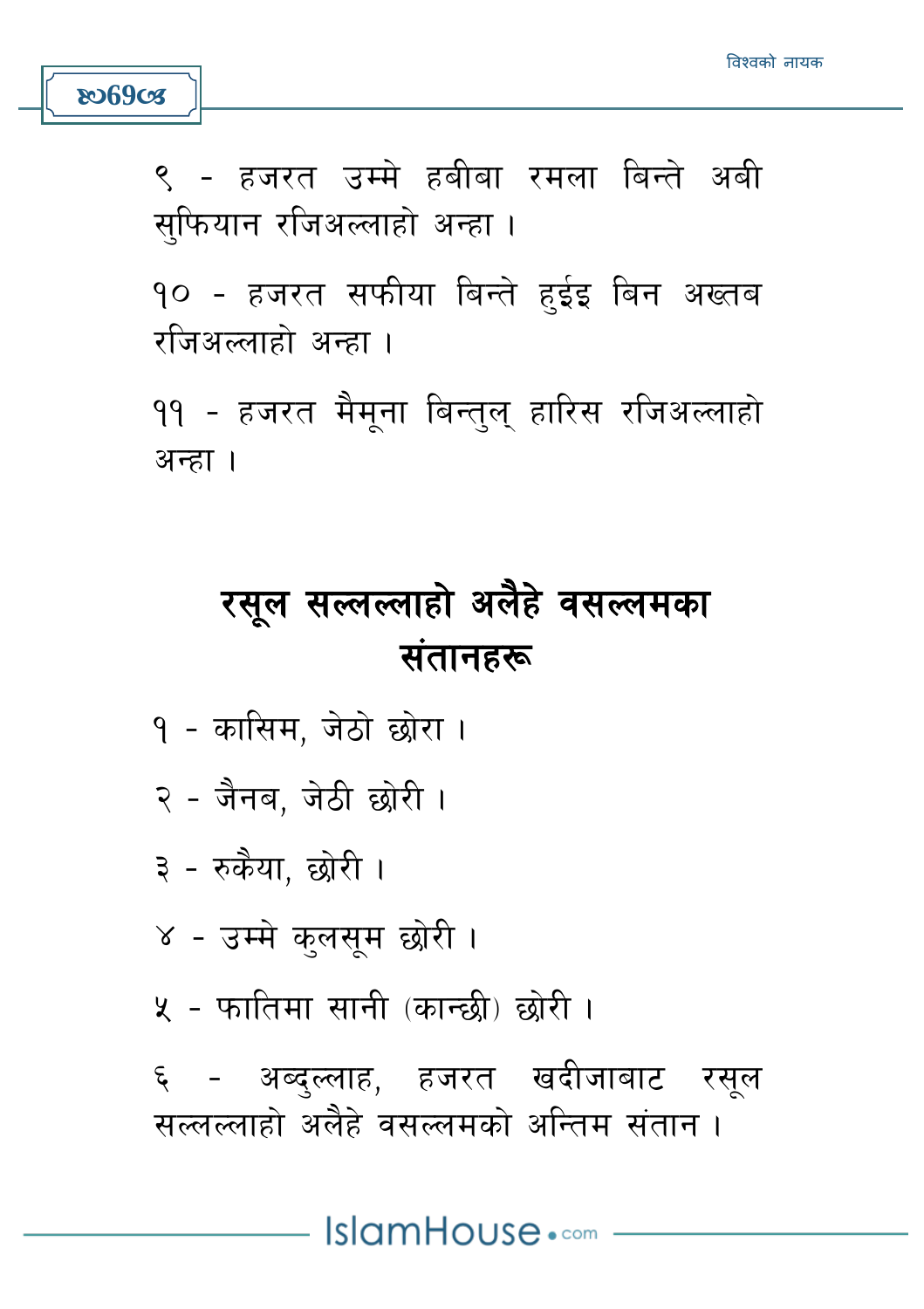९ - हजरत उम्मे हबीबा रमला बिन्ते अबी सुफियान रजिअल्लाहो अन्हा ।

१० - हजरत सफीया बिन्ते हुईइ बिन अख्तब रजिअल्लाहो अन्हा ।

११ - हजरत मैमूना बिन्तुल् हारिस रजिअल्लाहो अन्हा ।

## रसूल सल्लल्लाहो अलैहे वसल्लमका संतानहरू

१ - कासिम, जेठो छोरा ।

२ - जैनब, जेठी छोरी ।

३ - रुकैया, छोरी ।

४ - उम्मे कुलसूम छोरी ।

५ - फातिमा सानी (कान्छी) छोरी ।

६ - अब्दुल्लाह, हजरत खदीजाबाट रसूल सल्लल्लाहो अलैहे वसल्लमको अन्तिम संतान ।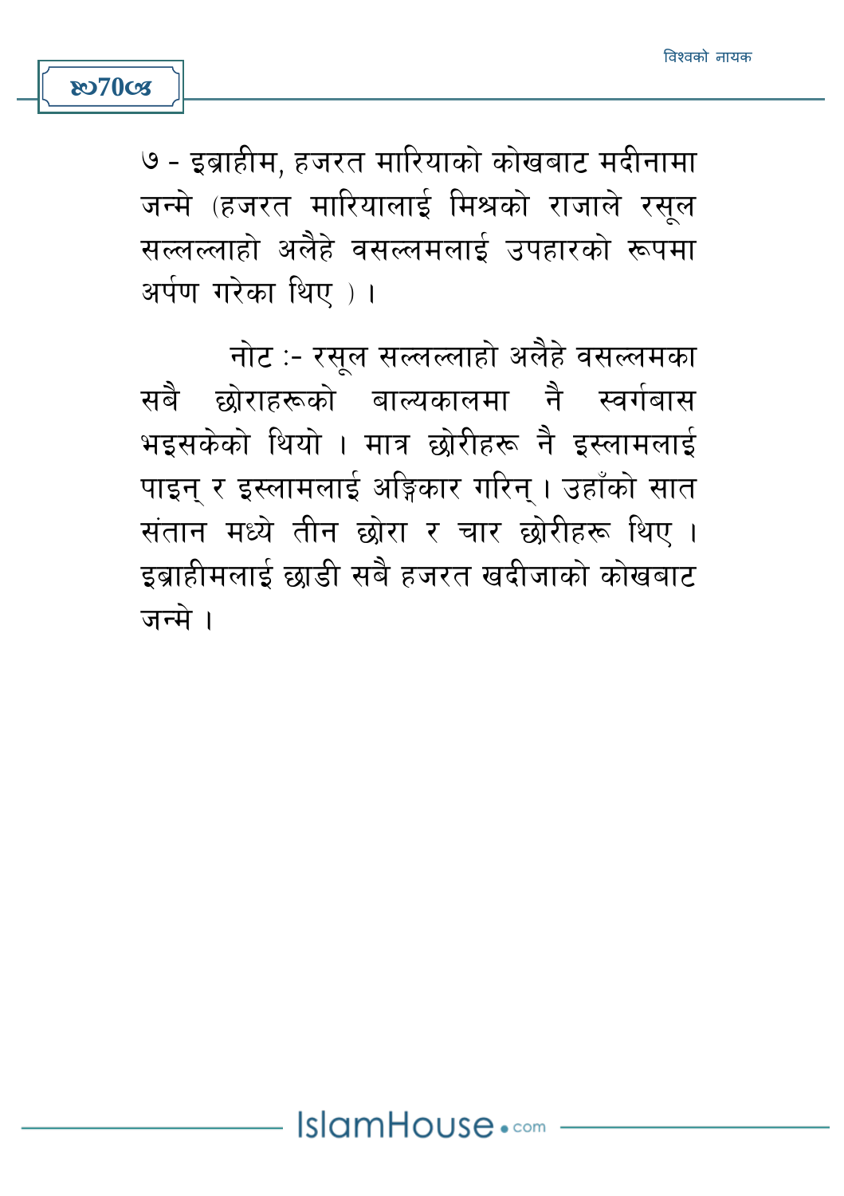७ - इब्राहीम, हजरत मारियाको कोखबाट मदीनामा जन्मे (हजरत मारियालाई मिश्रको राजाले रसूल सल्लल्लाहो अलैहे वसल्लमलाई उपहारको रूपमा अर्पण गरेका थिए ) ।

नोट :- रसूल सल्लल्लाहो अलैहे वसल्लमका सबै छोराहरूको बाल्यकालमा नै स्वर्गबास भइसकेको थियो । मात्र छोरीहरू नै इस्लामलाई पाइन् र इस्लामलाई अङ्गिकार गरिन् । उहाँको सात संतान मध्ये तीन छोरा र चार छोरीहरू थिए । इब्राहीमलाई छाडी सबै हजरत खदीजाको कोखबाट जन्मे ।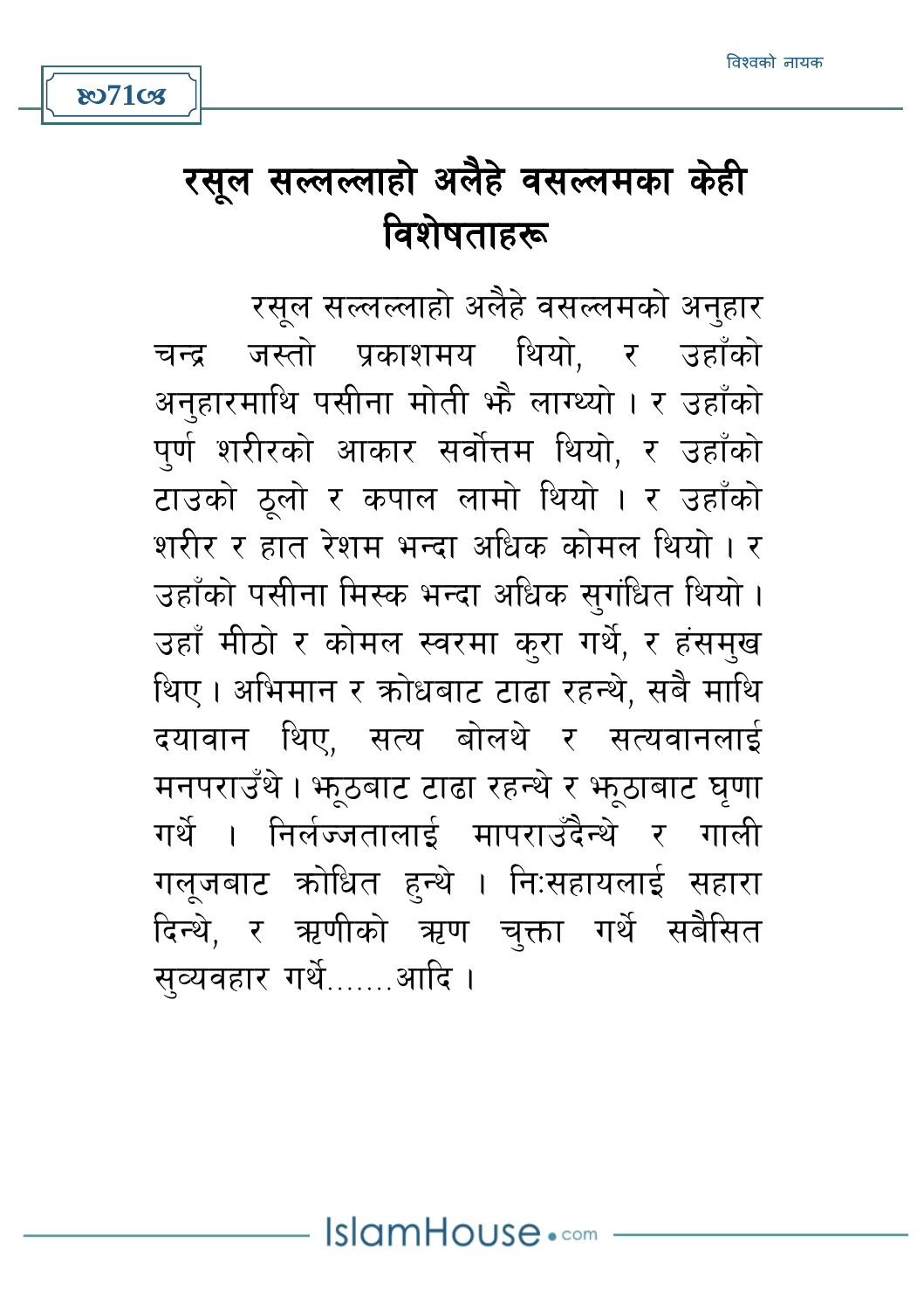# रसूल सल्लल्लाहो अलैहे वसल्लमका केही विशेषताहरू

रसूल सल्लल्लाहो अलैहे वसल्लमको अनुहार चन्द्र जस्तो प्रकाशमय थियो, र उहाँको अनुहारमाथि पसीना मोती झै लाग्थ्यो । र उहाँको पुर्ण शरीरको आकार सर्वोत्तम थियो, र उहाँको टाउको ठूलो र कपाल लामो थियो । र उहाँको शरीर र हात रेशम भन्दा अधिक कोमल थियो । र उहाँको पसीना मिस्क भन्दा अधिक सुगंधित थियो । उहाँ मीठो र कोमल स्वरमा कुरा गर्थे, र हंसमुख थिए । अभिमान र क्रोधबाट टाढा रहन्थे, सबै माथि दयावान थिए, सत्य बोलथे र सत्यवानलाई मनपराउँथे । झूठबाट टाढा रहन्थे र झूठाबाट घृणा गर्थे । निर्लज्जतालाई मापराउँदैन्थे र गाली गलूजबाट क्रोधित हुन्थे । नि:सहायलाई सहारा दिन्थे, र ऋणीको ऋण चुक्ता गर्थे सबैसित सुव्यवहार गर्थे.......आदि ।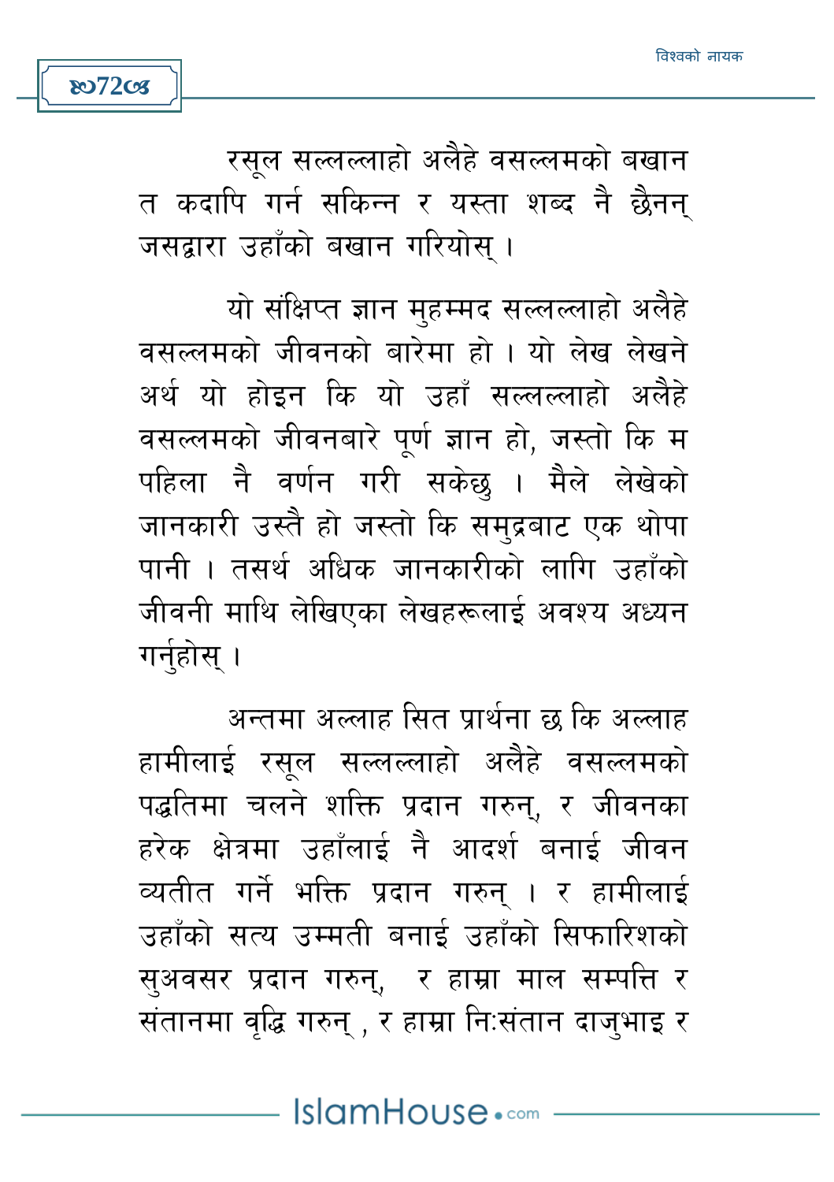रसूल सल्लल्लाहो अलैहे वसल्लमको बखान त कदापि गर्न सकिन्न र यस्ता शब्द नै छैनन् जसद्वारा उहाँको बखान गरियोस् ।

यो संक्षिप्त ज्ञान मुहम्मद सल्लल्लाहो अलैहे वसल्लमको जीवनको बारेमा हो । यो लेख लेखने अर्थ यो होइन कि यो उहाँ सल्लल्लाहो अलैहे वसल्लमको जीवनबारे पूर्ण ज्ञान हो, जस्तो कि म पहिला नै वर्णन गरी सकेछु । मैले लेखेको जानकारी उस्तै हो जस्तो कि समुद्रबाट एक थोपा पानी । तसर्थ अधिक जानकारीको लागि उहाँको जीवनी माथि लेखिएका लेखहरूलाई अवश्य अध्यन गर्नुहोस् ।

अन्तमा अल्लाह सित प्रार्थना छ कि अल्लाह हामीलाई रसूल सल्लल्लाहो अलैहे वसल्लमको पद्धतिमा चलने शक्ति प्रदान गरुन्, र जीवनका हरेक क्षेत्रमा उहाँलाई नै आदर्श बनाई जीवन व्यतीत गर्ने भक्ति प्रदान गरुन् । र हामीलाई उहाँको सत्य उम्मती बनाई उहाँको सिफारिशको सुअवसर प्रदान गरुन्, र हाम्रा माल सम्पत्ति र संतानमा वृद्धि गरुन् , र हाम्रा निःसंतान दाजुभाइ र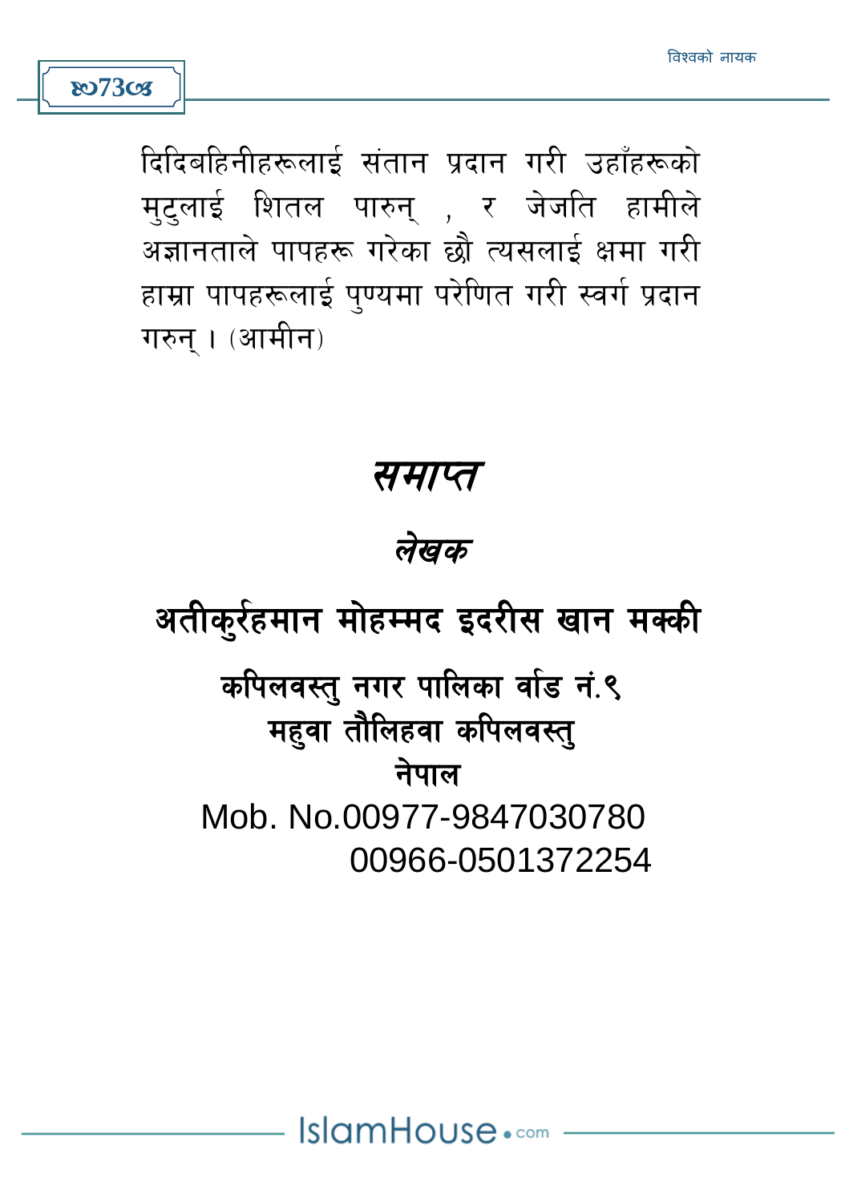दिदिबहिनीहरूलाई संतान प्रदान गरी उहाँहरूको मुटुलाई शितल पारुन् , र जेजति हामीले अज्ञानताले पापहरू गरेका छौ त्यसलाई क्षमा गरी हाम्रा पापहरूलाई पुण्यमा परेणित गरी स्वर्ग प्रदान गरुन् । (आमीन)

# *समाप्त*

## *लेखक*

**अतीकुर्रहमान मोहम्मद इदरीस खान मक्की**

**कपिलवस्तु नगर पालिका वॉड नं.९**
**महुवा तौलिहवा कपिलवस्तु**
**नेपाल**

Mob. No.00977-9847030780
00966-0501372254